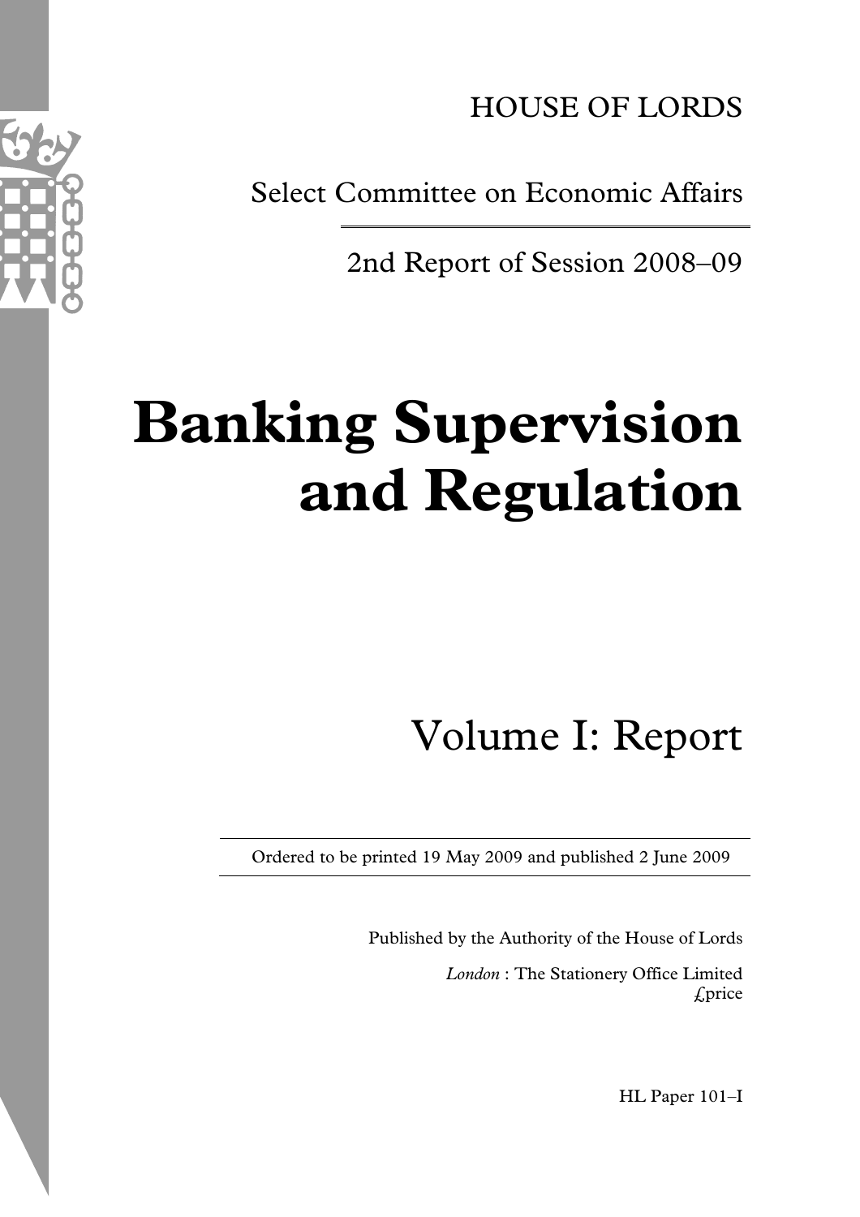HOUSE OF LORDS

Select Committee on Economic Affairs

2nd Report of Session 2008–09

# Banking Supervision and Regulation

## Volume I: Report

Ordered to be printed 19 May 2009 and published 2 June 2009

Published by the Authority of the House of Lords

*London* : The Stationery Office Limited
£price

HL Paper 101–I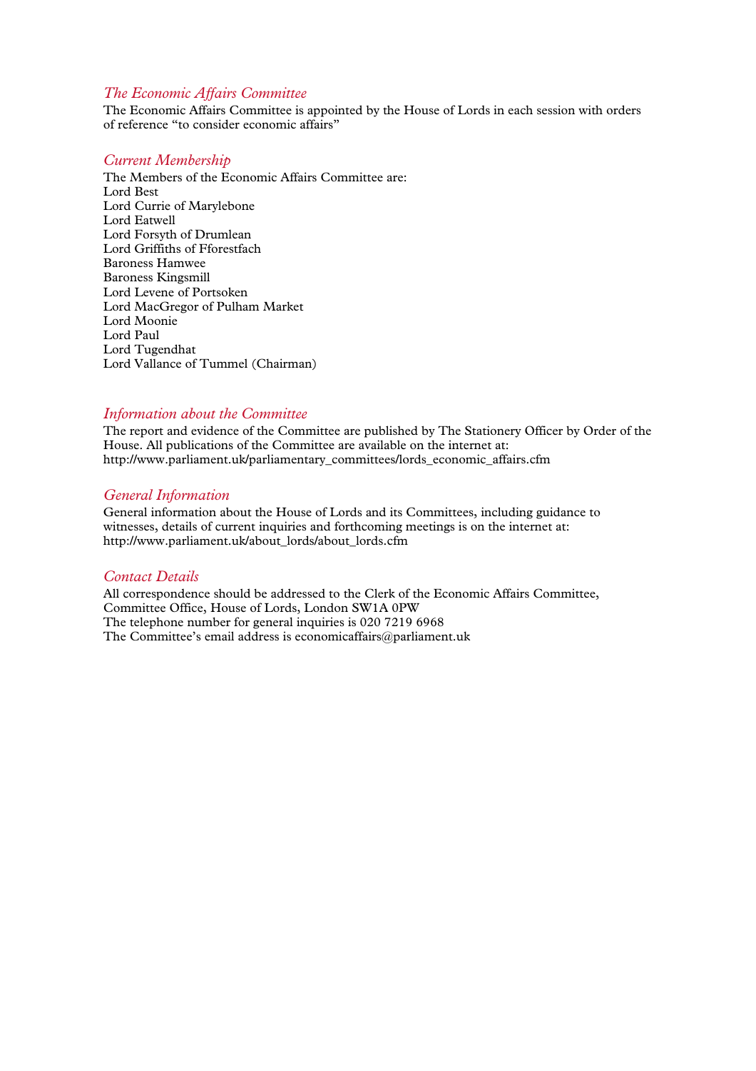## *The Economic Affairs Committee*

The Economic Affairs Committee is appointed by the House of Lords in each session with orders of reference "to consider economic affairs"

## *Current Membership*

The Members of the Economic Affairs Committee are:
Lord Best
Lord Currie of Marylebone
Lord Eatwell
Lord Forsyth of Drumlean
Lord Griffiths of Fforestfach
Baroness Hamwee
Baroness Kingsmill
Lord Levene of Portsoken
Lord MacGregor of Pulham Market
Lord Moonie
Lord Paul
Lord Tugendhat
Lord Vallance of Tummel (Chairman)

## *Information about the Committee*

The report and evidence of the Committee are published by The Stationery Officer by Order of the House. All publications of the Committee are available on the internet at:
http://www.parliament.uk/parliamentary_committees/lords_economic_affairs.cfm

## *General Information*

General information about the House of Lords and its Committees, including guidance to witnesses, details of current inquiries and forthcoming meetings is on the internet at:
http://www.parliament.uk/about_lords/about_lords.cfm

## *Contact Details*

All correspondence should be addressed to the Clerk of the Economic Affairs Committee, Committee Office, House of Lords, London SW1A 0PW
The telephone number for general inquiries is 020 7219 6968
The Committee's email address is economicaffairs@parliament.uk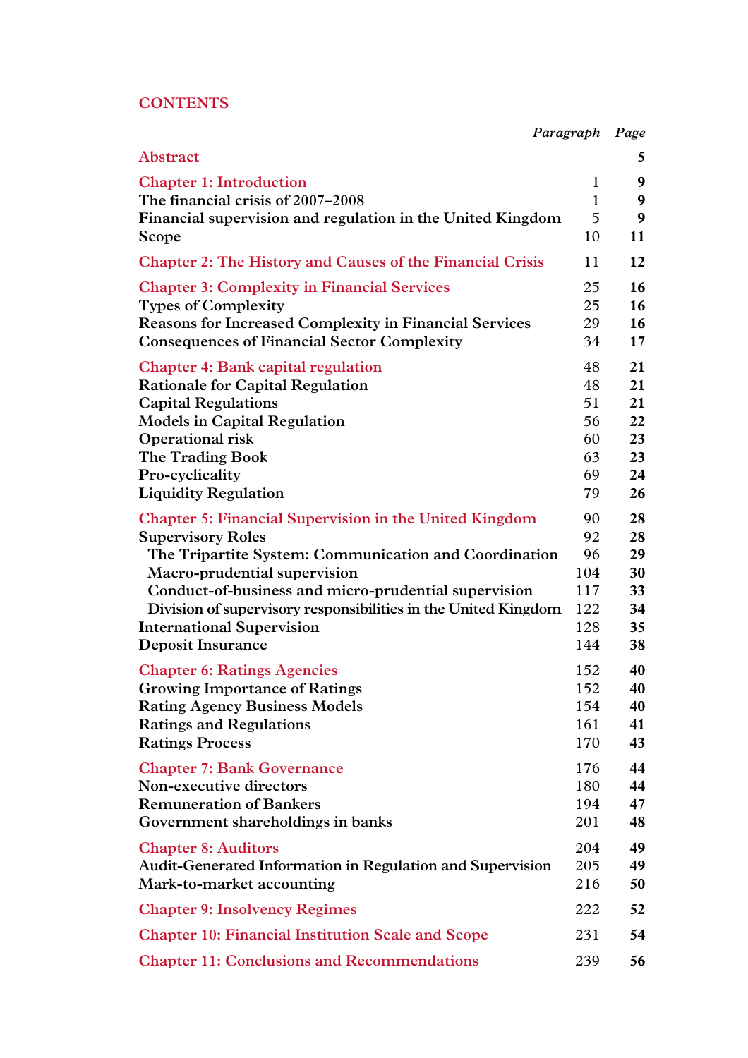## CONTENTS

| | *Paragraph* | *Page* |
|---|---|---|
| Abstract | | **5** |
| Chapter 1: Introduction | 1 | **9** |
| The financial crisis of 2007–2008 | 1 | **9** |
| Financial supervision and regulation in the United Kingdom | 5 | **9** |
| Scope | 10 | **11** |
| Chapter 2: The History and Causes of the Financial Crisis | 11 | **12** |
| Chapter 3: Complexity in Financial Services | 25 | **16** |
| Types of Complexity | 25 | **16** |
| Reasons for Increased Complexity in Financial Services | 29 | **16** |
| Consequences of Financial Sector Complexity | 34 | **17** |
| Chapter 4: Bank capital regulation | 48 | **21** |
| Rationale for Capital Regulation | 48 | **21** |
| Capital Regulations | 51 | **21** |
| Models in Capital Regulation | 56 | **22** |
| Operational risk | 60 | **23** |
| The Trading Book | 63 | **23** |
| Pro-cyclicality | 69 | **24** |
| Liquidity Regulation | 79 | **26** |
| Chapter 5: Financial Supervision in the United Kingdom | 90 | **28** |
| Supervisory Roles | 92 | **28** |
| The Tripartite System: Communication and Coordination | 96 | **29** |
| Macro-prudential supervision | 104 | **30** |
| Conduct-of-business and micro-prudential supervision | 117 | **33** |
| Division of supervisory responsibilities in the United Kingdom | 122 | **34** |
| International Supervision | 128 | **35** |
| Deposit Insurance | 144 | **38** |
| Chapter 6: Ratings Agencies | 152 | **40** |
| Growing Importance of Ratings | 152 | **40** |
| Rating Agency Business Models | 154 | **40** |
| Ratings and Regulations | 161 | **41** |
| Ratings Process | 170 | **43** |
| Chapter 7: Bank Governance | 176 | **44** |
| Non-executive directors | 180 | **44** |
| Remuneration of Bankers | 194 | **47** |
| Government shareholdings in banks | 201 | **48** |
| Chapter 8: Auditors | 204 | **49** |
| Audit-Generated Information in Regulation and Supervision | 205 | **49** |
| Mark-to-market accounting | 216 | **50** |
| Chapter 9: Insolvency Regimes | 222 | **52** |
| Chapter 10: Financial Institution Scale and Scope | 231 | **54** |
| Chapter 11: Conclusions and Recommendations | 239 | **56** |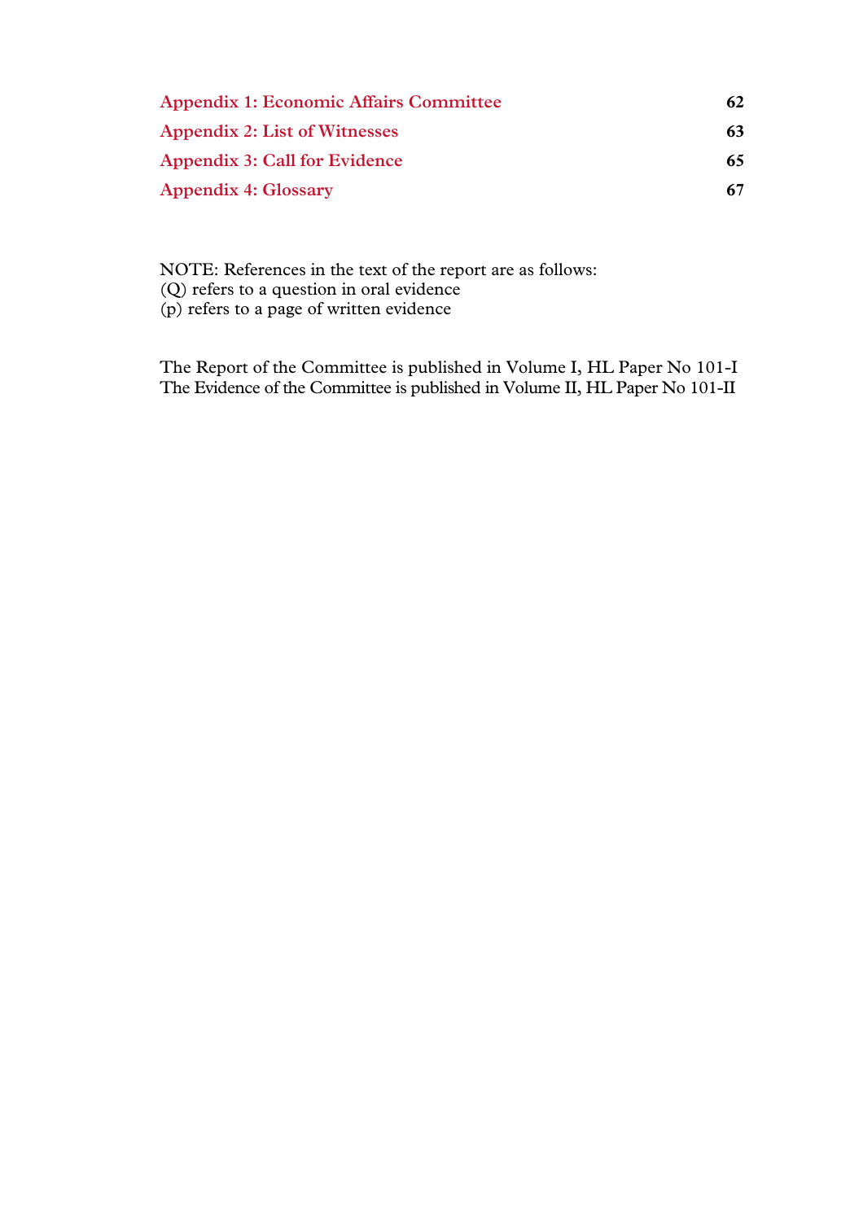| | |
|---|---|
| **Appendix 1: Economic Affairs Committee** | **62** |
| **Appendix 2: List of Witnesses** | **63** |
| **Appendix 3: Call for Evidence** | **65** |
| **Appendix 4: Glossary** | **67** |

NOTE: References in the text of the report are as follows:
(Q) refers to a question in oral evidence
(p) refers to a page of written evidence

The Report of the Committee is published in Volume I, HL Paper No 101-I
The Evidence of the Committee is published in Volume II, HL Paper No 101-II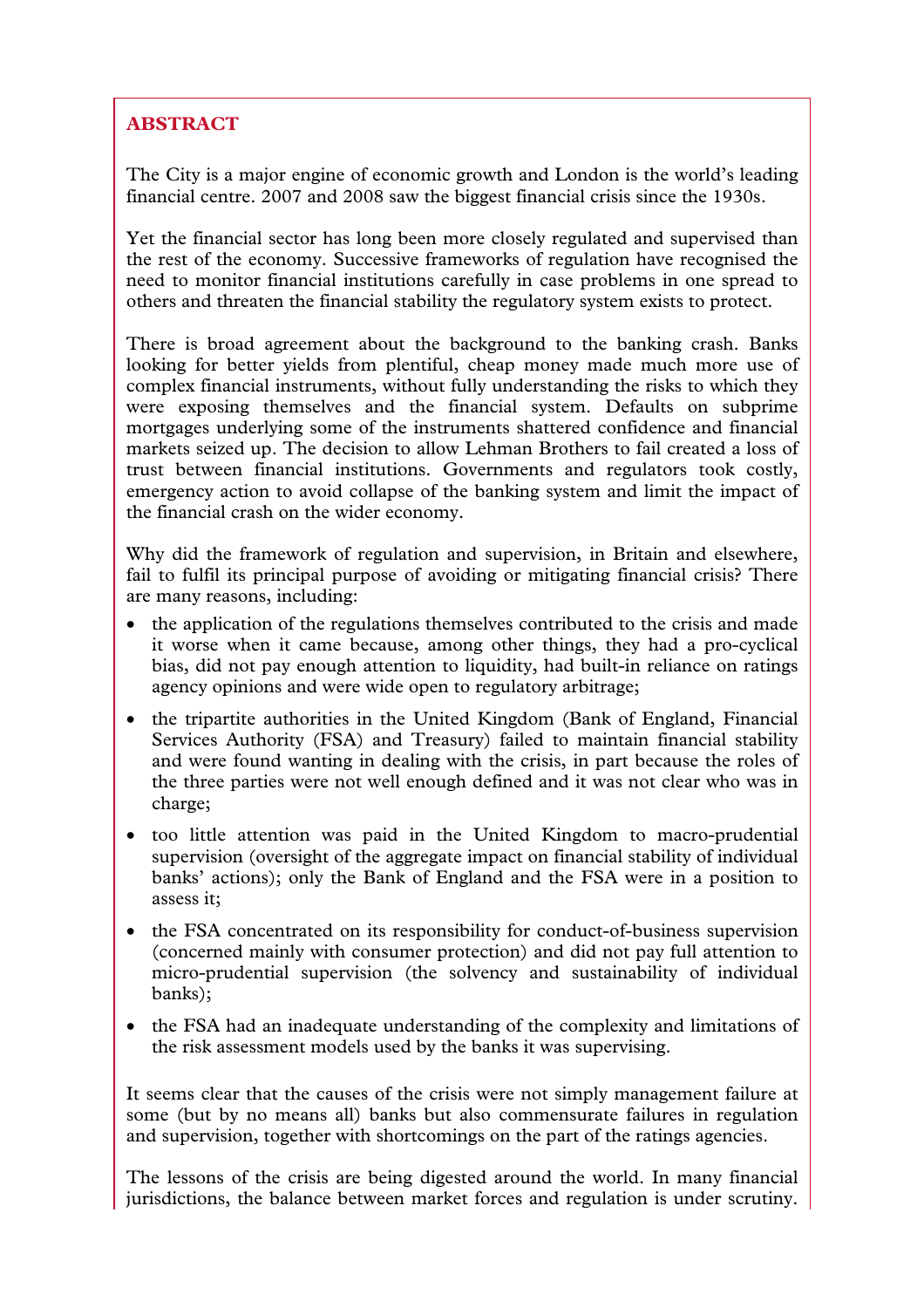## ABSTRACT

The City is a major engine of economic growth and London is the world's leading financial centre. 2007 and 2008 saw the biggest financial crisis since the 1930s.

Yet the financial sector has long been more closely regulated and supervised than the rest of the economy. Successive frameworks of regulation have recognised the need to monitor financial institutions carefully in case problems in one spread to others and threaten the financial stability the regulatory system exists to protect.

There is broad agreement about the background to the banking crash. Banks looking for better yields from plentiful, cheap money made much more use of complex financial instruments, without fully understanding the risks to which they were exposing themselves and the financial system. Defaults on subprime mortgages underlying some of the instruments shattered confidence and financial markets seized up. The decision to allow Lehman Brothers to fail created a loss of trust between financial institutions. Governments and regulators took costly, emergency action to avoid collapse of the banking system and limit the impact of the financial crash on the wider economy.

Why did the framework of regulation and supervision, in Britain and elsewhere, fail to fulfil its principal purpose of avoiding or mitigating financial crisis? There are many reasons, including:

- the application of the regulations themselves contributed to the crisis and made it worse when it came because, among other things, they had a pro-cyclical bias, did not pay enough attention to liquidity, had built-in reliance on ratings agency opinions and were wide open to regulatory arbitrage;
- the tripartite authorities in the United Kingdom (Bank of England, Financial Services Authority (FSA) and Treasury) failed to maintain financial stability and were found wanting in dealing with the crisis, in part because the roles of the three parties were not well enough defined and it was not clear who was in charge;
- too little attention was paid in the United Kingdom to macro-prudential supervision (oversight of the aggregate impact on financial stability of individual banks' actions); only the Bank of England and the FSA were in a position to assess it;
- the FSA concentrated on its responsibility for conduct-of-business supervision (concerned mainly with consumer protection) and did not pay full attention to micro-prudential supervision (the solvency and sustainability of individual banks);
- the FSA had an inadequate understanding of the complexity and limitations of the risk assessment models used by the banks it was supervising.

It seems clear that the causes of the crisis were not simply management failure at some (but by no means all) banks but also commensurate failures in regulation and supervision, together with shortcomings on the part of the ratings agencies.

The lessons of the crisis are being digested around the world. In many financial jurisdictions, the balance between market forces and regulation is under scrutiny.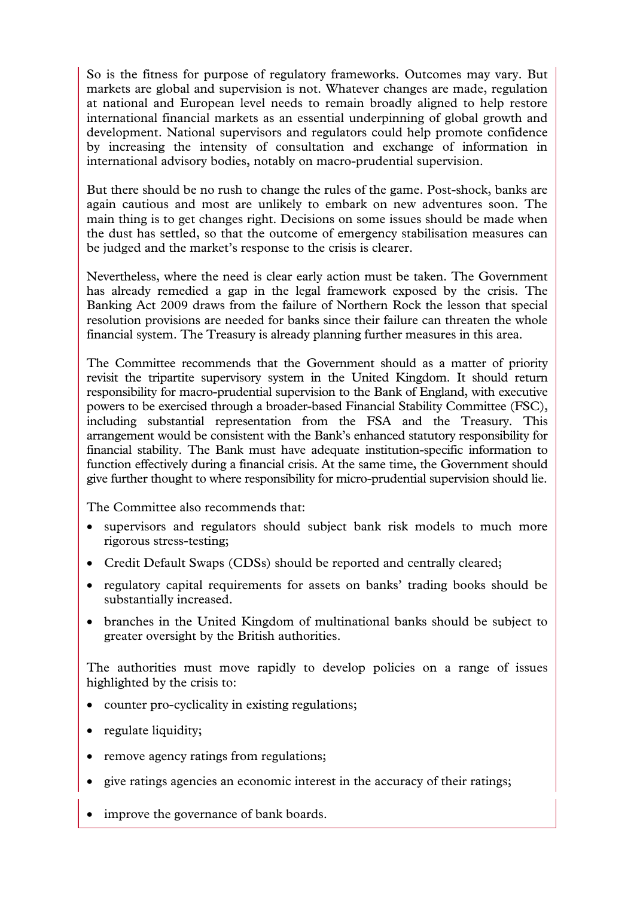So is the fitness for purpose of regulatory frameworks. Outcomes may vary. But markets are global and supervision is not. Whatever changes are made, regulation at national and European level needs to remain broadly aligned to help restore international financial markets as an essential underpinning of global growth and development. National supervisors and regulators could help promote confidence by increasing the intensity of consultation and exchange of information in international advisory bodies, notably on macro-prudential supervision.

But there should be no rush to change the rules of the game. Post-shock, banks are again cautious and most are unlikely to embark on new adventures soon. The main thing is to get changes right. Decisions on some issues should be made when the dust has settled, so that the outcome of emergency stabilisation measures can be judged and the market's response to the crisis is clearer.

Nevertheless, where the need is clear early action must be taken. The Government has already remedied a gap in the legal framework exposed by the crisis. The Banking Act 2009 draws from the failure of Northern Rock the lesson that special resolution provisions are needed for banks since their failure can threaten the whole financial system. The Treasury is already planning further measures in this area.

The Committee recommends that the Government should as a matter of priority revisit the tripartite supervisory system in the United Kingdom. It should return responsibility for macro-prudential supervision to the Bank of England, with executive powers to be exercised through a broader-based Financial Stability Committee (FSC), including substantial representation from the FSA and the Treasury. This arrangement would be consistent with the Bank's enhanced statutory responsibility for financial stability. The Bank must have adequate institution-specific information to function effectively during a financial crisis. At the same time, the Government should give further thought to where responsibility for micro-prudential supervision should lie.

The Committee also recommends that:

- supervisors and regulators should subject bank risk models to much more rigorous stress-testing;
- Credit Default Swaps (CDSs) should be reported and centrally cleared;
- regulatory capital requirements for assets on banks' trading books should be substantially increased.
- branches in the United Kingdom of multinational banks should be subject to greater oversight by the British authorities.

The authorities must move rapidly to develop policies on a range of issues highlighted by the crisis to:

- counter pro-cyclicality in existing regulations;
- regulate liquidity;
- remove agency ratings from regulations;
- give ratings agencies an economic interest in the accuracy of their ratings;
- improve the governance of bank boards.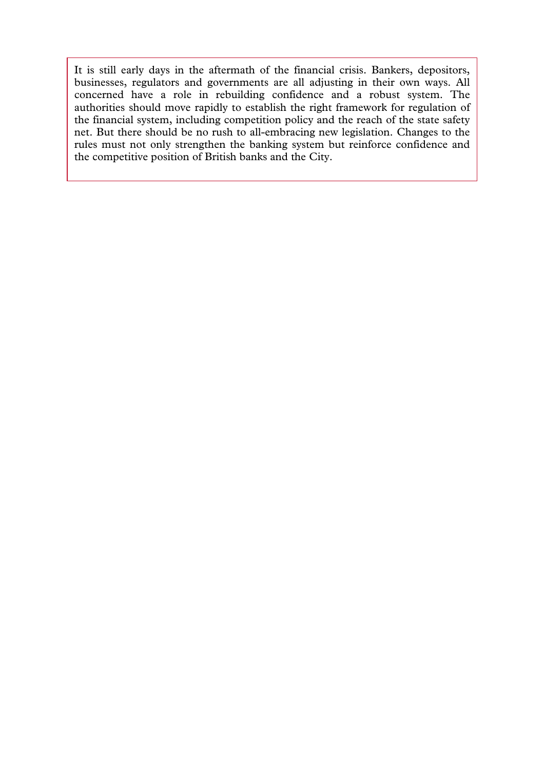It is still early days in the aftermath of the financial crisis. Bankers, depositors, businesses, regulators and governments are all adjusting in their own ways. All concerned have a role in rebuilding confidence and a robust system. The authorities should move rapidly to establish the right framework for regulation of the financial system, including competition policy and the reach of the state safety net. But there should be no rush to all-embracing new legislation. Changes to the rules must not only strengthen the banking system but reinforce confidence and the competitive position of British banks and the City.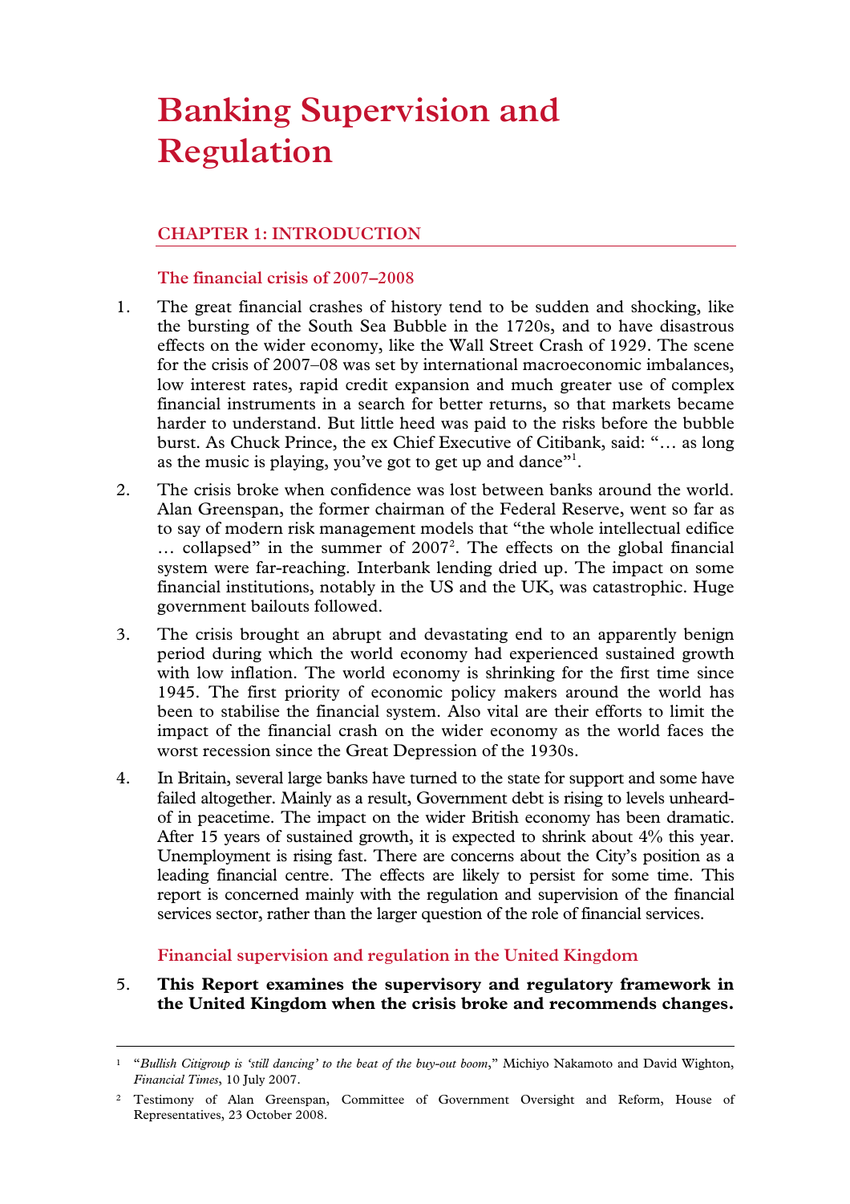# Banking Supervision and Regulation

## CHAPTER 1: INTRODUCTION

### The financial crisis of 2007–2008

1. The great financial crashes of history tend to be sudden and shocking, like the bursting of the South Sea Bubble in the 1720s, and to have disastrous effects on the wider economy, like the Wall Street Crash of 1929. The scene for the crisis of 2007–08 was set by international macroeconomic imbalances, low interest rates, rapid credit expansion and much greater use of complex financial instruments in a search for better returns, so that markets became harder to understand. But little heed was paid to the risks before the bubble burst. As Chuck Prince, the ex Chief Executive of Citibank, said: "… as long as the music is playing, you've got to get up and dance"[1].

2. The crisis broke when confidence was lost between banks around the world. Alan Greenspan, the former chairman of the Federal Reserve, went so far as to say of modern risk management models that "the whole intellectual edifice … collapsed" in the summer of 2007[2]. The effects on the global financial system were far-reaching. Interbank lending dried up. The impact on some financial institutions, notably in the US and the UK, was catastrophic. Huge government bailouts followed.

3. The crisis brought an abrupt and devastating end to an apparently benign period during which the world economy had experienced sustained growth with low inflation. The world economy is shrinking for the first time since 1945. The first priority of economic policy makers around the world has been to stabilise the financial system. Also vital are their efforts to limit the impact of the financial crash on the wider economy as the world faces the worst recession since the Great Depression of the 1930s.

4. In Britain, several large banks have turned to the state for support and some have failed altogether. Mainly as a result, Government debt is rising to levels unheard-of in peacetime. The impact on the wider British economy has been dramatic. After 15 years of sustained growth, it is expected to shrink about 4% this year. Unemployment is rising fast. There are concerns about the City's position as a leading financial centre. The effects are likely to persist for some time. This report is concerned mainly with the regulation and supervision of the financial services sector, rather than the larger question of the role of financial services.

### Financial supervision and regulation in the United Kingdom

5. **This Report examines the supervisory and regulatory framework in the United Kingdom when the crisis broke and recommends changes.**

---

[1] "*Bullish Citigroup is 'still dancing' to the beat of the buy-out boom*," Michiyo Nakamoto and David Wighton, *Financial Times*, 10 July 2007.

[2] Testimony of Alan Greenspan, Committee of Government Oversight and Reform, House of Representatives, 23 October 2008.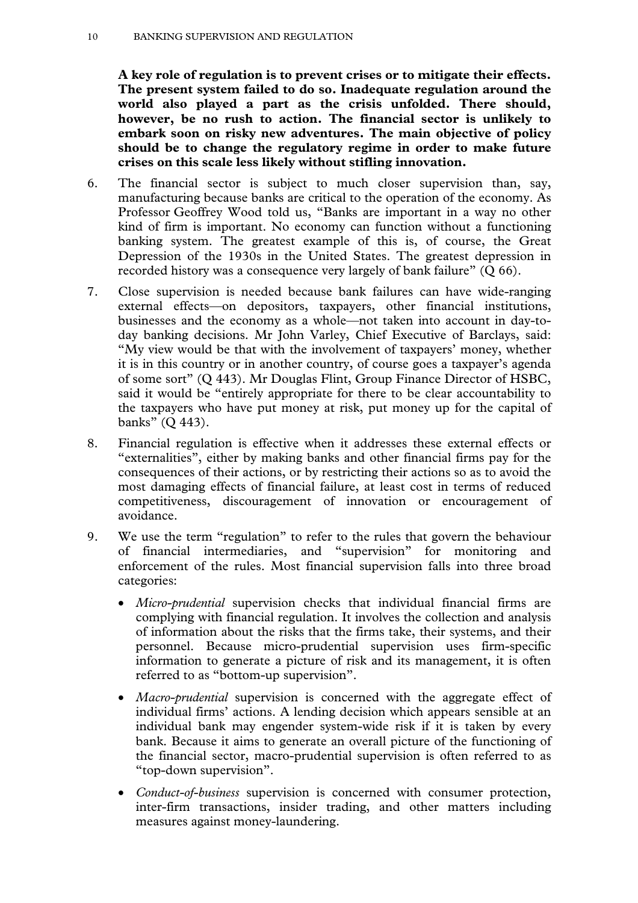**A key role of regulation is to prevent crises or to mitigate their effects. The present system failed to do so. Inadequate regulation around the world also played a part as the crisis unfolded. There should, however, be no rush to action. The financial sector is unlikely to embark soon on risky new adventures. The main objective of policy should be to change the regulatory regime in order to make future crises on this scale less likely without stifling innovation.**

6. The financial sector is subject to much closer supervision than, say, manufacturing because banks are critical to the operation of the economy. As Professor Geoffrey Wood told us, "Banks are important in a way no other kind of firm is important. No economy can function without a functioning banking system. The greatest example of this is, of course, the Great Depression of the 1930s in the United States. The greatest depression in recorded history was a consequence very largely of bank failure" (Q 66).

7. Close supervision is needed because bank failures can have wide-ranging external effects—on depositors, taxpayers, other financial institutions, businesses and the economy as a whole—not taken into account in day-to-day banking decisions. Mr John Varley, Chief Executive of Barclays, said: "My view would be that with the involvement of taxpayers' money, whether it is in this country or in another country, of course goes a taxpayer's agenda of some sort" (Q 443). Mr Douglas Flint, Group Finance Director of HSBC, said it would be "entirely appropriate for there to be clear accountability to the taxpayers who have put money at risk, put money up for the capital of banks" (Q 443).

8. Financial regulation is effective when it addresses these external effects or "externalities", either by making banks and other financial firms pay for the consequences of their actions, or by restricting their actions so as to avoid the most damaging effects of financial failure, at least cost in terms of reduced competitiveness, discouragement of innovation or encouragement of avoidance.

9. We use the term "regulation" to refer to the rules that govern the behaviour of financial intermediaries, and "supervision" for monitoring and enforcement of the rules. Most financial supervision falls into three broad categories:

   - *Micro-prudential* supervision checks that individual financial firms are complying with financial regulation. It involves the collection and analysis of information about the risks that the firms take, their systems, and their personnel. Because micro-prudential supervision uses firm-specific information to generate a picture of risk and its management, it is often referred to as "bottom-up supervision".

   - *Macro-prudential* supervision is concerned with the aggregate effect of individual firms' actions. A lending decision which appears sensible at an individual bank may engender system-wide risk if it is taken by every bank. Because it aims to generate an overall picture of the functioning of the financial sector, macro-prudential supervision is often referred to as "top-down supervision".

   - *Conduct-of-business* supervision is concerned with consumer protection, inter-firm transactions, insider trading, and other matters including measures against money-laundering.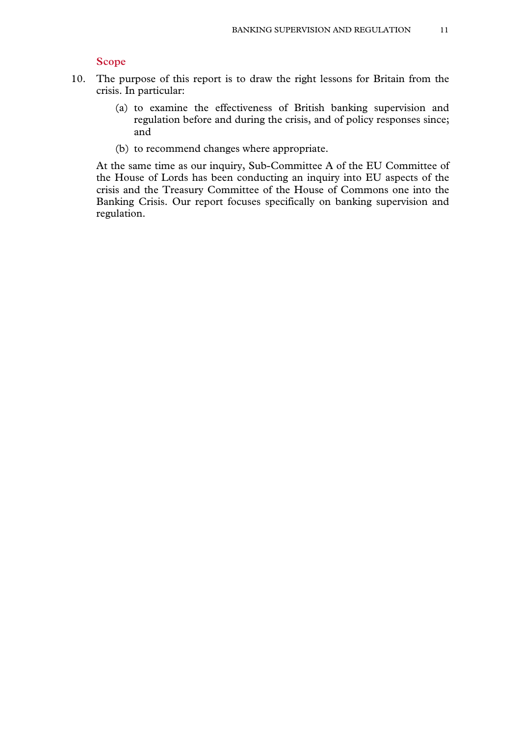### Scope

10. The purpose of this report is to draw the right lessons for Britain from the crisis. In particular:

    (a) to examine the effectiveness of British banking supervision and regulation before and during the crisis, and of policy responses since; and

    (b) to recommend changes where appropriate.

    At the same time as our inquiry, Sub-Committee A of the EU Committee of the House of Lords has been conducting an inquiry into EU aspects of the crisis and the Treasury Committee of the House of Commons one into the Banking Crisis. Our report focuses specifically on banking supervision and regulation.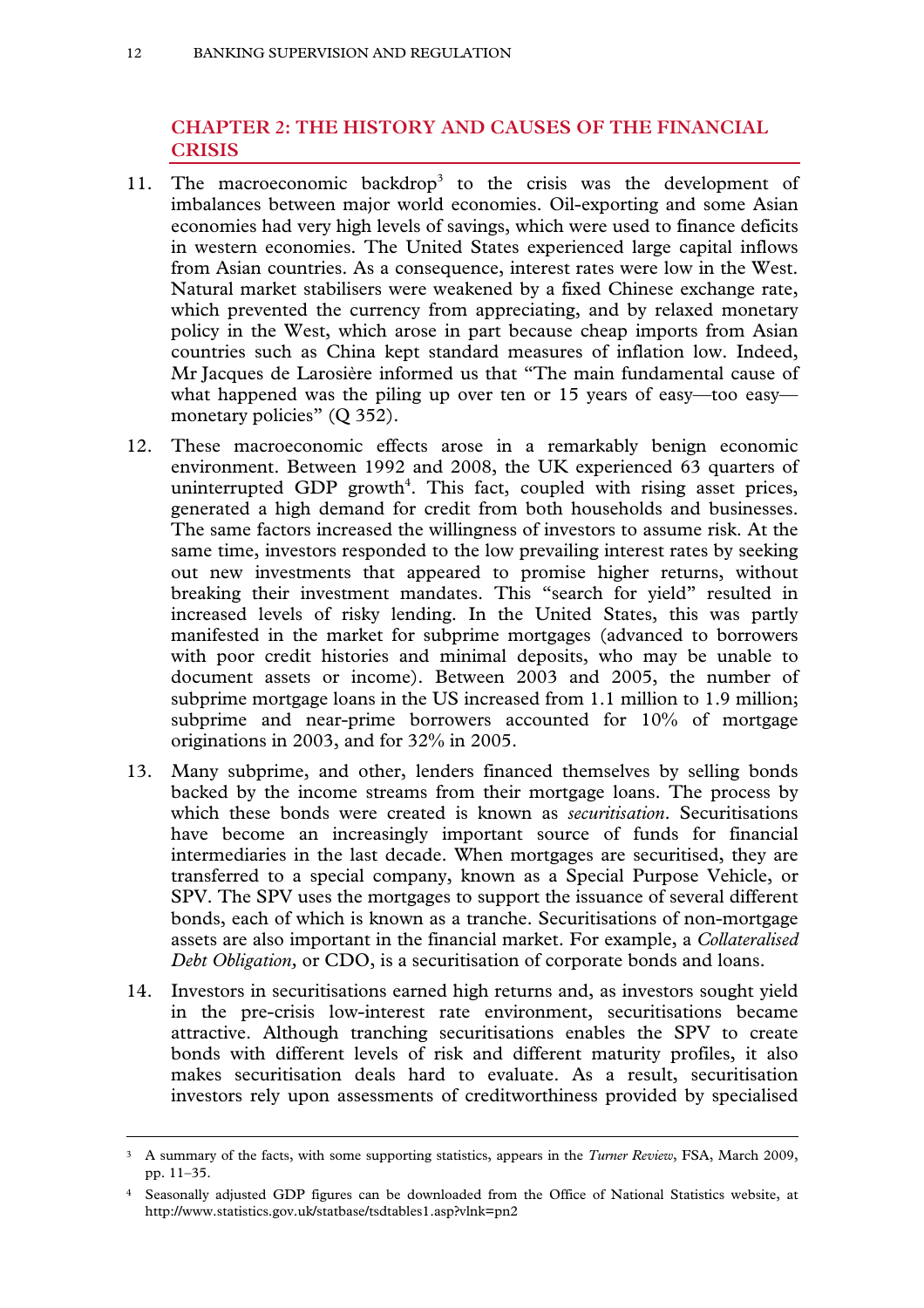## CHAPTER 2: THE HISTORY AND CAUSES OF THE FINANCIAL CRISIS

11. The macroeconomic backdrop[3] to the crisis was the development of imbalances between major world economies. Oil-exporting and some Asian economies had very high levels of savings, which were used to finance deficits in western economies. The United States experienced large capital inflows from Asian countries. As a consequence, interest rates were low in the West. Natural market stabilisers were weakened by a fixed Chinese exchange rate, which prevented the currency from appreciating, and by relaxed monetary policy in the West, which arose in part because cheap imports from Asian countries such as China kept standard measures of inflation low. Indeed, Mr Jacques de Larosière informed us that "The main fundamental cause of what happened was the piling up over ten or 15 years of easy—too easy—monetary policies" (Q 352).

12. These macroeconomic effects arose in a remarkably benign economic environment. Between 1992 and 2008, the UK experienced 63 quarters of uninterrupted GDP growth[4]. This fact, coupled with rising asset prices, generated a high demand for credit from both households and businesses. The same factors increased the willingness of investors to assume risk. At the same time, investors responded to the low prevailing interest rates by seeking out new investments that appeared to promise higher returns, without breaking their investment mandates. This "search for yield" resulted in increased levels of risky lending. In the United States, this was partly manifested in the market for subprime mortgages (advanced to borrowers with poor credit histories and minimal deposits, who may be unable to document assets or income). Between 2003 and 2005, the number of subprime mortgage loans in the US increased from 1.1 million to 1.9 million; subprime and near-prime borrowers accounted for 10% of mortgage originations in 2003, and for 32% in 2005.

13. Many subprime, and other, lenders financed themselves by selling bonds backed by the income streams from their mortgage loans. The process by which these bonds were created is known as *securitisation*. Securitisations have become an increasingly important source of funds for financial intermediaries in the last decade. When mortgages are securitised, they are transferred to a special company, known as a Special Purpose Vehicle, or SPV. The SPV uses the mortgages to support the issuance of several different bonds, each of which is known as a tranche. Securitisations of non-mortgage assets are also important in the financial market. For example, a *Collateralised Debt Obligation,* or CDO, is a securitisation of corporate bonds and loans.

14. Investors in securitisations earned high returns and, as investors sought yield in the pre-crisis low-interest rate environment, securitisations became attractive. Although tranching securitisations enables the SPV to create bonds with different levels of risk and different maturity profiles, it also makes securitisation deals hard to evaluate. As a result, securitisation investors rely upon assessments of creditworthiness provided by specialised

---

[3] A summary of the facts, with some supporting statistics, appears in the *Turner Review*, FSA, March 2009, pp. 11–35.

[4] Seasonally adjusted GDP figures can be downloaded from the Office of National Statistics website, at http://www.statistics.gov.uk/statbase/tsdtables1.asp?vlnk=pn2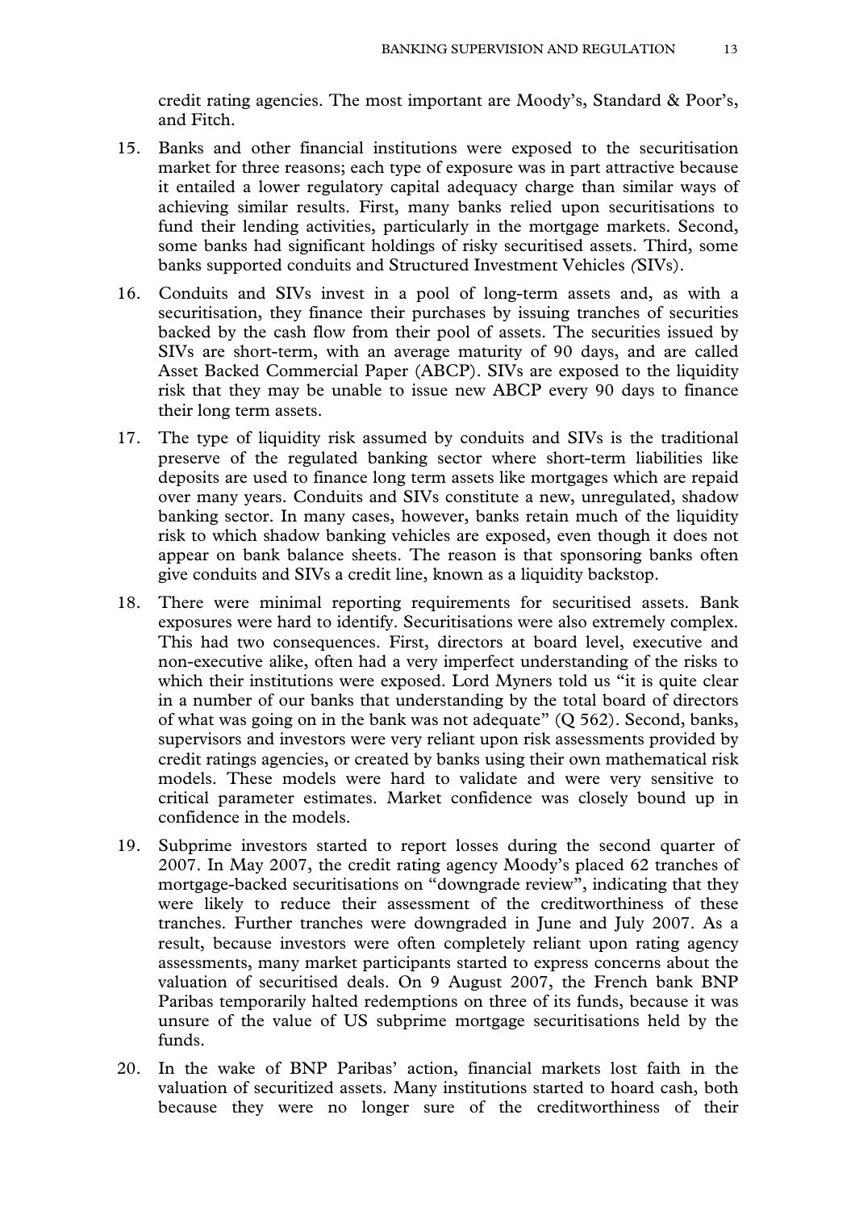credit rating agencies. The most important are Moody's, Standard & Poor's, and Fitch.

15. Banks and other financial institutions were exposed to the securitisation market for three reasons; each type of exposure was in part attractive because it entailed a lower regulatory capital adequacy charge than similar ways of achieving similar results. First, many banks relied upon securitisations to fund their lending activities, particularly in the mortgage markets. Second, some banks had significant holdings of risky securitised assets. Third, some banks supported conduits and Structured Investment Vehicles *(*SIVs).

16. Conduits and SIVs invest in a pool of long-term assets and, as with a securitisation, they finance their purchases by issuing tranches of securities backed by the cash flow from their pool of assets. The securities issued by SIVs are short-term, with an average maturity of 90 days, and are called Asset Backed Commercial Paper (ABCP). SIVs are exposed to the liquidity risk that they may be unable to issue new ABCP every 90 days to finance their long term assets.

17. The type of liquidity risk assumed by conduits and SIVs is the traditional preserve of the regulated banking sector where short-term liabilities like deposits are used to finance long term assets like mortgages which are repaid over many years. Conduits and SIVs constitute a new, unregulated, shadow banking sector. In many cases, however, banks retain much of the liquidity risk to which shadow banking vehicles are exposed, even though it does not appear on bank balance sheets. The reason is that sponsoring banks often give conduits and SIVs a credit line, known as a liquidity backstop.

18. There were minimal reporting requirements for securitised assets. Bank exposures were hard to identify. Securitisations were also extremely complex. This had two consequences. First, directors at board level, executive and non-executive alike, often had a very imperfect understanding of the risks to which their institutions were exposed. Lord Myners told us "it is quite clear in a number of our banks that understanding by the total board of directors of what was going on in the bank was not adequate" (Q 562). Second, banks, supervisors and investors were very reliant upon risk assessments provided by credit ratings agencies, or created by banks using their own mathematical risk models. These models were hard to validate and were very sensitive to critical parameter estimates. Market confidence was closely bound up in confidence in the models.

19. Subprime investors started to report losses during the second quarter of 2007. In May 2007, the credit rating agency Moody's placed 62 tranches of mortgage-backed securitisations on "downgrade review", indicating that they were likely to reduce their assessment of the creditworthiness of these tranches. Further tranches were downgraded in June and July 2007. As a result, because investors were often completely reliant upon rating agency assessments, many market participants started to express concerns about the valuation of securitised deals. On 9 August 2007, the French bank BNP Paribas temporarily halted redemptions on three of its funds, because it was unsure of the value of US subprime mortgage securitisations held by the funds.

20. In the wake of BNP Paribas' action, financial markets lost faith in the valuation of securitized assets. Many institutions started to hoard cash, both because they were no longer sure of the creditworthiness of their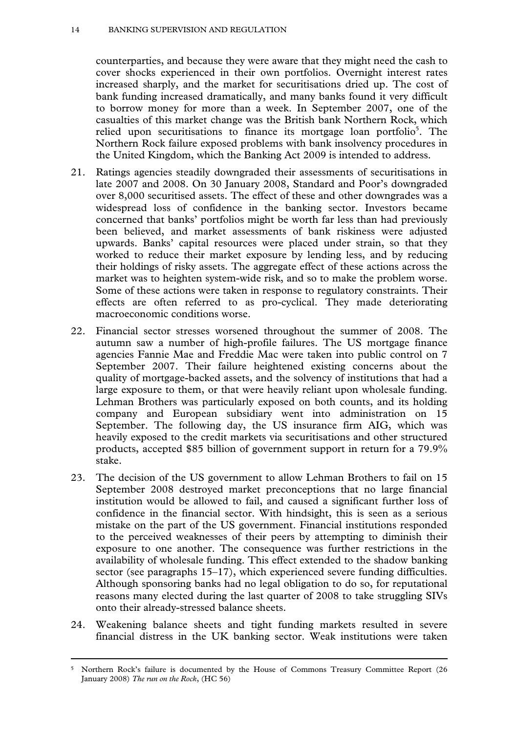counterparties, and because they were aware that they might need the cash to cover shocks experienced in their own portfolios. Overnight interest rates increased sharply, and the market for securitisations dried up. The cost of bank funding increased dramatically, and many banks found it very difficult to borrow money for more than a week. In September 2007, one of the casualties of this market change was the British bank Northern Rock, which relied upon securitisations to finance its mortgage loan portfolio[5]. The Northern Rock failure exposed problems with bank insolvency procedures in the United Kingdom, which the Banking Act 2009 is intended to address.

21. Ratings agencies steadily downgraded their assessments of securitisations in late 2007 and 2008. On 30 January 2008, Standard and Poor's downgraded over 8,000 securitised assets. The effect of these and other downgrades was a widespread loss of confidence in the banking sector. Investors became concerned that banks' portfolios might be worth far less than had previously been believed, and market assessments of bank riskiness were adjusted upwards. Banks' capital resources were placed under strain, so that they worked to reduce their market exposure by lending less, and by reducing their holdings of risky assets. The aggregate effect of these actions across the market was to heighten system-wide risk, and so to make the problem worse. Some of these actions were taken in response to regulatory constraints. Their effects are often referred to as pro-cyclical. They made deteriorating macroeconomic conditions worse.

22. Financial sector stresses worsened throughout the summer of 2008. The autumn saw a number of high-profile failures. The US mortgage finance agencies Fannie Mae and Freddie Mac were taken into public control on 7 September 2007. Their failure heightened existing concerns about the quality of mortgage-backed assets, and the solvency of institutions that had a large exposure to them, or that were heavily reliant upon wholesale funding. Lehman Brothers was particularly exposed on both counts, and its holding company and European subsidiary went into administration on 15 September. The following day, the US insurance firm AIG, which was heavily exposed to the credit markets via securitisations and other structured products, accepted $85 billion of government support in return for a 79.9% stake.

23. The decision of the US government to allow Lehman Brothers to fail on 15 September 2008 destroyed market preconceptions that no large financial institution would be allowed to fail, and caused a significant further loss of confidence in the financial sector. With hindsight, this is seen as a serious mistake on the part of the US government. Financial institutions responded to the perceived weaknesses of their peers by attempting to diminish their exposure to one another. The consequence was further restrictions in the availability of wholesale funding. This effect extended to the shadow banking sector (see paragraphs 15–17), which experienced severe funding difficulties. Although sponsoring banks had no legal obligation to do so, for reputational reasons many elected during the last quarter of 2008 to take struggling SIVs onto their already-stressed balance sheets.

24. Weakening balance sheets and tight funding markets resulted in severe financial distress in the UK banking sector. Weak institutions were taken

---

[5] Northern Rock's failure is documented by the House of Commons Treasury Committee Report (26 January 2008) *The run on the Rock*, (HC 56)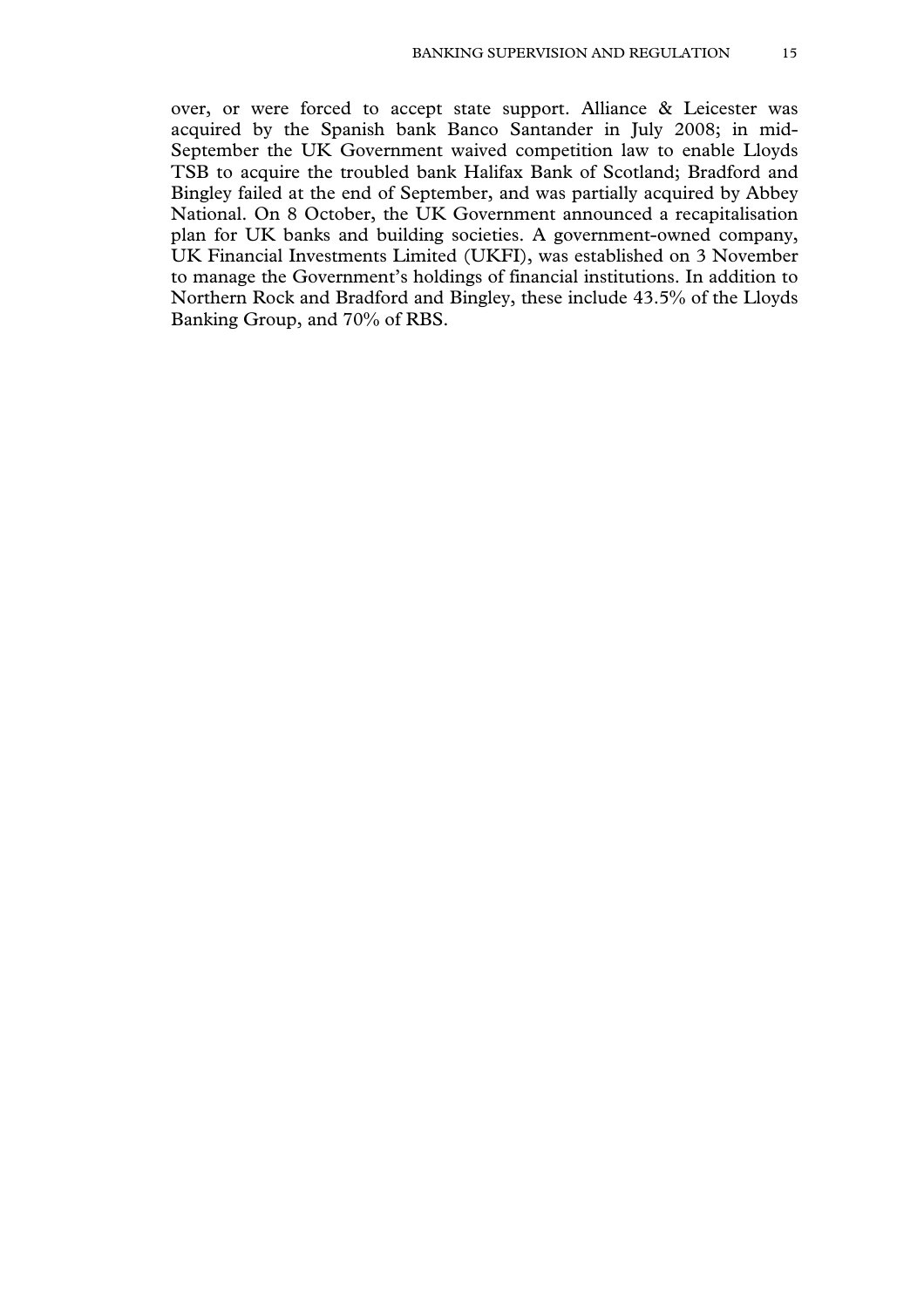over, or were forced to accept state support. Alliance & Leicester was acquired by the Spanish bank Banco Santander in July 2008; in mid-September the UK Government waived competition law to enable Lloyds TSB to acquire the troubled bank Halifax Bank of Scotland; Bradford and Bingley failed at the end of September, and was partially acquired by Abbey National. On 8 October, the UK Government announced a recapitalisation plan for UK banks and building societies. A government-owned company, UK Financial Investments Limited (UKFI), was established on 3 November to manage the Government's holdings of financial institutions. In addition to Northern Rock and Bradford and Bingley, these include 43.5% of the Lloyds Banking Group, and 70% of RBS.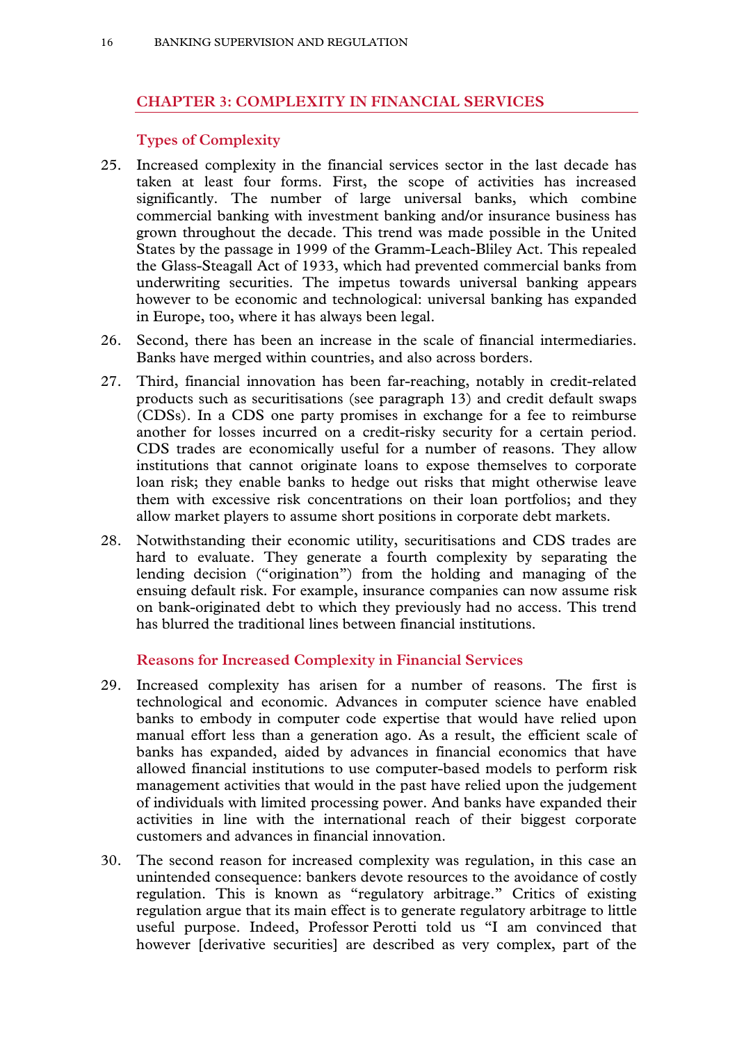## CHAPTER 3: COMPLEXITY IN FINANCIAL SERVICES

### Types of Complexity

25. Increased complexity in the financial services sector in the last decade has taken at least four forms. First, the scope of activities has increased significantly. The number of large universal banks, which combine commercial banking with investment banking and/or insurance business has grown throughout the decade. This trend was made possible in the United States by the passage in 1999 of the Gramm-Leach-Bliley Act. This repealed the Glass-Steagall Act of 1933, which had prevented commercial banks from underwriting securities. The impetus towards universal banking appears however to be economic and technological: universal banking has expanded in Europe, too, where it has always been legal.

26. Second, there has been an increase in the scale of financial intermediaries. Banks have merged within countries, and also across borders.

27. Third, financial innovation has been far-reaching, notably in credit-related products such as securitisations (see paragraph 13) and credit default swaps (CDSs). In a CDS one party promises in exchange for a fee to reimburse another for losses incurred on a credit-risky security for a certain period. CDS trades are economically useful for a number of reasons. They allow institutions that cannot originate loans to expose themselves to corporate loan risk; they enable banks to hedge out risks that might otherwise leave them with excessive risk concentrations on their loan portfolios; and they allow market players to assume short positions in corporate debt markets.

28. Notwithstanding their economic utility, securitisations and CDS trades are hard to evaluate. They generate a fourth complexity by separating the lending decision ("origination") from the holding and managing of the ensuing default risk. For example, insurance companies can now assume risk on bank-originated debt to which they previously had no access. This trend has blurred the traditional lines between financial institutions.

### Reasons for Increased Complexity in Financial Services

29. Increased complexity has arisen for a number of reasons. The first is technological and economic. Advances in computer science have enabled banks to embody in computer code expertise that would have relied upon manual effort less than a generation ago. As a result, the efficient scale of banks has expanded, aided by advances in financial economics that have allowed financial institutions to use computer-based models to perform risk management activities that would in the past have relied upon the judgement of individuals with limited processing power. And banks have expanded their activities in line with the international reach of their biggest corporate customers and advances in financial innovation.

30. The second reason for increased complexity was regulation, in this case an unintended consequence: bankers devote resources to the avoidance of costly regulation. This is known as "regulatory arbitrage." Critics of existing regulation argue that its main effect is to generate regulatory arbitrage to little useful purpose. Indeed, Professor Perotti told us "I am convinced that however [derivative securities] are described as very complex, part of the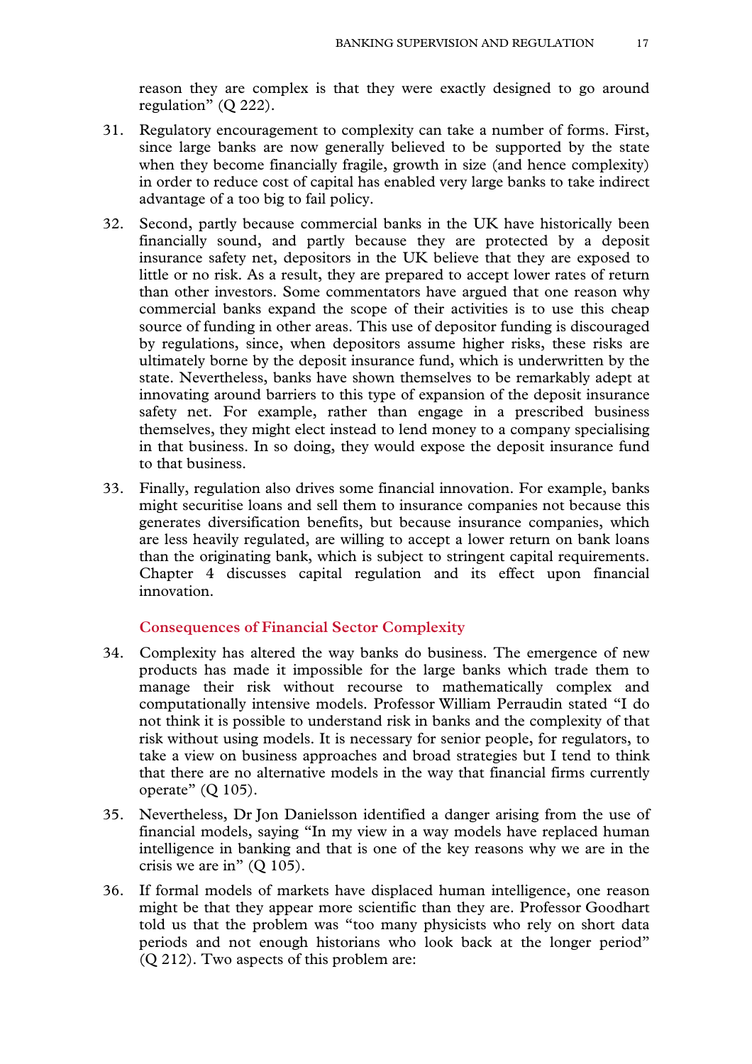reason they are complex is that they were exactly designed to go around regulation" (Q 222).

31. Regulatory encouragement to complexity can take a number of forms. First, since large banks are now generally believed to be supported by the state when they become financially fragile, growth in size (and hence complexity) in order to reduce cost of capital has enabled very large banks to take indirect advantage of a too big to fail policy.

32. Second, partly because commercial banks in the UK have historically been financially sound, and partly because they are protected by a deposit insurance safety net, depositors in the UK believe that they are exposed to little or no risk. As a result, they are prepared to accept lower rates of return than other investors. Some commentators have argued that one reason why commercial banks expand the scope of their activities is to use this cheap source of funding in other areas. This use of depositor funding is discouraged by regulations, since, when depositors assume higher risks, these risks are ultimately borne by the deposit insurance fund, which is underwritten by the state. Nevertheless, banks have shown themselves to be remarkably adept at innovating around barriers to this type of expansion of the deposit insurance safety net. For example, rather than engage in a prescribed business themselves, they might elect instead to lend money to a company specialising in that business. In so doing, they would expose the deposit insurance fund to that business.

33. Finally, regulation also drives some financial innovation. For example, banks might securitise loans and sell them to insurance companies not because this generates diversification benefits, but because insurance companies, which are less heavily regulated, are willing to accept a lower return on bank loans than the originating bank, which is subject to stringent capital requirements. Chapter 4 discusses capital regulation and its effect upon financial innovation.

### Consequences of Financial Sector Complexity

34. Complexity has altered the way banks do business. The emergence of new products has made it impossible for the large banks which trade them to manage their risk without recourse to mathematically complex and computationally intensive models. Professor William Perraudin stated "I do not think it is possible to understand risk in banks and the complexity of that risk without using models. It is necessary for senior people, for regulators, to take a view on business approaches and broad strategies but I tend to think that there are no alternative models in the way that financial firms currently operate" (Q 105).

35. Nevertheless, Dr Jon Danielsson identified a danger arising from the use of financial models, saying "In my view in a way models have replaced human intelligence in banking and that is one of the key reasons why we are in the crisis we are in" (Q 105).

36. If formal models of markets have displaced human intelligence, one reason might be that they appear more scientific than they are. Professor Goodhart told us that the problem was "too many physicists who rely on short data periods and not enough historians who look back at the longer period" (Q 212). Two aspects of this problem are: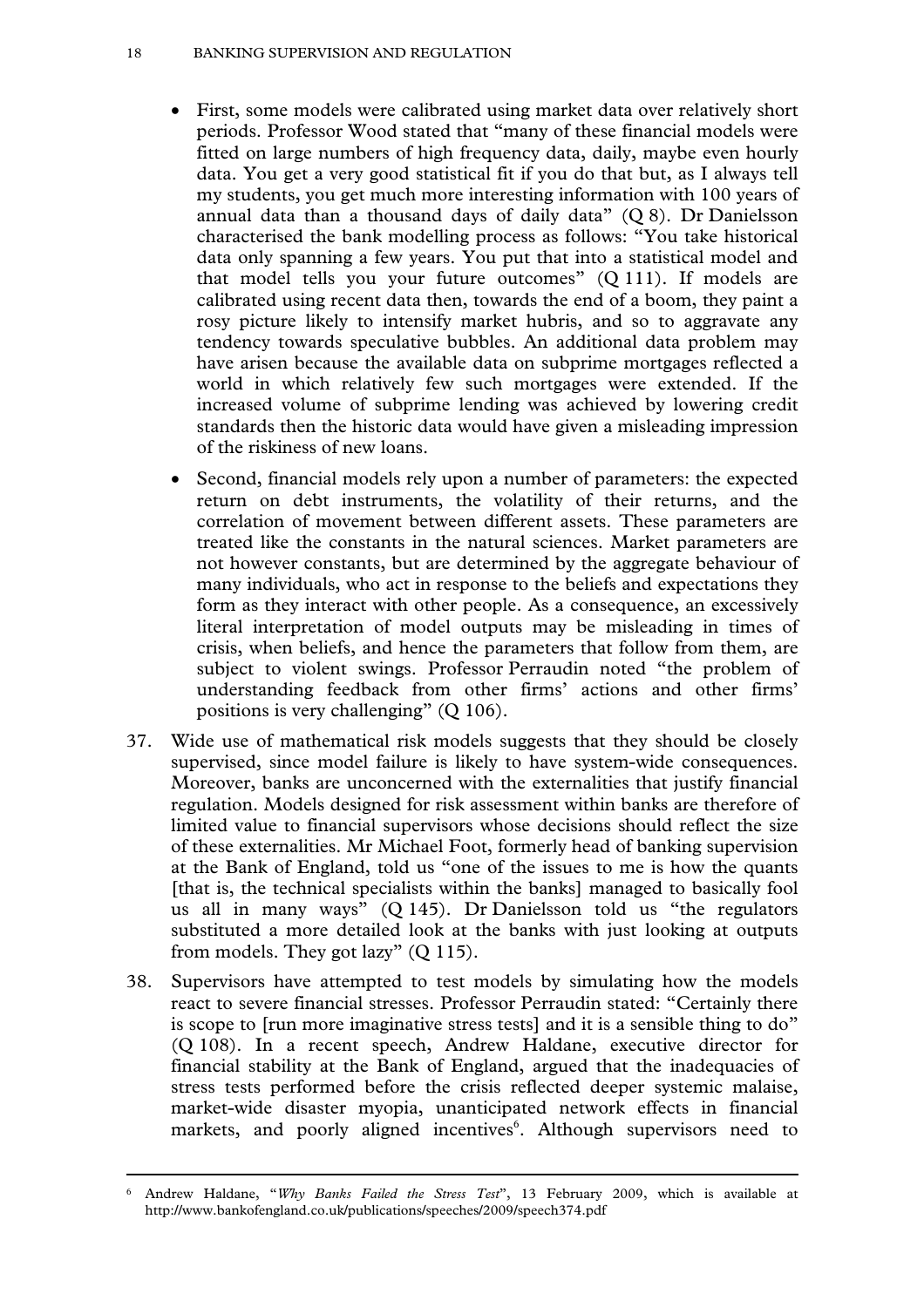- First, some models were calibrated using market data over relatively short periods. Professor Wood stated that "many of these financial models were fitted on large numbers of high frequency data, daily, maybe even hourly data. You get a very good statistical fit if you do that but, as I always tell my students, you get much more interesting information with 100 years of annual data than a thousand days of daily data" (Q 8). Dr Danielsson characterised the bank modelling process as follows: "You take historical data only spanning a few years. You put that into a statistical model and that model tells you your future outcomes" (Q 111). If models are calibrated using recent data then, towards the end of a boom, they paint a rosy picture likely to intensify market hubris, and so to aggravate any tendency towards speculative bubbles. An additional data problem may have arisen because the available data on subprime mortgages reflected a world in which relatively few such mortgages were extended. If the increased volume of subprime lending was achieved by lowering credit standards then the historic data would have given a misleading impression of the riskiness of new loans.
- Second, financial models rely upon a number of parameters: the expected return on debt instruments, the volatility of their returns, and the correlation of movement between different assets. These parameters are treated like the constants in the natural sciences. Market parameters are not however constants, but are determined by the aggregate behaviour of many individuals, who act in response to the beliefs and expectations they form as they interact with other people. As a consequence, an excessively literal interpretation of model outputs may be misleading in times of crisis, when beliefs, and hence the parameters that follow from them, are subject to violent swings. Professor Perraudin noted "the problem of understanding feedback from other firms' actions and other firms' positions is very challenging" (Q 106).

37. Wide use of mathematical risk models suggests that they should be closely supervised, since model failure is likely to have system-wide consequences. Moreover, banks are unconcerned with the externalities that justify financial regulation. Models designed for risk assessment within banks are therefore of limited value to financial supervisors whose decisions should reflect the size of these externalities. Mr Michael Foot, formerly head of banking supervision at the Bank of England, told us "one of the issues to me is how the quants [that is, the technical specialists within the banks] managed to basically fool us all in many ways" (Q 145). Dr Danielsson told us "the regulators substituted a more detailed look at the banks with just looking at outputs from models. They got lazy" (Q 115).

38. Supervisors have attempted to test models by simulating how the models react to severe financial stresses. Professor Perraudin stated: "Certainly there is scope to [run more imaginative stress tests] and it is a sensible thing to do" (Q 108). In a recent speech, Andrew Haldane, executive director for financial stability at the Bank of England, argued that the inadequacies of stress tests performed before the crisis reflected deeper systemic malaise, market-wide disaster myopia, unanticipated network effects in financial markets, and poorly aligned incentives[6]. Although supervisors need to

---

[6] Andrew Haldane, "*Why Banks Failed the Stress Test*", 13 February 2009, which is available at http://www.bankofengland.co.uk/publications/speeches/2009/speech374.pdf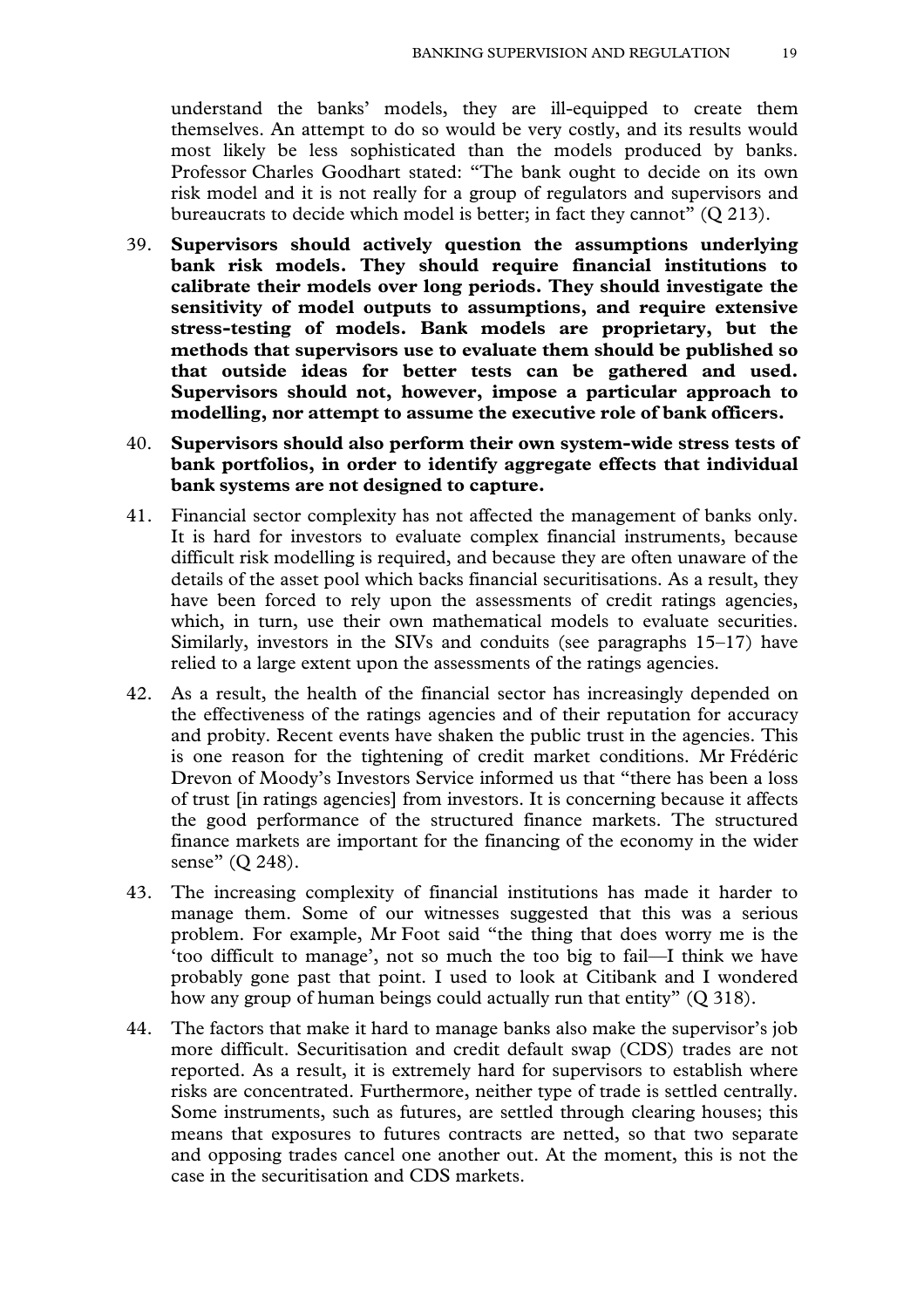understand the banks' models, they are ill-equipped to create them themselves. An attempt to do so would be very costly, and its results would most likely be less sophisticated than the models produced by banks. Professor Charles Goodhart stated: "The bank ought to decide on its own risk model and it is not really for a group of regulators and supervisors and bureaucrats to decide which model is better; in fact they cannot" (Q 213).

39. **Supervisors should actively question the assumptions underlying bank risk models. They should require financial institutions to calibrate their models over long periods. They should investigate the sensitivity of model outputs to assumptions, and require extensive stress-testing of models. Bank models are proprietary, but the methods that supervisors use to evaluate them should be published so that outside ideas for better tests can be gathered and used. Supervisors should not, however, impose a particular approach to modelling, nor attempt to assume the executive role of bank officers.**

40. **Supervisors should also perform their own system-wide stress tests of bank portfolios, in order to identify aggregate effects that individual bank systems are not designed to capture.**

41. Financial sector complexity has not affected the management of banks only. It is hard for investors to evaluate complex financial instruments, because difficult risk modelling is required, and because they are often unaware of the details of the asset pool which backs financial securitisations. As a result, they have been forced to rely upon the assessments of credit ratings agencies, which, in turn, use their own mathematical models to evaluate securities. Similarly, investors in the SIVs and conduits (see paragraphs 15–17) have relied to a large extent upon the assessments of the ratings agencies.

42. As a result, the health of the financial sector has increasingly depended on the effectiveness of the ratings agencies and of their reputation for accuracy and probity. Recent events have shaken the public trust in the agencies. This is one reason for the tightening of credit market conditions. Mr Frédéric Drevon of Moody's Investors Service informed us that "there has been a loss of trust [in ratings agencies] from investors. It is concerning because it affects the good performance of the structured finance markets. The structured finance markets are important for the financing of the economy in the wider sense" (Q 248).

43. The increasing complexity of financial institutions has made it harder to manage them. Some of our witnesses suggested that this was a serious problem. For example, Mr Foot said "the thing that does worry me is the 'too difficult to manage', not so much the too big to fail—I think we have probably gone past that point. I used to look at Citibank and I wondered how any group of human beings could actually run that entity" (Q 318).

44. The factors that make it hard to manage banks also make the supervisor's job more difficult. Securitisation and credit default swap (CDS) trades are not reported. As a result, it is extremely hard for supervisors to establish where risks are concentrated. Furthermore, neither type of trade is settled centrally. Some instruments, such as futures, are settled through clearing houses; this means that exposures to futures contracts are netted, so that two separate and opposing trades cancel one another out. At the moment, this is not the case in the securitisation and CDS markets.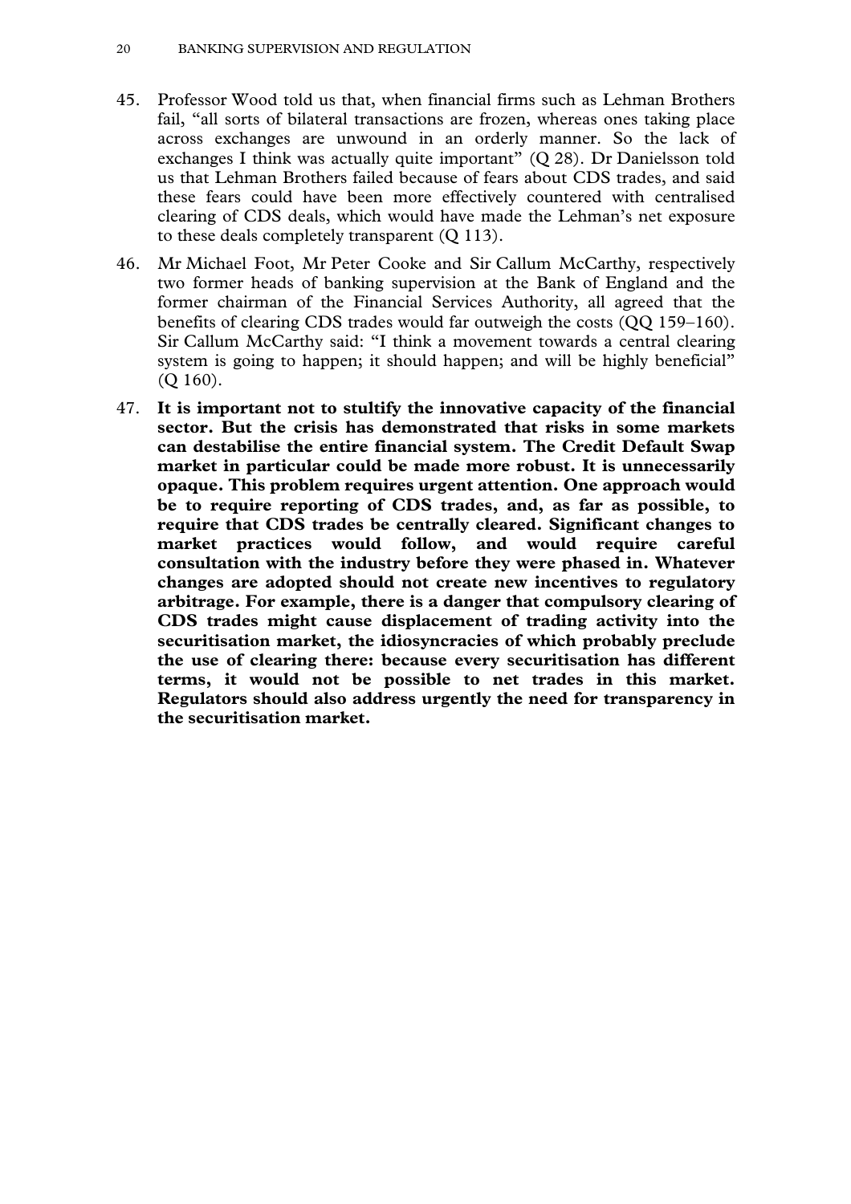45. Professor Wood told us that, when financial firms such as Lehman Brothers fail, "all sorts of bilateral transactions are frozen, whereas ones taking place across exchanges are unwound in an orderly manner. So the lack of exchanges I think was actually quite important" (Q 28). Dr Danielsson told us that Lehman Brothers failed because of fears about CDS trades, and said these fears could have been more effectively countered with centralised clearing of CDS deals, which would have made the Lehman's net exposure to these deals completely transparent (Q 113).

46. Mr Michael Foot, Mr Peter Cooke and Sir Callum McCarthy, respectively two former heads of banking supervision at the Bank of England and the former chairman of the Financial Services Authority, all agreed that the benefits of clearing CDS trades would far outweigh the costs (QQ 159–160). Sir Callum McCarthy said: "I think a movement towards a central clearing system is going to happen; it should happen; and will be highly beneficial" (Q 160).

47. **It is important not to stultify the innovative capacity of the financial sector. But the crisis has demonstrated that risks in some markets can destabilise the entire financial system. The Credit Default Swap market in particular could be made more robust. It is unnecessarily opaque. This problem requires urgent attention. One approach would be to require reporting of CDS trades, and, as far as possible, to require that CDS trades be centrally cleared. Significant changes to market practices would follow, and would require careful consultation with the industry before they were phased in. Whatever changes are adopted should not create new incentives to regulatory arbitrage. For example, there is a danger that compulsory clearing of CDS trades might cause displacement of trading activity into the securitisation market, the idiosyncracies of which probably preclude the use of clearing there: because every securitisation has different terms, it would not be possible to net trades in this market. Regulators should also address urgently the need for transparency in the securitisation market.**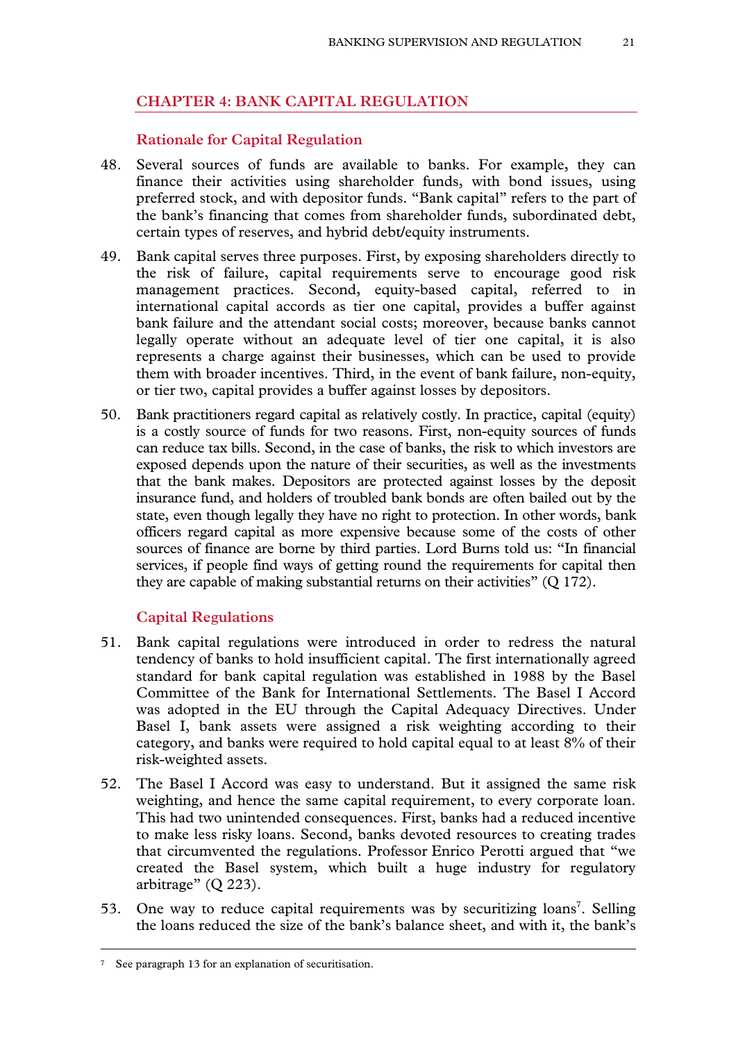## CHAPTER 4: BANK CAPITAL REGULATION

### Rationale for Capital Regulation

48. Several sources of funds are available to banks. For example, they can finance their activities using shareholder funds, with bond issues, using preferred stock, and with depositor funds. "Bank capital" refers to the part of the bank's financing that comes from shareholder funds, subordinated debt, certain types of reserves, and hybrid debt/equity instruments.

49. Bank capital serves three purposes. First, by exposing shareholders directly to the risk of failure, capital requirements serve to encourage good risk management practices. Second, equity-based capital, referred to in international capital accords as tier one capital, provides a buffer against bank failure and the attendant social costs; moreover, because banks cannot legally operate without an adequate level of tier one capital, it is also represents a charge against their businesses, which can be used to provide them with broader incentives. Third, in the event of bank failure, non-equity, or tier two, capital provides a buffer against losses by depositors.

50. Bank practitioners regard capital as relatively costly. In practice, capital (equity) is a costly source of funds for two reasons. First, non-equity sources of funds can reduce tax bills. Second, in the case of banks, the risk to which investors are exposed depends upon the nature of their securities, as well as the investments that the bank makes. Depositors are protected against losses by the deposit insurance fund, and holders of troubled bank bonds are often bailed out by the state, even though legally they have no right to protection. In other words, bank officers regard capital as more expensive because some of the costs of other sources of finance are borne by third parties. Lord Burns told us: "In financial services, if people find ways of getting round the requirements for capital then they are capable of making substantial returns on their activities" (Q 172).

### Capital Regulations

51. Bank capital regulations were introduced in order to redress the natural tendency of banks to hold insufficient capital. The first internationally agreed standard for bank capital regulation was established in 1988 by the Basel Committee of the Bank for International Settlements. The Basel I Accord was adopted in the EU through the Capital Adequacy Directives. Under Basel I, bank assets were assigned a risk weighting according to their category, and banks were required to hold capital equal to at least 8% of their risk-weighted assets.

52. The Basel I Accord was easy to understand. But it assigned the same risk weighting, and hence the same capital requirement, to every corporate loan. This had two unintended consequences. First, banks had a reduced incentive to make less risky loans. Second, banks devoted resources to creating trades that circumvented the regulations. Professor Enrico Perotti argued that "we created the Basel system, which built a huge industry for regulatory arbitrage" (Q 223).

53. One way to reduce capital requirements was by securitizing loans[7]. Selling the loans reduced the size of the bank's balance sheet, and with it, the bank's

---

[7] See paragraph 13 for an explanation of securitisation.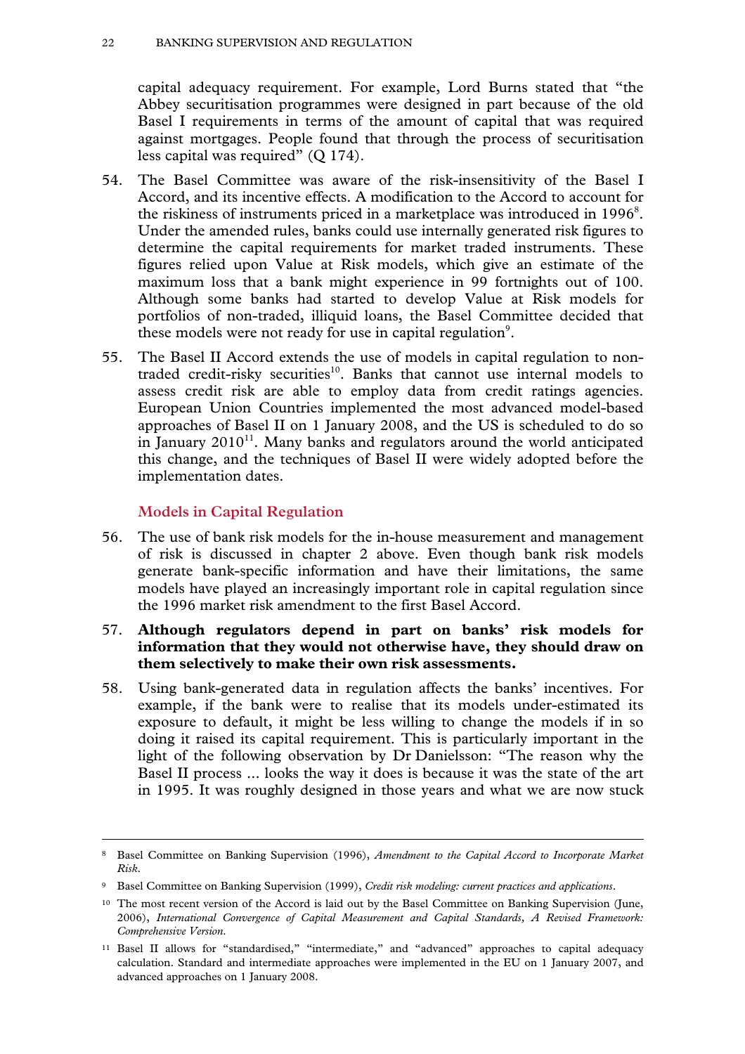capital adequacy requirement. For example, Lord Burns stated that "the Abbey securitisation programmes were designed in part because of the old Basel I requirements in terms of the amount of capital that was required against mortgages. People found that through the process of securitisation less capital was required" (Q 174).

54. The Basel Committee was aware of the risk-insensitivity of the Basel I Accord, and its incentive effects. A modification to the Accord to account for the riskiness of instruments priced in a marketplace was introduced in 1996[8]. Under the amended rules, banks could use internally generated risk figures to determine the capital requirements for market traded instruments. These figures relied upon Value at Risk models, which give an estimate of the maximum loss that a bank might experience in 99 fortnights out of 100. Although some banks had started to develop Value at Risk models for portfolios of non-traded, illiquid loans, the Basel Committee decided that these models were not ready for use in capital regulation[9].

55. The Basel II Accord extends the use of models in capital regulation to non-traded credit-risky securities[10]. Banks that cannot use internal models to assess credit risk are able to employ data from credit ratings agencies. European Union Countries implemented the most advanced model-based approaches of Basel II on 1 January 2008, and the US is scheduled to do so in January 2010[11]. Many banks and regulators around the world anticipated this change, and the techniques of Basel II were widely adopted before the implementation dates.

### Models in Capital Regulation

56. The use of bank risk models for the in-house measurement and management of risk is discussed in chapter 2 above. Even though bank risk models generate bank-specific information and have their limitations, the same models have played an increasingly important role in capital regulation since the 1996 market risk amendment to the first Basel Accord.

57. **Although regulators depend in part on banks' risk models for information that they would not otherwise have, they should draw on them selectively to make their own risk assessments.**

58. Using bank-generated data in regulation affects the banks' incentives. For example, if the bank were to realise that its models under-estimated its exposure to default, it might be less willing to change the models if in so doing it raised its capital requirement. This is particularly important in the light of the following observation by Dr Danielsson: "The reason why the Basel II process ... looks the way it does is because it was the state of the art in 1995. It was roughly designed in those years and what we are now stuck

---

[8] Basel Committee on Banking Supervision (1996), *Amendment to the Capital Accord to Incorporate Market Risk*.

[9] Basel Committee on Banking Supervision (1999), *Credit risk modeling: current practices and applications*.

[10] The most recent version of the Accord is laid out by the Basel Committee on Banking Supervision (June, 2006), *International Convergence of Capital Measurement and Capital Standards, A Revised Framework: Comprehensive Version*.

[11] Basel II allows for "standardised," "intermediate," and "advanced" approaches to capital adequacy calculation. Standard and intermediate approaches were implemented in the EU on 1 January 2007, and advanced approaches on 1 January 2008.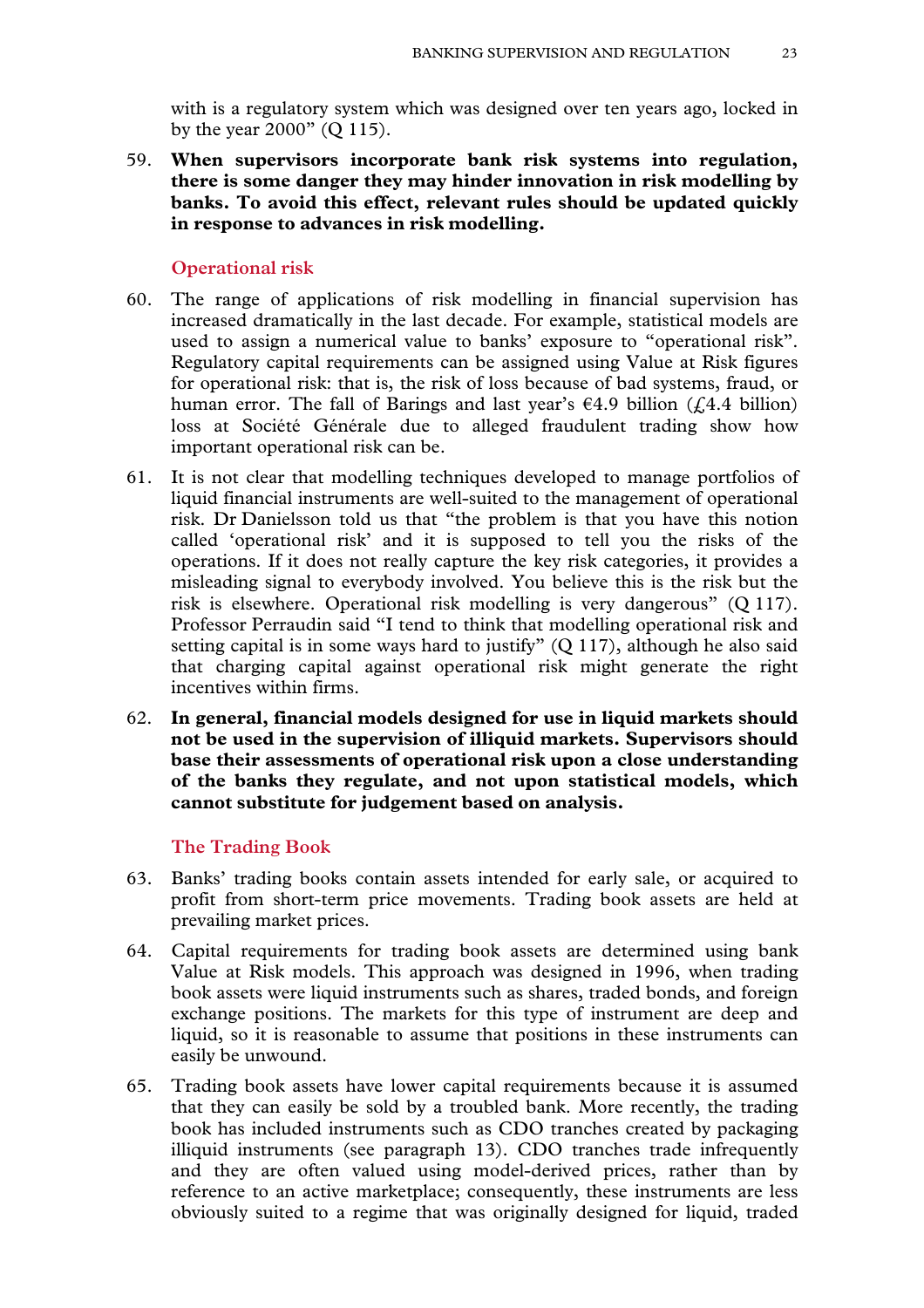with is a regulatory system which was designed over ten years ago, locked in by the year 2000" (Q 115).

59. **When supervisors incorporate bank risk systems into regulation, there is some danger they may hinder innovation in risk modelling by banks. To avoid this effect, relevant rules should be updated quickly in response to advances in risk modelling.**

### Operational risk

60. The range of applications of risk modelling in financial supervision has increased dramatically in the last decade. For example, statistical models are used to assign a numerical value to banks' exposure to "operational risk". Regulatory capital requirements can be assigned using Value at Risk figures for operational risk: that is, the risk of loss because of bad systems, fraud, or human error. The fall of Barings and last year's €4.9 billion (£4.4 billion) loss at Société Générale due to alleged fraudulent trading show how important operational risk can be.

61. It is not clear that modelling techniques developed to manage portfolios of liquid financial instruments are well-suited to the management of operational risk. Dr Danielsson told us that "the problem is that you have this notion called 'operational risk' and it is supposed to tell you the risks of the operations. If it does not really capture the key risk categories, it provides a misleading signal to everybody involved. You believe this is the risk but the risk is elsewhere. Operational risk modelling is very dangerous" (Q 117). Professor Perraudin said "I tend to think that modelling operational risk and setting capital is in some ways hard to justify" (Q 117), although he also said that charging capital against operational risk might generate the right incentives within firms.

62. **In general, financial models designed for use in liquid markets should not be used in the supervision of illiquid markets. Supervisors should base their assessments of operational risk upon a close understanding of the banks they regulate, and not upon statistical models, which cannot substitute for judgement based on analysis.**

### The Trading Book

63. Banks' trading books contain assets intended for early sale, or acquired to profit from short-term price movements. Trading book assets are held at prevailing market prices.

64. Capital requirements for trading book assets are determined using bank Value at Risk models. This approach was designed in 1996, when trading book assets were liquid instruments such as shares, traded bonds, and foreign exchange positions. The markets for this type of instrument are deep and liquid, so it is reasonable to assume that positions in these instruments can easily be unwound.

65. Trading book assets have lower capital requirements because it is assumed that they can easily be sold by a troubled bank. More recently, the trading book has included instruments such as CDO tranches created by packaging illiquid instruments (see paragraph 13). CDO tranches trade infrequently and they are often valued using model-derived prices, rather than by reference to an active marketplace; consequently, these instruments are less obviously suited to a regime that was originally designed for liquid, traded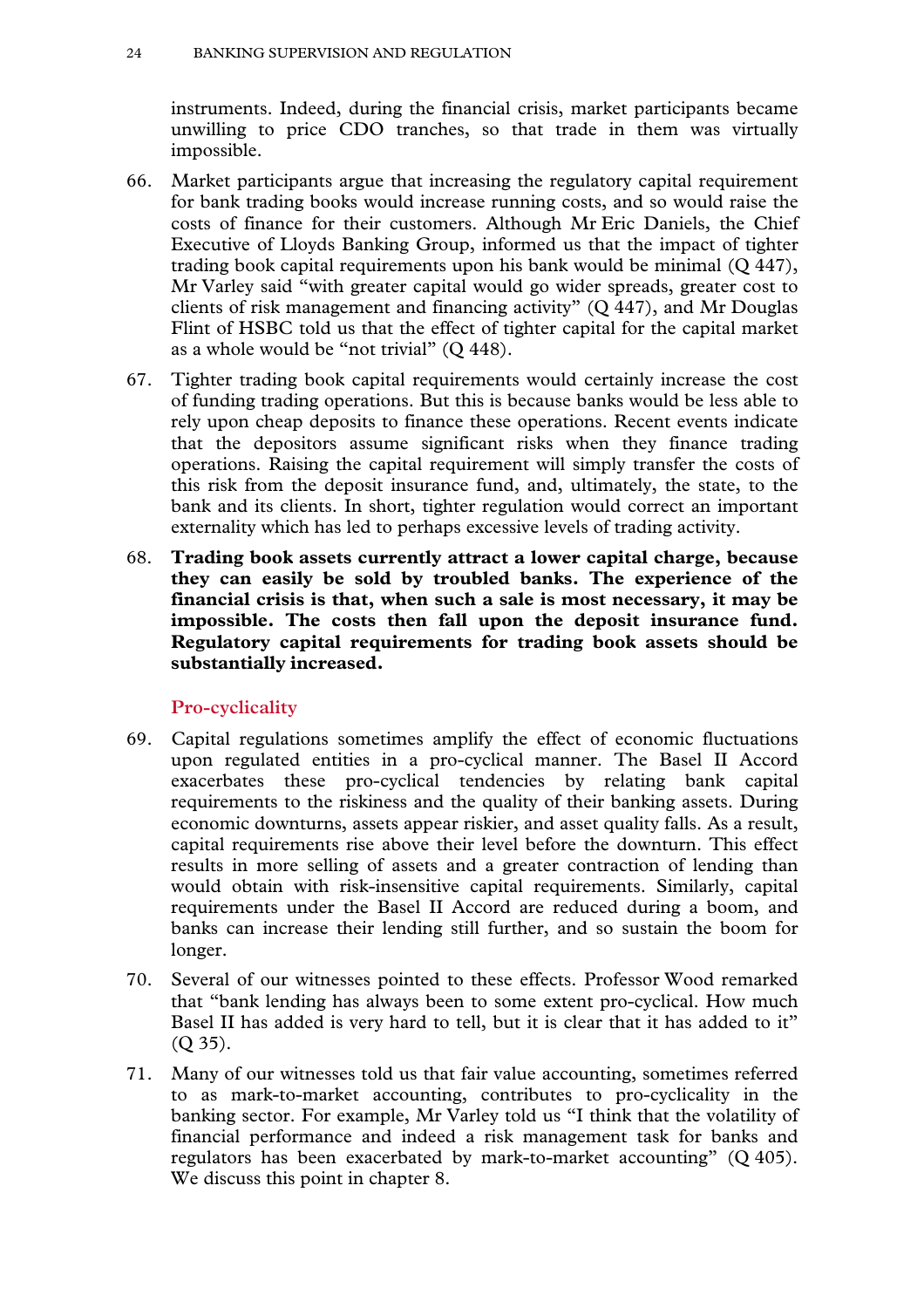instruments. Indeed, during the financial crisis, market participants became unwilling to price CDO tranches, so that trade in them was virtually impossible.

66. Market participants argue that increasing the regulatory capital requirement for bank trading books would increase running costs, and so would raise the costs of finance for their customers. Although Mr Eric Daniels, the Chief Executive of Lloyds Banking Group, informed us that the impact of tighter trading book capital requirements upon his bank would be minimal (Q 447), Mr Varley said "with greater capital would go wider spreads, greater cost to clients of risk management and financing activity" (Q 447), and Mr Douglas Flint of HSBC told us that the effect of tighter capital for the capital market as a whole would be "not trivial" (Q 448).

67. Tighter trading book capital requirements would certainly increase the cost of funding trading operations. But this is because banks would be less able to rely upon cheap deposits to finance these operations. Recent events indicate that the depositors assume significant risks when they finance trading operations. Raising the capital requirement will simply transfer the costs of this risk from the deposit insurance fund, and, ultimately, the state, to the bank and its clients. In short, tighter regulation would correct an important externality which has led to perhaps excessive levels of trading activity.

68. **Trading book assets currently attract a lower capital charge, because they can easily be sold by troubled banks. The experience of the financial crisis is that, when such a sale is most necessary, it may be impossible. The costs then fall upon the deposit insurance fund. Regulatory capital requirements for trading book assets should be substantially increased.**

### Pro-cyclicality

69. Capital regulations sometimes amplify the effect of economic fluctuations upon regulated entities in a pro-cyclical manner. The Basel II Accord exacerbates these pro-cyclical tendencies by relating bank capital requirements to the riskiness and the quality of their banking assets. During economic downturns, assets appear riskier, and asset quality falls. As a result, capital requirements rise above their level before the downturn. This effect results in more selling of assets and a greater contraction of lending than would obtain with risk-insensitive capital requirements. Similarly, capital requirements under the Basel II Accord are reduced during a boom, and banks can increase their lending still further, and so sustain the boom for longer.

70. Several of our witnesses pointed to these effects. Professor Wood remarked that "bank lending has always been to some extent pro-cyclical. How much Basel II has added is very hard to tell, but it is clear that it has added to it" (Q 35).

71. Many of our witnesses told us that fair value accounting, sometimes referred to as mark-to-market accounting, contributes to pro-cyclicality in the banking sector. For example, Mr Varley told us "I think that the volatility of financial performance and indeed a risk management task for banks and regulators has been exacerbated by mark-to-market accounting" (Q 405). We discuss this point in chapter 8.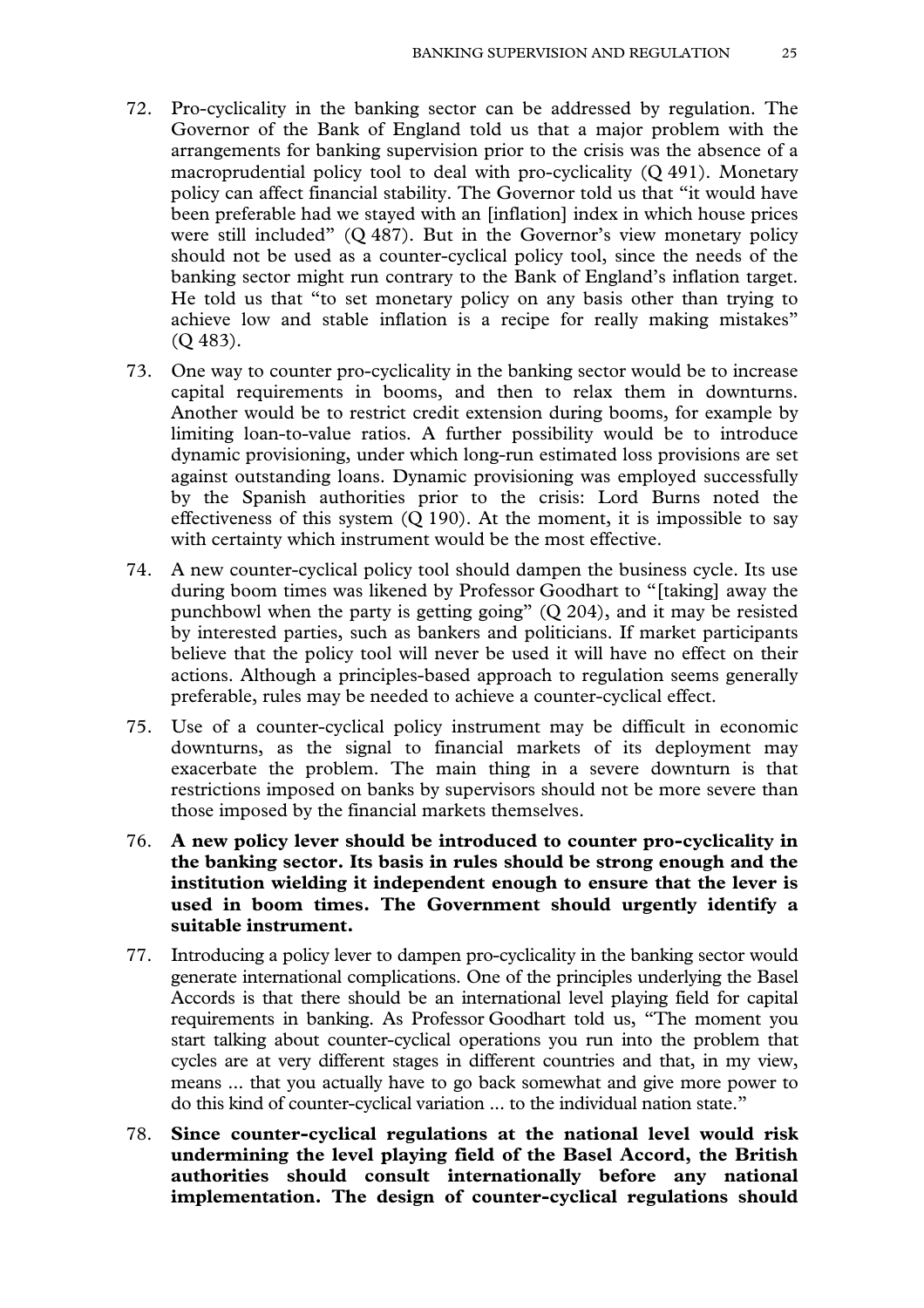72. Pro-cyclicality in the banking sector can be addressed by regulation. The Governor of the Bank of England told us that a major problem with the arrangements for banking supervision prior to the crisis was the absence of a macroprudential policy tool to deal with pro-cyclicality (Q 491). Monetary policy can affect financial stability. The Governor told us that "it would have been preferable had we stayed with an [inflation] index in which house prices were still included" (Q 487). But in the Governor's view monetary policy should not be used as a counter-cyclical policy tool, since the needs of the banking sector might run contrary to the Bank of England's inflation target. He told us that "to set monetary policy on any basis other than trying to achieve low and stable inflation is a recipe for really making mistakes" (Q 483).

73. One way to counter pro-cyclicality in the banking sector would be to increase capital requirements in booms, and then to relax them in downturns. Another would be to restrict credit extension during booms, for example by limiting loan-to-value ratios. A further possibility would be to introduce dynamic provisioning, under which long-run estimated loss provisions are set against outstanding loans. Dynamic provisioning was employed successfully by the Spanish authorities prior to the crisis: Lord Burns noted the effectiveness of this system (Q 190). At the moment, it is impossible to say with certainty which instrument would be the most effective.

74. A new counter-cyclical policy tool should dampen the business cycle. Its use during boom times was likened by Professor Goodhart to "[taking] away the punchbowl when the party is getting going" (Q 204), and it may be resisted by interested parties, such as bankers and politicians. If market participants believe that the policy tool will never be used it will have no effect on their actions. Although a principles-based approach to regulation seems generally preferable, rules may be needed to achieve a counter-cyclical effect.

75. Use of a counter-cyclical policy instrument may be difficult in economic downturns, as the signal to financial markets of its deployment may exacerbate the problem. The main thing in a severe downturn is that restrictions imposed on banks by supervisors should not be more severe than those imposed by the financial markets themselves.

76. **A new policy lever should be introduced to counter pro-cyclicality in the banking sector. Its basis in rules should be strong enough and the institution wielding it independent enough to ensure that the lever is used in boom times. The Government should urgently identify a suitable instrument.**

77. Introducing a policy lever to dampen pro-cyclicality in the banking sector would generate international complications. One of the principles underlying the Basel Accords is that there should be an international level playing field for capital requirements in banking. As Professor Goodhart told us, "The moment you start talking about counter-cyclical operations you run into the problem that cycles are at very different stages in different countries and that, in my view, means ... that you actually have to go back somewhat and give more power to do this kind of counter-cyclical variation ... to the individual nation state."

78. **Since counter-cyclical regulations at the national level would risk undermining the level playing field of the Basel Accord, the British authorities should consult internationally before any national implementation. The design of counter-cyclical regulations should**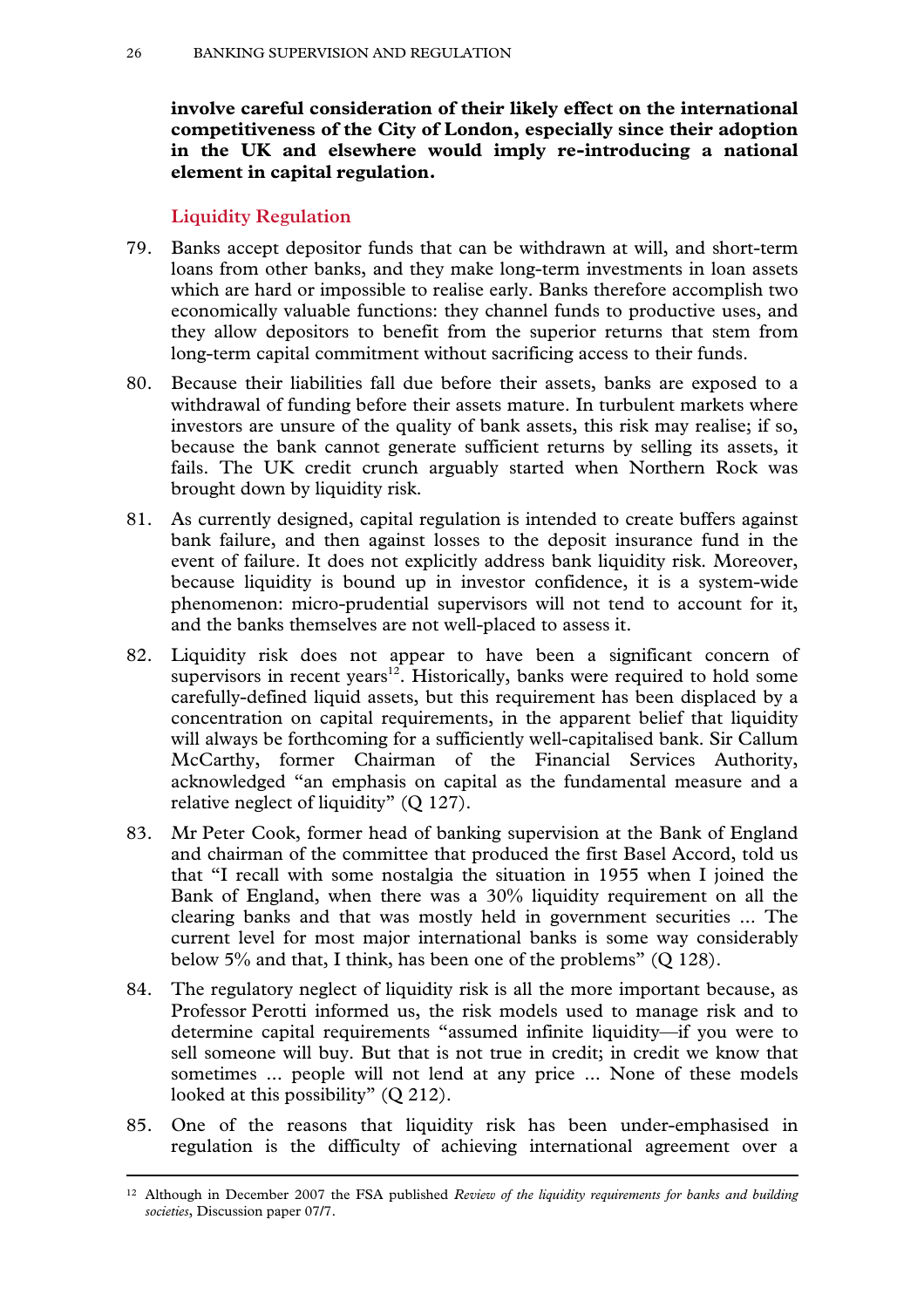**involve careful consideration of their likely effect on the international competitiveness of the City of London, especially since their adoption in the UK and elsewhere would imply re-introducing a national element in capital regulation.**

### Liquidity Regulation

79. Banks accept depositor funds that can be withdrawn at will, and short-term loans from other banks, and they make long-term investments in loan assets which are hard or impossible to realise early. Banks therefore accomplish two economically valuable functions: they channel funds to productive uses, and they allow depositors to benefit from the superior returns that stem from long-term capital commitment without sacrificing access to their funds.

80. Because their liabilities fall due before their assets, banks are exposed to a withdrawal of funding before their assets mature. In turbulent markets where investors are unsure of the quality of bank assets, this risk may realise; if so, because the bank cannot generate sufficient returns by selling its assets, it fails. The UK credit crunch arguably started when Northern Rock was brought down by liquidity risk.

81. As currently designed, capital regulation is intended to create buffers against bank failure, and then against losses to the deposit insurance fund in the event of failure. It does not explicitly address bank liquidity risk. Moreover, because liquidity is bound up in investor confidence, it is a system-wide phenomenon: micro-prudential supervisors will not tend to account for it, and the banks themselves are not well-placed to assess it.

82. Liquidity risk does not appear to have been a significant concern of supervisors in recent years[12]. Historically, banks were required to hold some carefully-defined liquid assets, but this requirement has been displaced by a concentration on capital requirements, in the apparent belief that liquidity will always be forthcoming for a sufficiently well-capitalised bank. Sir Callum McCarthy, former Chairman of the Financial Services Authority, acknowledged "an emphasis on capital as the fundamental measure and a relative neglect of liquidity" (Q 127).

83. Mr Peter Cook, former head of banking supervision at the Bank of England and chairman of the committee that produced the first Basel Accord, told us that "I recall with some nostalgia the situation in 1955 when I joined the Bank of England, when there was a 30% liquidity requirement on all the clearing banks and that was mostly held in government securities ... The current level for most major international banks is some way considerably below 5% and that, I think, has been one of the problems" (Q 128).

84. The regulatory neglect of liquidity risk is all the more important because, as Professor Perotti informed us, the risk models used to manage risk and to determine capital requirements "assumed infinite liquidity—if you were to sell someone will buy. But that is not true in credit; in credit we know that sometimes ... people will not lend at any price ... None of these models looked at this possibility" (Q 212).

85. One of the reasons that liquidity risk has been under-emphasised in regulation is the difficulty of achieving international agreement over a

[12] Although in December 2007 the FSA published *Review of the liquidity requirements for banks and building societies*, Discussion paper 07/7.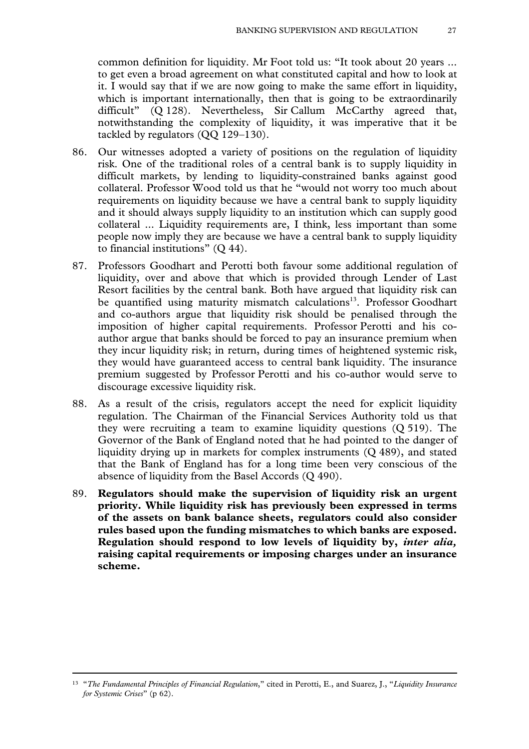common definition for liquidity. Mr Foot told us: "It took about 20 years ... to get even a broad agreement on what constituted capital and how to look at it. I would say that if we are now going to make the same effort in liquidity, which is important internationally, then that is going to be extraordinarily difficult" (Q 128). Nevertheless, Sir Callum McCarthy agreed that, notwithstanding the complexity of liquidity, it was imperative that it be tackled by regulators (QQ 129–130).

86. Our witnesses adopted a variety of positions on the regulation of liquidity risk. One of the traditional roles of a central bank is to supply liquidity in difficult markets, by lending to liquidity-constrained banks against good collateral. Professor Wood told us that he "would not worry too much about requirements on liquidity because we have a central bank to supply liquidity and it should always supply liquidity to an institution which can supply good collateral ... Liquidity requirements are, I think, less important than some people now imply they are because we have a central bank to supply liquidity to financial institutions" (Q 44).

87. Professors Goodhart and Perotti both favour some additional regulation of liquidity, over and above that which is provided through Lender of Last Resort facilities by the central bank. Both have argued that liquidity risk can be quantified using maturity mismatch calculations[13]. Professor Goodhart and co-authors argue that liquidity risk should be penalised through the imposition of higher capital requirements. Professor Perotti and his co-author argue that banks should be forced to pay an insurance premium when they incur liquidity risk; in return, during times of heightened systemic risk, they would have guaranteed access to central bank liquidity. The insurance premium suggested by Professor Perotti and his co-author would serve to discourage excessive liquidity risk.

88. As a result of the crisis, regulators accept the need for explicit liquidity regulation. The Chairman of the Financial Services Authority told us that they were recruiting a team to examine liquidity questions (Q 519). The Governor of the Bank of England noted that he had pointed to the danger of liquidity drying up in markets for complex instruments (Q 489), and stated that the Bank of England has for a long time been very conscious of the absence of liquidity from the Basel Accords (Q 490).

89. **Regulators should make the supervision of liquidity risk an urgent priority. While liquidity risk has previously been expressed in terms of the assets on bank balance sheets, regulators could also consider rules based upon the funding mismatches to which banks are exposed. Regulation should respond to low levels of liquidity by, *inter alia,* raising capital requirements or imposing charges under an insurance scheme.**

---

[13] "*The Fundamental Principles of Financial Regulation*," cited in Perotti, E., and Suarez, J., "*Liquidity Insurance for Systemic Crises*" (p 62).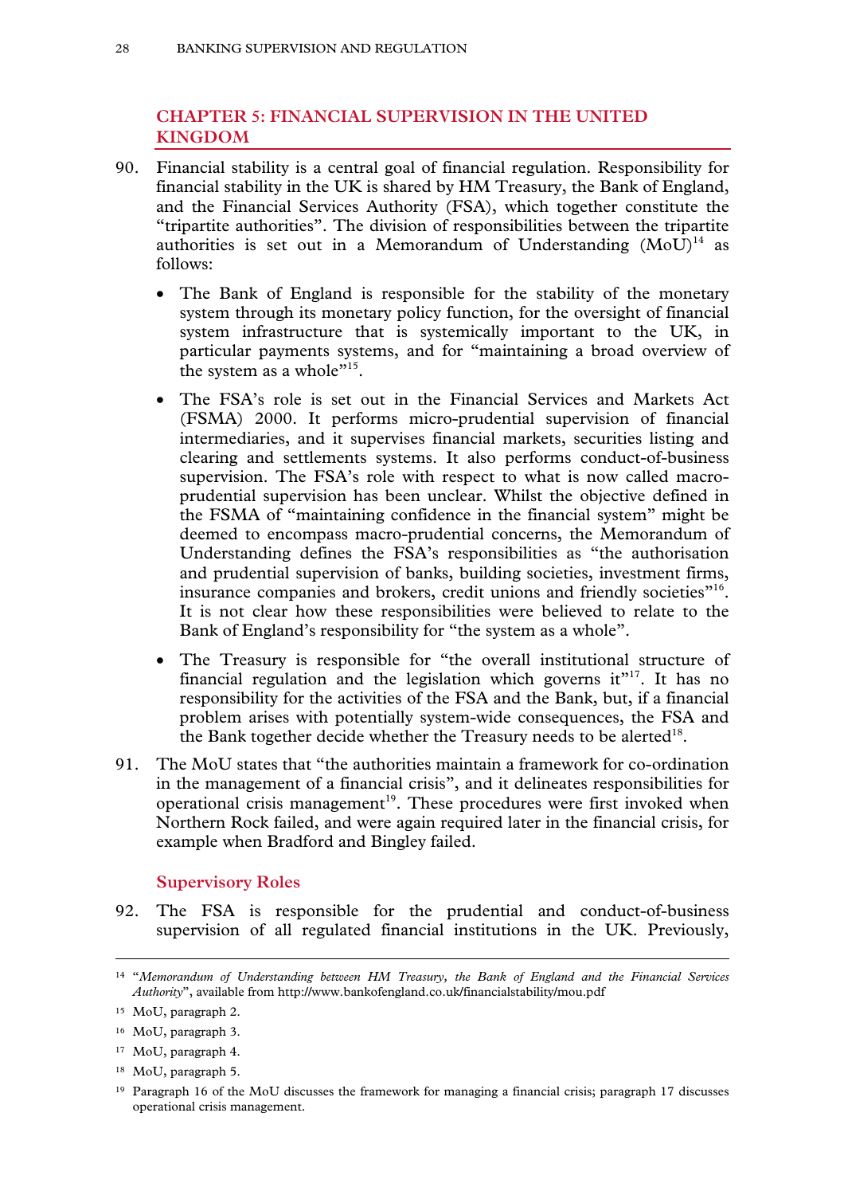## CHAPTER 5: FINANCIAL SUPERVISION IN THE UNITED KINGDOM

90. Financial stability is a central goal of financial regulation. Responsibility for financial stability in the UK is shared by HM Treasury, the Bank of England, and the Financial Services Authority (FSA), which together constitute the "tripartite authorities". The division of responsibilities between the tripartite authorities is set out in a Memorandum of Understanding (MoU)[14] as follows:

    - The Bank of England is responsible for the stability of the monetary system through its monetary policy function, for the oversight of financial system infrastructure that is systemically important to the UK, in particular payments systems, and for "maintaining a broad overview of the system as a whole"[15].
    - The FSA's role is set out in the Financial Services and Markets Act (FSMA) 2000. It performs micro-prudential supervision of financial intermediaries, and it supervises financial markets, securities listing and clearing and settlements systems. It also performs conduct-of-business supervision. The FSA's role with respect to what is now called macro-prudential supervision has been unclear. Whilst the objective defined in the FSMA of "maintaining confidence in the financial system" might be deemed to encompass macro-prudential concerns, the Memorandum of Understanding defines the FSA's responsibilities as "the authorisation and prudential supervision of banks, building societies, investment firms, insurance companies and brokers, credit unions and friendly societies"[16]. It is not clear how these responsibilities were believed to relate to the Bank of England's responsibility for "the system as a whole".
    - The Treasury is responsible for "the overall institutional structure of financial regulation and the legislation which governs it"[17]. It has no responsibility for the activities of the FSA and the Bank, but, if a financial problem arises with potentially system-wide consequences, the FSA and the Bank together decide whether the Treasury needs to be alerted[18].

91. The MoU states that "the authorities maintain a framework for co-ordination in the management of a financial crisis", and it delineates responsibilities for operational crisis management[19]. These procedures were first invoked when Northern Rock failed, and were again required later in the financial crisis, for example when Bradford and Bingley failed.

### Supervisory Roles

92. The FSA is responsible for the prudential and conduct-of-business supervision of all regulated financial institutions in the UK. Previously,

---

[14] "*Memorandum of Understanding between HM Treasury, the Bank of England and the Financial Services Authority*", available from http://www.bankofengland.co.uk/financialstability/mou.pdf

[15] MoU, paragraph 2.

[16] MoU, paragraph 3.

[17] MoU, paragraph 4.

[18] MoU, paragraph 5.

[19] Paragraph 16 of the MoU discusses the framework for managing a financial crisis; paragraph 17 discusses operational crisis management.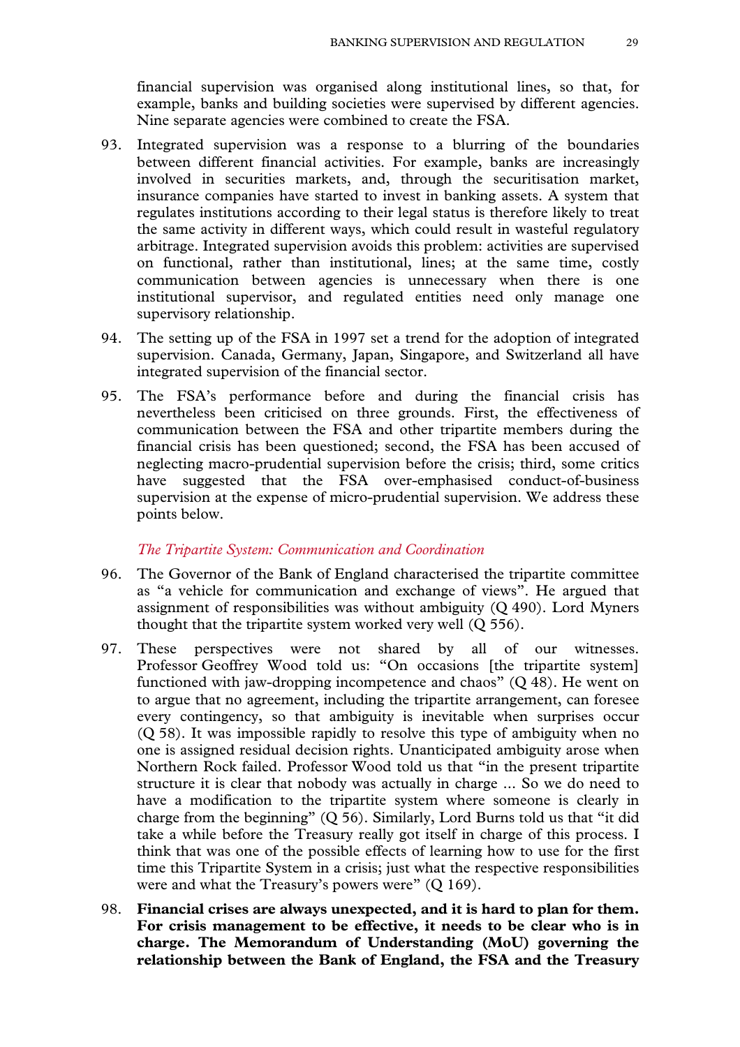financial supervision was organised along institutional lines, so that, for example, banks and building societies were supervised by different agencies. Nine separate agencies were combined to create the FSA.

93. Integrated supervision was a response to a blurring of the boundaries between different financial activities. For example, banks are increasingly involved in securities markets, and, through the securitisation market, insurance companies have started to invest in banking assets. A system that regulates institutions according to their legal status is therefore likely to treat the same activity in different ways, which could result in wasteful regulatory arbitrage. Integrated supervision avoids this problem: activities are supervised on functional, rather than institutional, lines; at the same time, costly communication between agencies is unnecessary when there is one institutional supervisor, and regulated entities need only manage one supervisory relationship.

94. The setting up of the FSA in 1997 set a trend for the adoption of integrated supervision. Canada, Germany, Japan, Singapore, and Switzerland all have integrated supervision of the financial sector.

95. The FSA's performance before and during the financial crisis has nevertheless been criticised on three grounds. First, the effectiveness of communication between the FSA and other tripartite members during the financial crisis has been questioned; second, the FSA has been accused of neglecting macro-prudential supervision before the crisis; third, some critics have suggested that the FSA over-emphasised conduct-of-business supervision at the expense of micro-prudential supervision. We address these points below.

*The Tripartite System: Communication and Coordination*

96. The Governor of the Bank of England characterised the tripartite committee as "a vehicle for communication and exchange of views". He argued that assignment of responsibilities was without ambiguity (Q 490). Lord Myners thought that the tripartite system worked very well (Q 556).

97. These perspectives were not shared by all of our witnesses. Professor Geoffrey Wood told us: "On occasions [the tripartite system] functioned with jaw-dropping incompetence and chaos" (Q 48). He went on to argue that no agreement, including the tripartite arrangement, can foresee every contingency, so that ambiguity is inevitable when surprises occur (Q 58). It was impossible rapidly to resolve this type of ambiguity when no one is assigned residual decision rights. Unanticipated ambiguity arose when Northern Rock failed. Professor Wood told us that "in the present tripartite structure it is clear that nobody was actually in charge ... So we do need to have a modification to the tripartite system where someone is clearly in charge from the beginning" (Q 56). Similarly, Lord Burns told us that "it did take a while before the Treasury really got itself in charge of this process. I think that was one of the possible effects of learning how to use for the first time this Tripartite System in a crisis; just what the respective responsibilities were and what the Treasury's powers were" (Q 169).

98. **Financial crises are always unexpected, and it is hard to plan for them. For crisis management to be effective, it needs to be clear who is in charge. The Memorandum of Understanding (MoU) governing the relationship between the Bank of England, the FSA and the Treasury**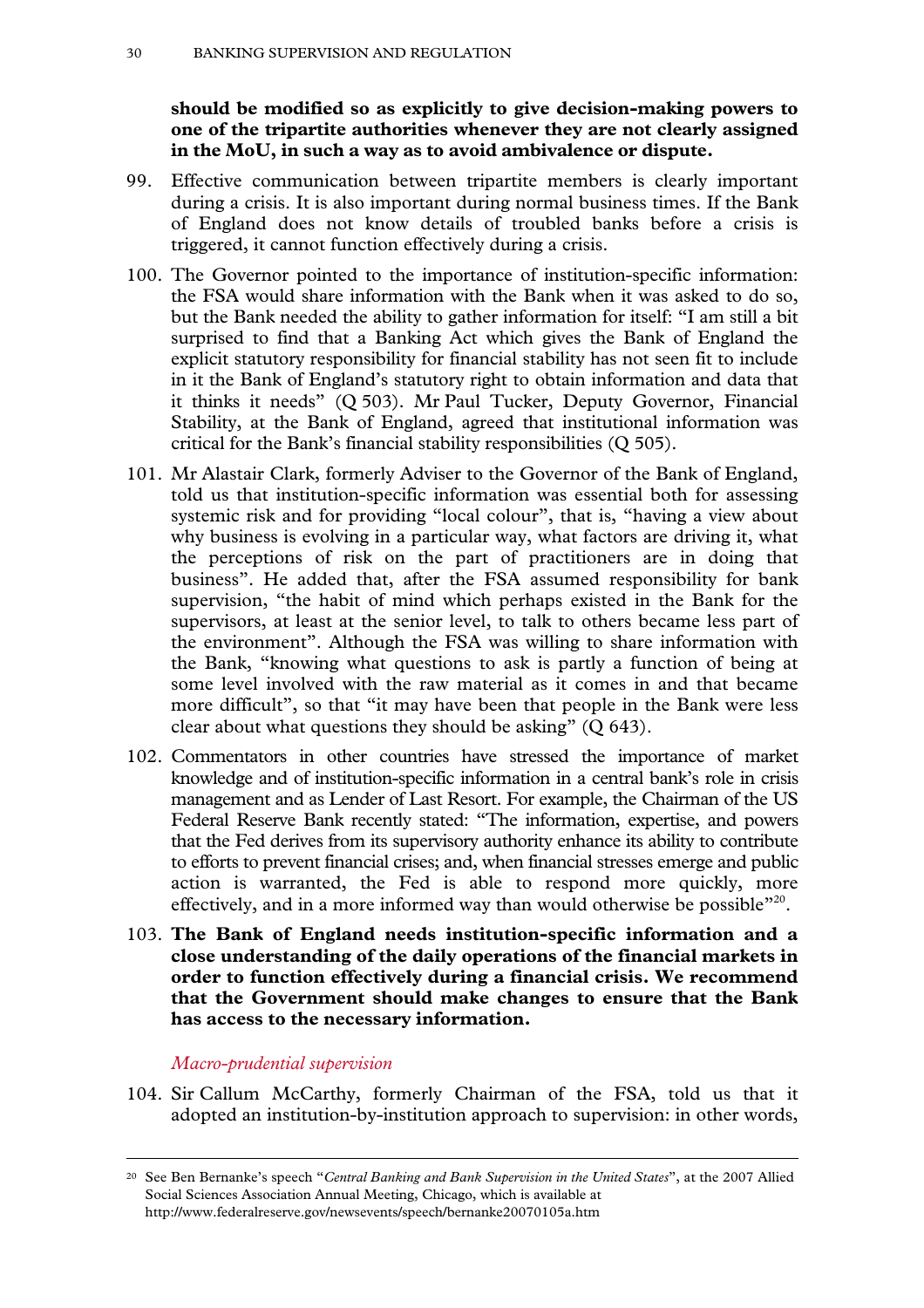**should be modified so as explicitly to give decision-making powers to one of the tripartite authorities whenever they are not clearly assigned in the MoU, in such a way as to avoid ambivalence or dispute.**

99. Effective communication between tripartite members is clearly important during a crisis. It is also important during normal business times. If the Bank of England does not know details of troubled banks before a crisis is triggered, it cannot function effectively during a crisis.

100. The Governor pointed to the importance of institution-specific information: the FSA would share information with the Bank when it was asked to do so, but the Bank needed the ability to gather information for itself: "I am still a bit surprised to find that a Banking Act which gives the Bank of England the explicit statutory responsibility for financial stability has not seen fit to include in it the Bank of England's statutory right to obtain information and data that it thinks it needs" (Q 503). Mr Paul Tucker, Deputy Governor, Financial Stability, at the Bank of England, agreed that institutional information was critical for the Bank's financial stability responsibilities (Q 505).

101. Mr Alastair Clark, formerly Adviser to the Governor of the Bank of England, told us that institution-specific information was essential both for assessing systemic risk and for providing "local colour", that is, "having a view about why business is evolving in a particular way, what factors are driving it, what the perceptions of risk on the part of practitioners are in doing that business". He added that, after the FSA assumed responsibility for bank supervision, "the habit of mind which perhaps existed in the Bank for the supervisors, at least at the senior level, to talk to others became less part of the environment". Although the FSA was willing to share information with the Bank, "knowing what questions to ask is partly a function of being at some level involved with the raw material as it comes in and that became more difficult", so that "it may have been that people in the Bank were less clear about what questions they should be asking" (Q 643).

102. Commentators in other countries have stressed the importance of market knowledge and of institution-specific information in a central bank's role in crisis management and as Lender of Last Resort. For example, the Chairman of the US Federal Reserve Bank recently stated: "The information, expertise, and powers that the Fed derives from its supervisory authority enhance its ability to contribute to efforts to prevent financial crises; and, when financial stresses emerge and public action is warranted, the Fed is able to respond more quickly, more effectively, and in a more informed way than would otherwise be possible"[20].

103. **The Bank of England needs institution-specific information and a close understanding of the daily operations of the financial markets in order to function effectively during a financial crisis. We recommend that the Government should make changes to ensure that the Bank has access to the necessary information.**

### *Macro-prudential supervision*

104. Sir Callum McCarthy, formerly Chairman of the FSA, told us that it adopted an institution-by-institution approach to supervision: in other words,

[20] See Ben Bernanke's speech "*Central Banking and Bank Supervision in the United States*", at the 2007 Allied Social Sciences Association Annual Meeting, Chicago, which is available at http://www.federalreserve.gov/newsevents/speech/bernanke20070105a.htm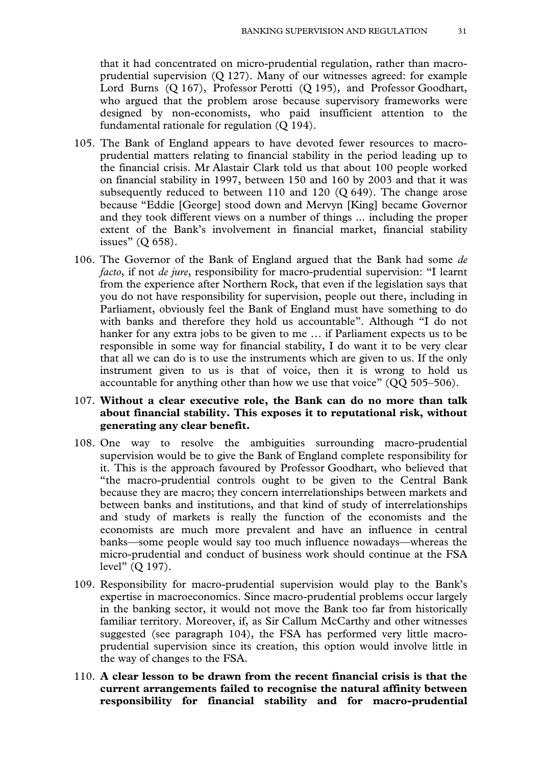that it had concentrated on micro-prudential regulation, rather than macro-prudential supervision (Q 127). Many of our witnesses agreed: for example Lord Burns (Q 167), Professor Perotti (Q 195), and Professor Goodhart, who argued that the problem arose because supervisory frameworks were designed by non-economists, who paid insufficient attention to the fundamental rationale for regulation (Q 194).

105. The Bank of England appears to have devoted fewer resources to macro-prudential matters relating to financial stability in the period leading up to the financial crisis. Mr Alastair Clark told us that about 100 people worked on financial stability in 1997, between 150 and 160 by 2003 and that it was subsequently reduced to between 110 and 120 (Q 649). The change arose because "Eddie [George] stood down and Mervyn [King] became Governor and they took different views on a number of things ... including the proper extent of the Bank's involvement in financial market, financial stability issues" (Q 658).

106. The Governor of the Bank of England argued that the Bank had some *de facto*, if not *de jure*, responsibility for macro-prudential supervision: "I learnt from the experience after Northern Rock, that even if the legislation says that you do not have responsibility for supervision, people out there, including in Parliament, obviously feel the Bank of England must have something to do with banks and therefore they hold us accountable". Although "I do not hanker for any extra jobs to be given to me … if Parliament expects us to be responsible in some way for financial stability, I do want it to be very clear that all we can do is to use the instruments which are given to us. If the only instrument given to us is that of voice, then it is wrong to hold us accountable for anything other than how we use that voice" (QQ 505–506).

107. **Without a clear executive role, the Bank can do no more than talk about financial stability. This exposes it to reputational risk, without generating any clear benefit.**

108. One way to resolve the ambiguities surrounding macro-prudential supervision would be to give the Bank of England complete responsibility for it. This is the approach favoured by Professor Goodhart, who believed that "the macro-prudential controls ought to be given to the Central Bank because they are macro; they concern interrelationships between markets and between banks and institutions, and that kind of study of interrelationships and study of markets is really the function of the economists and the economists are much more prevalent and have an influence in central banks—some people would say too much influence nowadays—whereas the micro-prudential and conduct of business work should continue at the FSA level" (Q 197).

109. Responsibility for macro-prudential supervision would play to the Bank's expertise in macroeconomics. Since macro-prudential problems occur largely in the banking sector, it would not move the Bank too far from historically familiar territory. Moreover, if, as Sir Callum McCarthy and other witnesses suggested (see paragraph 104), the FSA has performed very little macro-prudential supervision since its creation, this option would involve little in the way of changes to the FSA.

110. **A clear lesson to be drawn from the recent financial crisis is that the current arrangements failed to recognise the natural affinity between responsibility for financial stability and for macro-prudential**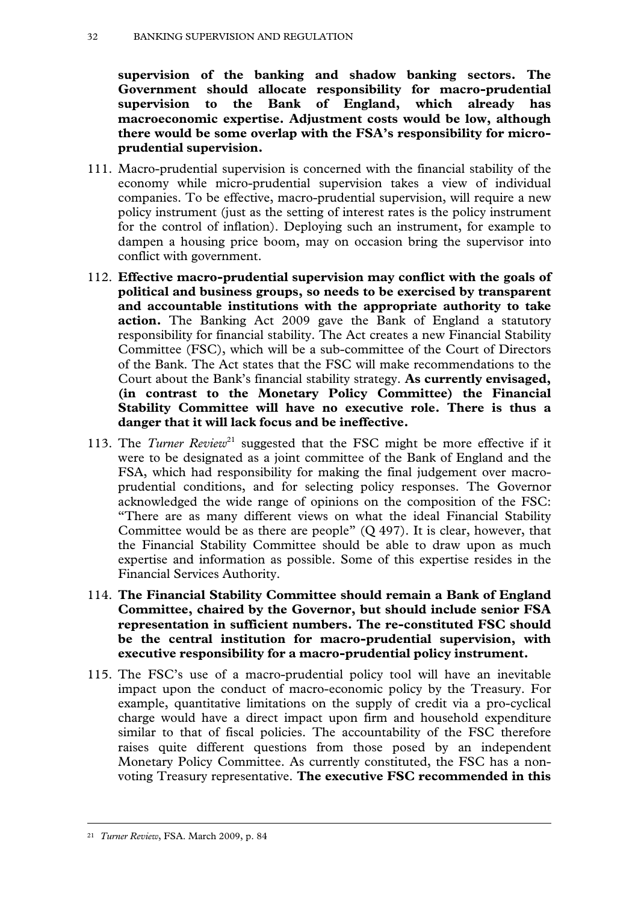**supervision of the banking and shadow banking sectors. The Government should allocate responsibility for macro-prudential supervision to the Bank of England, which already has macroeconomic expertise. Adjustment costs would be low, although there would be some overlap with the FSA's responsibility for micro-prudential supervision.**

111. Macro-prudential supervision is concerned with the financial stability of the economy while micro-prudential supervision takes a view of individual companies. To be effective, macro-prudential supervision, will require a new policy instrument (just as the setting of interest rates is the policy instrument for the control of inflation). Deploying such an instrument, for example to dampen a housing price boom, may on occasion bring the supervisor into conflict with government.

112. **Effective macro-prudential supervision may conflict with the goals of political and business groups, so needs to be exercised by transparent and accountable institutions with the appropriate authority to take action.** The Banking Act 2009 gave the Bank of England a statutory responsibility for financial stability. The Act creates a new Financial Stability Committee (FSC), which will be a sub-committee of the Court of Directors of the Bank. The Act states that the FSC will make recommendations to the Court about the Bank's financial stability strategy. **As currently envisaged, (in contrast to the Monetary Policy Committee) the Financial Stability Committee will have no executive role. There is thus a danger that it will lack focus and be ineffective.**

113. The *Turner Review*[21] suggested that the FSC might be more effective if it were to be designated as a joint committee of the Bank of England and the FSA, which had responsibility for making the final judgement over macro-prudential conditions, and for selecting policy responses. The Governor acknowledged the wide range of opinions on the composition of the FSC: "There are as many different views on what the ideal Financial Stability Committee would be as there are people" (Q 497). It is clear, however, that the Financial Stability Committee should be able to draw upon as much expertise and information as possible. Some of this expertise resides in the Financial Services Authority.

114. **The Financial Stability Committee should remain a Bank of England Committee, chaired by the Governor, but should include senior FSA representation in sufficient numbers. The re-constituted FSC should be the central institution for macro-prudential supervision, with executive responsibility for a macro-prudential policy instrument.**

115. The FSC's use of a macro-prudential policy tool will have an inevitable impact upon the conduct of macro-economic policy by the Treasury. For example, quantitative limitations on the supply of credit via a pro-cyclical charge would have a direct impact upon firm and household expenditure similar to that of fiscal policies. The accountability of the FSC therefore raises quite different questions from those posed by an independent Monetary Policy Committee. As currently constituted, the FSC has a non-voting Treasury representative. **The executive FSC recommended in this**

---

[21] *Turner Review*, FSA. March 2009, p. 84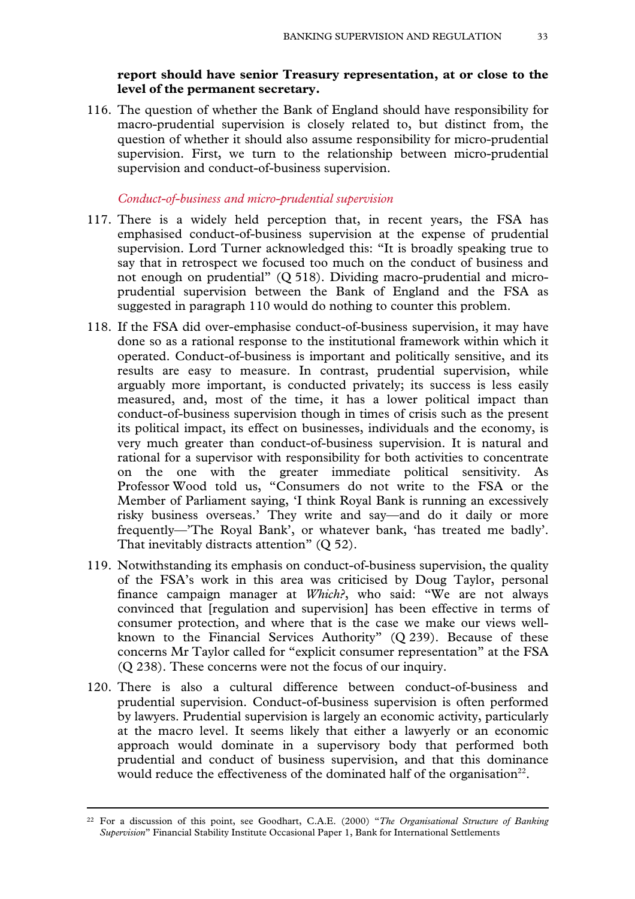**report should have senior Treasury representation, at or close to the level of the permanent secretary.**

116. The question of whether the Bank of England should have responsibility for macro-prudential supervision is closely related to, but distinct from, the question of whether it should also assume responsibility for micro-prudential supervision. First, we turn to the relationship between micro-prudential supervision and conduct-of-business supervision.

*Conduct-of-business and micro-prudential supervision*

117. There is a widely held perception that, in recent years, the FSA has emphasised conduct-of-business supervision at the expense of prudential supervision. Lord Turner acknowledged this: "It is broadly speaking true to say that in retrospect we focused too much on the conduct of business and not enough on prudential" (Q 518). Dividing macro-prudential and micro-prudential supervision between the Bank of England and the FSA as suggested in paragraph 110 would do nothing to counter this problem.

118. If the FSA did over-emphasise conduct-of-business supervision, it may have done so as a rational response to the institutional framework within which it operated. Conduct-of-business is important and politically sensitive, and its results are easy to measure. In contrast, prudential supervision, while arguably more important, is conducted privately; its success is less easily measured, and, most of the time, it has a lower political impact than conduct-of-business supervision though in times of crisis such as the present its political impact, its effect on businesses, individuals and the economy, is very much greater than conduct-of-business supervision. It is natural and rational for a supervisor with responsibility for both activities to concentrate on the one with the greater immediate political sensitivity. As Professor Wood told us, "Consumers do not write to the FSA or the Member of Parliament saying, 'I think Royal Bank is running an excessively risky business overseas.' They write and say—and do it daily or more frequently—'The Royal Bank', or whatever bank, 'has treated me badly'. That inevitably distracts attention" (Q 52).

119. Notwithstanding its emphasis on conduct-of-business supervision, the quality of the FSA's work in this area was criticised by Doug Taylor, personal finance campaign manager at *Which?*, who said: "We are not always convinced that [regulation and supervision] has been effective in terms of consumer protection, and where that is the case we make our views well-known to the Financial Services Authority" (Q 239). Because of these concerns Mr Taylor called for "explicit consumer representation" at the FSA (Q 238). These concerns were not the focus of our inquiry.

120. There is also a cultural difference between conduct-of-business and prudential supervision. Conduct-of-business supervision is often performed by lawyers. Prudential supervision is largely an economic activity, particularly at the macro level. It seems likely that either a lawyerly or an economic approach would dominate in a supervisory body that performed both prudential and conduct of business supervision, and that this dominance would reduce the effectiveness of the dominated half of the organisation[22].

[22] For a discussion of this point, see Goodhart, C.A.E. (2000) "*The Organisational Structure of Banking Supervision*" Financial Stability Institute Occasional Paper 1, Bank for International Settlements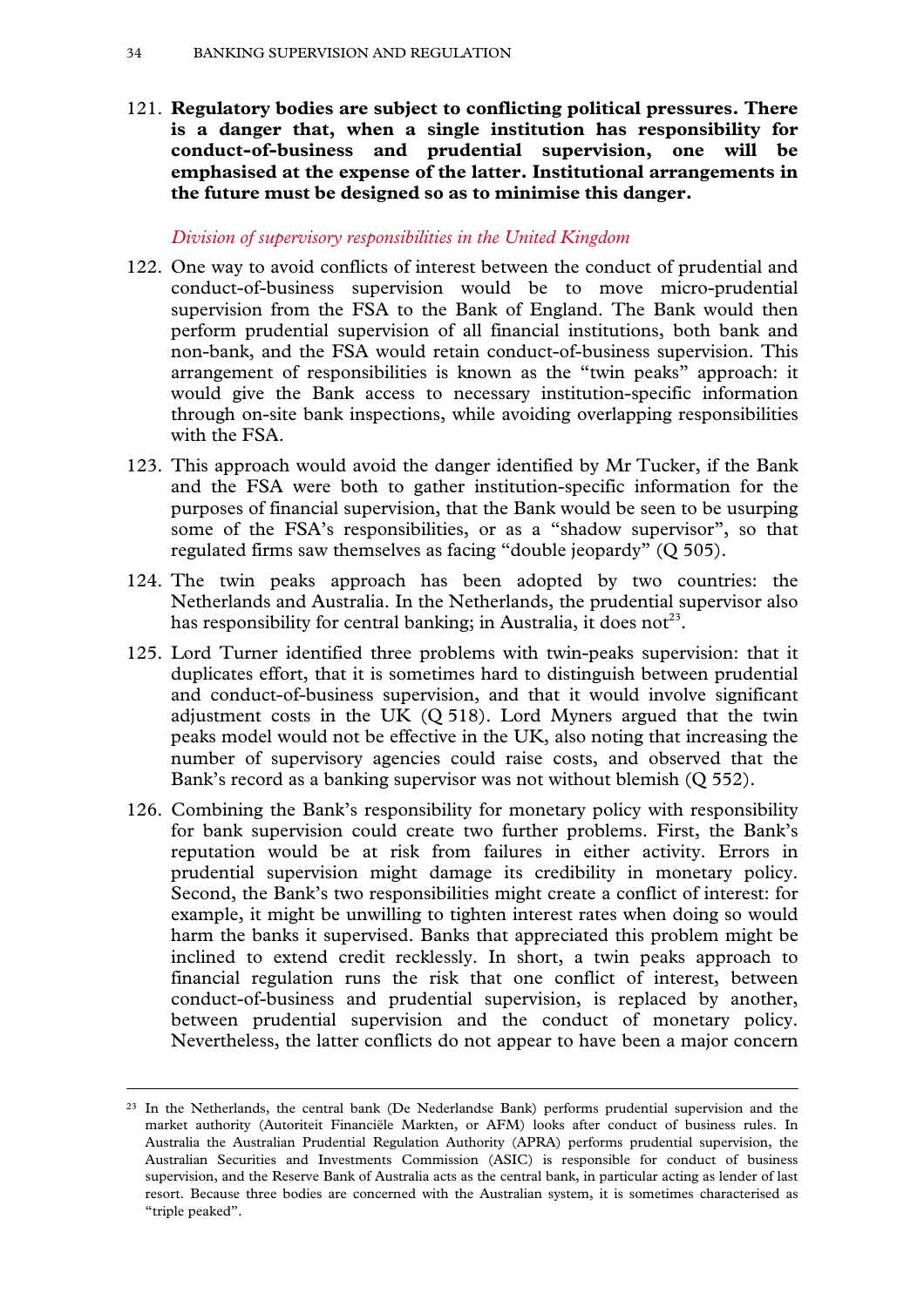121. **Regulatory bodies are subject to conflicting political pressures. There is a danger that, when a single institution has responsibility for conduct-of-business and prudential supervision, one will be emphasised at the expense of the latter. Institutional arrangements in the future must be designed so as to minimise this danger.**

*Division of supervisory responsibilities in the United Kingdom*

122. One way to avoid conflicts of interest between the conduct of prudential and conduct-of-business supervision would be to move micro-prudential supervision from the FSA to the Bank of England. The Bank would then perform prudential supervision of all financial institutions, both bank and non-bank, and the FSA would retain conduct-of-business supervision. This arrangement of responsibilities is known as the "twin peaks" approach: it would give the Bank access to necessary institution-specific information through on-site bank inspections, while avoiding overlapping responsibilities with the FSA.

123. This approach would avoid the danger identified by Mr Tucker, if the Bank and the FSA were both to gather institution-specific information for the purposes of financial supervision, that the Bank would be seen to be usurping some of the FSA's responsibilities, or as a "shadow supervisor", so that regulated firms saw themselves as facing "double jeopardy" (Q 505).

124. The twin peaks approach has been adopted by two countries: the Netherlands and Australia. In the Netherlands, the prudential supervisor also has responsibility for central banking; in Australia, it does not[23].

125. Lord Turner identified three problems with twin-peaks supervision: that it duplicates effort, that it is sometimes hard to distinguish between prudential and conduct-of-business supervision, and that it would involve significant adjustment costs in the UK (Q 518). Lord Myners argued that the twin peaks model would not be effective in the UK, also noting that increasing the number of supervisory agencies could raise costs, and observed that the Bank's record as a banking supervisor was not without blemish (Q 552).

126. Combining the Bank's responsibility for monetary policy with responsibility for bank supervision could create two further problems. First, the Bank's reputation would be at risk from failures in either activity. Errors in prudential supervision might damage its credibility in monetary policy. Second, the Bank's two responsibilities might create a conflict of interest: for example, it might be unwilling to tighten interest rates when doing so would harm the banks it supervised. Banks that appreciated this problem might be inclined to extend credit recklessly. In short, a twin peaks approach to financial regulation runs the risk that one conflict of interest, between conduct-of-business and prudential supervision, is replaced by another, between prudential supervision and the conduct of monetary policy. Nevertheless, the latter conflicts do not appear to have been a major concern

[23] In the Netherlands, the central bank (De Nederlandse Bank) performs prudential supervision and the market authority (Autoriteit Financiële Markten, or AFM) looks after conduct of business rules. In Australia the Australian Prudential Regulation Authority (APRA) performs prudential supervision, the Australian Securities and Investments Commission (ASIC) is responsible for conduct of business supervision, and the Reserve Bank of Australia acts as the central bank, in particular acting as lender of last resort. Because three bodies are concerned with the Australian system, it is sometimes characterised as "triple peaked".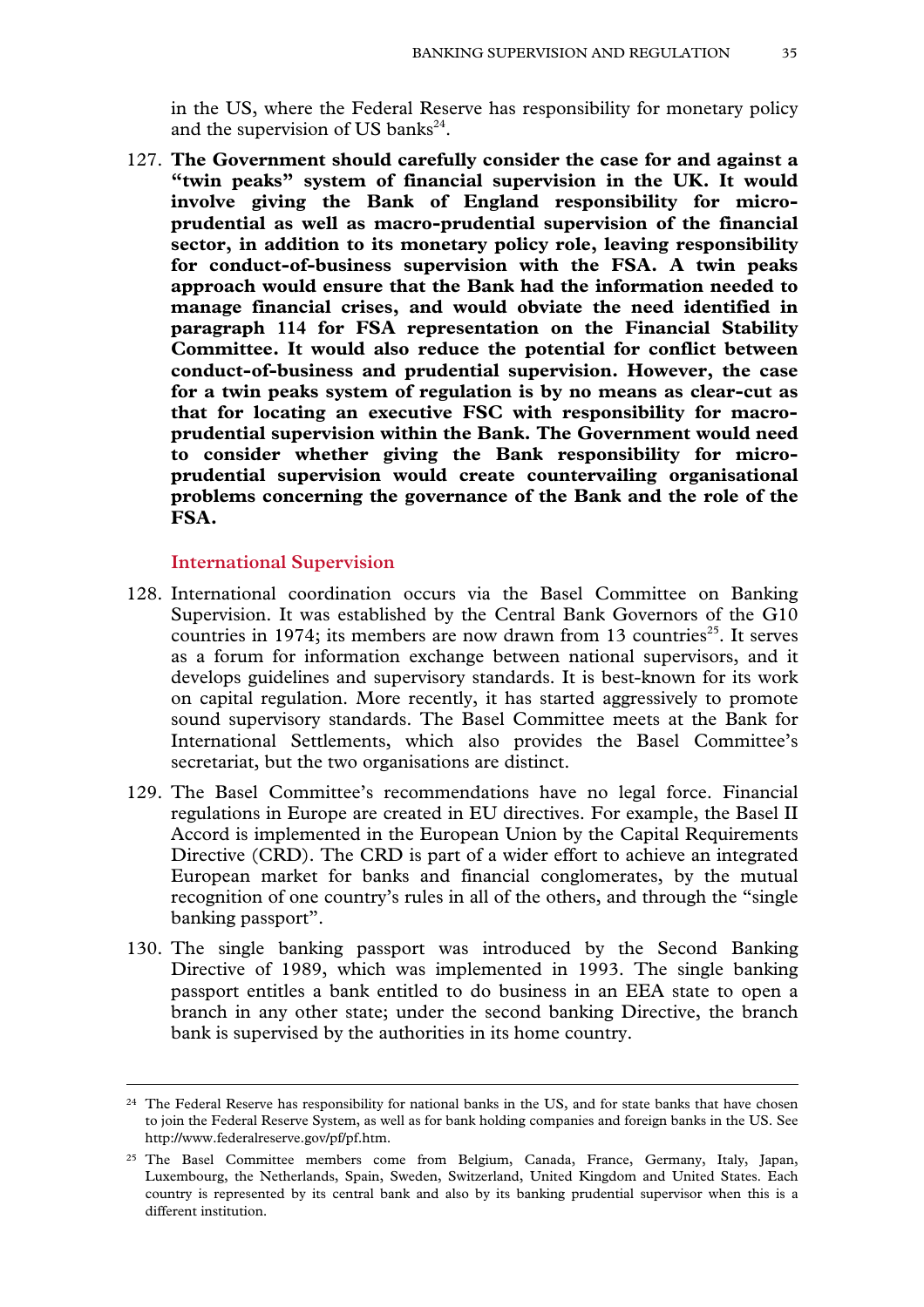in the US, where the Federal Reserve has responsibility for monetary policy and the supervision of US banks[24].

127. **The Government should carefully consider the case for and against a "twin peaks" system of financial supervision in the UK. It would involve giving the Bank of England responsibility for micro-prudential as well as macro-prudential supervision of the financial sector, in addition to its monetary policy role, leaving responsibility for conduct-of-business supervision with the FSA. A twin peaks approach would ensure that the Bank had the information needed to manage financial crises, and would obviate the need identified in paragraph 114 for FSA representation on the Financial Stability Committee. It would also reduce the potential for conflict between conduct-of-business and prudential supervision. However, the case for a twin peaks system of regulation is by no means as clear-cut as that for locating an executive FSC with responsibility for macro-prudential supervision within the Bank. The Government would need to consider whether giving the Bank responsibility for micro-prudential supervision would create countervailing organisational problems concerning the governance of the Bank and the role of the FSA.**

### International Supervision

128. International coordination occurs via the Basel Committee on Banking Supervision. It was established by the Central Bank Governors of the G10 countries in 1974; its members are now drawn from 13 countries[25]. It serves as a forum for information exchange between national supervisors, and it develops guidelines and supervisory standards. It is best-known for its work on capital regulation. More recently, it has started aggressively to promote sound supervisory standards. The Basel Committee meets at the Bank for International Settlements, which also provides the Basel Committee's secretariat, but the two organisations are distinct.

129. The Basel Committee's recommendations have no legal force. Financial regulations in Europe are created in EU directives. For example, the Basel II Accord is implemented in the European Union by the Capital Requirements Directive (CRD). The CRD is part of a wider effort to achieve an integrated European market for banks and financial conglomerates, by the mutual recognition of one country's rules in all of the others, and through the "single banking passport".

130. The single banking passport was introduced by the Second Banking Directive of 1989, which was implemented in 1993. The single banking passport entitles a bank entitled to do business in an EEA state to open a branch in any other state; under the second banking Directive, the branch bank is supervised by the authorities in its home country.

---

[24] The Federal Reserve has responsibility for national banks in the US, and for state banks that have chosen to join the Federal Reserve System, as well as for bank holding companies and foreign banks in the US. See http://www.federalreserve.gov/pf/pf.htm.

[25] The Basel Committee members come from Belgium, Canada, France, Germany, Italy, Japan, Luxembourg, the Netherlands, Spain, Sweden, Switzerland, United Kingdom and United States. Each country is represented by its central bank and also by its banking prudential supervisor when this is a different institution.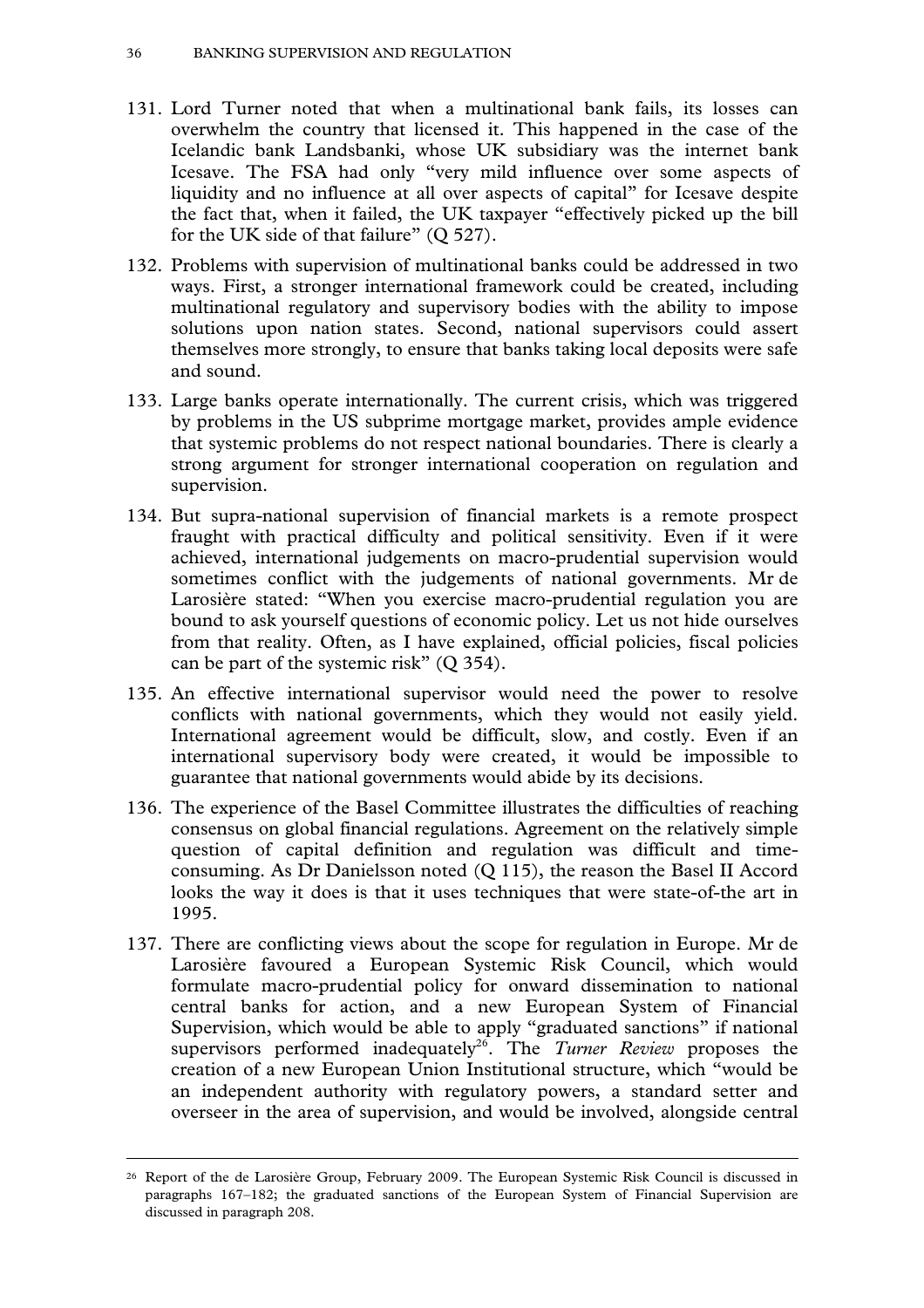131. Lord Turner noted that when a multinational bank fails, its losses can overwhelm the country that licensed it. This happened in the case of the Icelandic bank Landsbanki, whose UK subsidiary was the internet bank Icesave. The FSA had only "very mild influence over some aspects of liquidity and no influence at all over aspects of capital" for Icesave despite the fact that, when it failed, the UK taxpayer "effectively picked up the bill for the UK side of that failure" (Q 527).

132. Problems with supervision of multinational banks could be addressed in two ways. First, a stronger international framework could be created, including multinational regulatory and supervisory bodies with the ability to impose solutions upon nation states. Second, national supervisors could assert themselves more strongly, to ensure that banks taking local deposits were safe and sound.

133. Large banks operate internationally. The current crisis, which was triggered by problems in the US subprime mortgage market, provides ample evidence that systemic problems do not respect national boundaries. There is clearly a strong argument for stronger international cooperation on regulation and supervision.

134. But supra-national supervision of financial markets is a remote prospect fraught with practical difficulty and political sensitivity. Even if it were achieved, international judgements on macro-prudential supervision would sometimes conflict with the judgements of national governments. Mr de Larosière stated: "When you exercise macro-prudential regulation you are bound to ask yourself questions of economic policy. Let us not hide ourselves from that reality. Often, as I have explained, official policies, fiscal policies can be part of the systemic risk" (Q 354).

135. An effective international supervisor would need the power to resolve conflicts with national governments, which they would not easily yield. International agreement would be difficult, slow, and costly. Even if an international supervisory body were created, it would be impossible to guarantee that national governments would abide by its decisions.

136. The experience of the Basel Committee illustrates the difficulties of reaching consensus on global financial regulations. Agreement on the relatively simple question of capital definition and regulation was difficult and time-consuming. As Dr Danielsson noted (Q 115), the reason the Basel II Accord looks the way it does is that it uses techniques that were state-of-the art in 1995.

137. There are conflicting views about the scope for regulation in Europe. Mr de Larosière favoured a European Systemic Risk Council, which would formulate macro-prudential policy for onward dissemination to national central banks for action, and a new European System of Financial Supervision, which would be able to apply "graduated sanctions" if national supervisors performed inadequately[26]. The *Turner Review* proposes the creation of a new European Union Institutional structure, which "would be an independent authority with regulatory powers, a standard setter and overseer in the area of supervision, and would be involved, alongside central

---

[26] Report of the de Larosière Group, February 2009. The European Systemic Risk Council is discussed in paragraphs 167–182; the graduated sanctions of the European System of Financial Supervision are discussed in paragraph 208.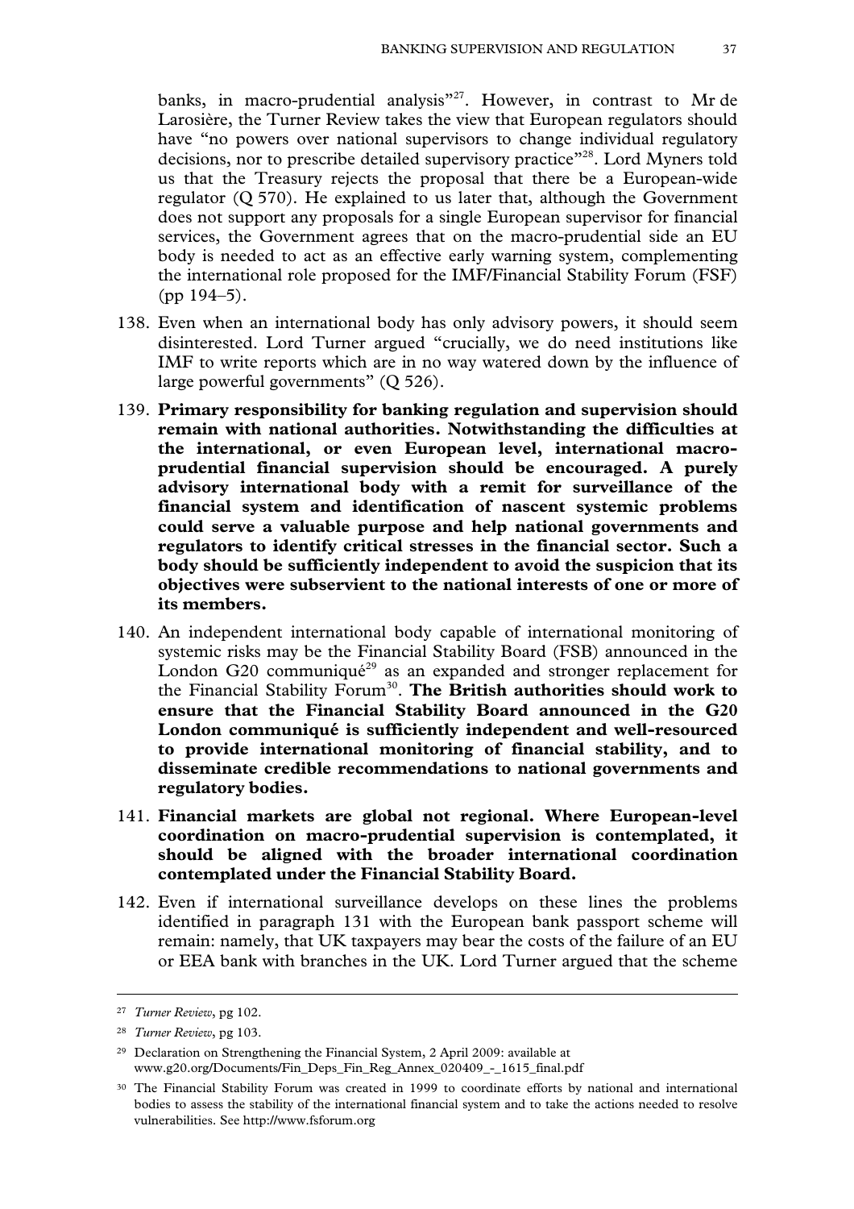banks, in macro-prudential analysis"[27]. However, in contrast to Mr de Larosière, the Turner Review takes the view that European regulators should have "no powers over national supervisors to change individual regulatory decisions, nor to prescribe detailed supervisory practice"[28]. Lord Myners told us that the Treasury rejects the proposal that there be a European-wide regulator (Q 570). He explained to us later that, although the Government does not support any proposals for a single European supervisor for financial services, the Government agrees that on the macro-prudential side an EU body is needed to act as an effective early warning system, complementing the international role proposed for the IMF/Financial Stability Forum (FSF) (pp 194–5).

138. Even when an international body has only advisory powers, it should seem disinterested. Lord Turner argued "crucially, we do need institutions like IMF to write reports which are in no way watered down by the influence of large powerful governments" (Q 526).

139. **Primary responsibility for banking regulation and supervision should remain with national authorities. Notwithstanding the difficulties at the international, or even European level, international macro-prudential financial supervision should be encouraged. A purely advisory international body with a remit for surveillance of the financial system and identification of nascent systemic problems could serve a valuable purpose and help national governments and regulators to identify critical stresses in the financial sector. Such a body should be sufficiently independent to avoid the suspicion that its objectives were subservient to the national interests of one or more of its members.**

140. An independent international body capable of international monitoring of systemic risks may be the Financial Stability Board (FSB) announced in the London G20 communiqué[29] as an expanded and stronger replacement for the Financial Stability Forum[30]. **The British authorities should work to ensure that the Financial Stability Board announced in the G20 London communiqué is sufficiently independent and well-resourced to provide international monitoring of financial stability, and to disseminate credible recommendations to national governments and regulatory bodies.**

141. **Financial markets are global not regional. Where European-level coordination on macro-prudential supervision is contemplated, it should be aligned with the broader international coordination contemplated under the Financial Stability Board.**

142. Even if international surveillance develops on these lines the problems identified in paragraph 131 with the European bank passport scheme will remain: namely, that UK taxpayers may bear the costs of the failure of an EU or EEA bank with branches in the UK. Lord Turner argued that the scheme

---

[27] *Turner Review*, pg 102.

[28] *Turner Review*, pg 103.

[29] Declaration on Strengthening the Financial System, 2 April 2009: available at www.g20.org/Documents/Fin_Deps_Fin_Reg_Annex_020409_-_1615_final.pdf

[30] The Financial Stability Forum was created in 1999 to coordinate efforts by national and international bodies to assess the stability of the international financial system and to take the actions needed to resolve vulnerabilities. See http://www.fsforum.org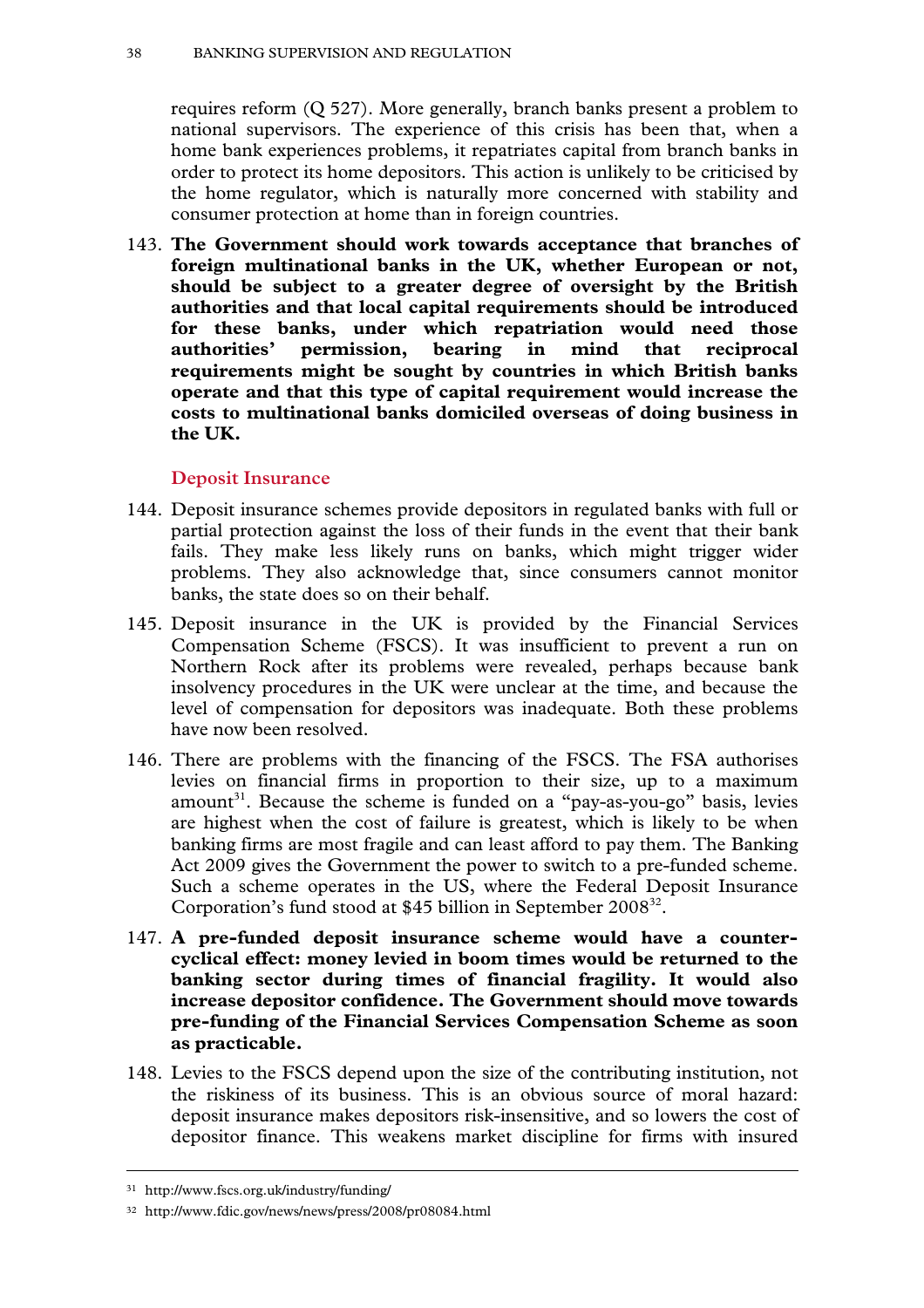requires reform (Q 527). More generally, branch banks present a problem to national supervisors. The experience of this crisis has been that, when a home bank experiences problems, it repatriates capital from branch banks in order to protect its home depositors. This action is unlikely to be criticised by the home regulator, which is naturally more concerned with stability and consumer protection at home than in foreign countries.

143. **The Government should work towards acceptance that branches of foreign multinational banks in the UK, whether European or not, should be subject to a greater degree of oversight by the British authorities and that local capital requirements should be introduced for these banks, under which repatriation would need those authorities' permission, bearing in mind that reciprocal requirements might be sought by countries in which British banks operate and that this type of capital requirement would increase the costs to multinational banks domiciled overseas of doing business in the UK.**

### Deposit Insurance

144. Deposit insurance schemes provide depositors in regulated banks with full or partial protection against the loss of their funds in the event that their bank fails. They make less likely runs on banks, which might trigger wider problems. They also acknowledge that, since consumers cannot monitor banks, the state does so on their behalf.

145. Deposit insurance in the UK is provided by the Financial Services Compensation Scheme (FSCS). It was insufficient to prevent a run on Northern Rock after its problems were revealed, perhaps because bank insolvency procedures in the UK were unclear at the time, and because the level of compensation for depositors was inadequate. Both these problems have now been resolved.

146. There are problems with the financing of the FSCS. The FSA authorises levies on financial firms in proportion to their size, up to a maximum amount[31]. Because the scheme is funded on a "pay-as-you-go" basis, levies are highest when the cost of failure is greatest, which is likely to be when banking firms are most fragile and can least afford to pay them. The Banking Act 2009 gives the Government the power to switch to a pre-funded scheme. Such a scheme operates in the US, where the Federal Deposit Insurance Corporation's fund stood at $45 billion in September 2008[32].

147. **A pre-funded deposit insurance scheme would have a counter-cyclical effect: money levied in boom times would be returned to the banking sector during times of financial fragility. It would also increase depositor confidence. The Government should move towards pre-funding of the Financial Services Compensation Scheme as soon as practicable.**

148. Levies to the FSCS depend upon the size of the contributing institution, not the riskiness of its business. This is an obvious source of moral hazard: deposit insurance makes depositors risk-insensitive, and so lowers the cost of depositor finance. This weakens market discipline for firms with insured

---

[31] http://www.fscs.org.uk/industry/funding/

[32] http://www.fdic.gov/news/news/press/2008/pr08084.html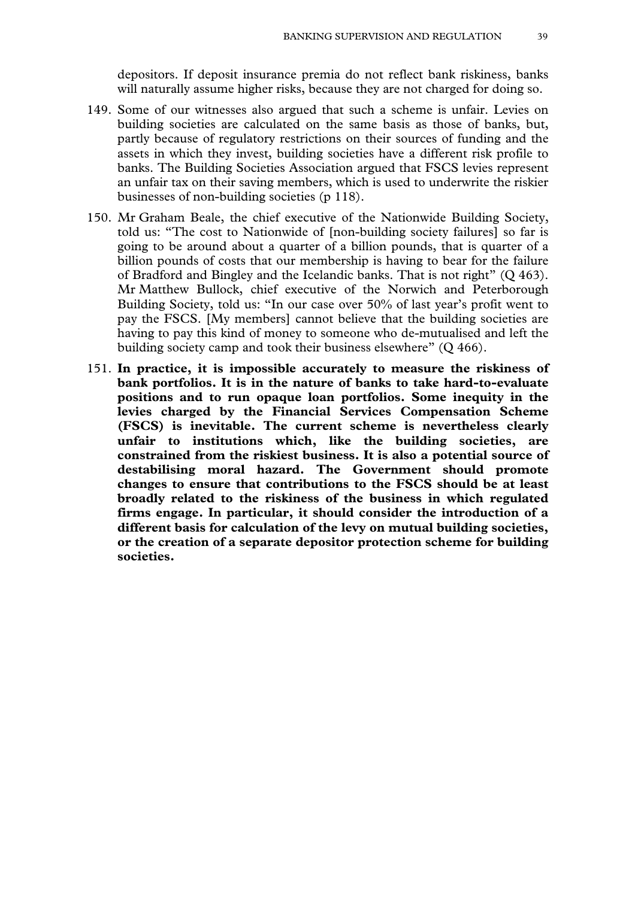depositors. If deposit insurance premia do not reflect bank riskiness, banks will naturally assume higher risks, because they are not charged for doing so.

149. Some of our witnesses also argued that such a scheme is unfair. Levies on building societies are calculated on the same basis as those of banks, but, partly because of regulatory restrictions on their sources of funding and the assets in which they invest, building societies have a different risk profile to banks. The Building Societies Association argued that FSCS levies represent an unfair tax on their saving members, which is used to underwrite the riskier businesses of non-building societies (p 118).

150. Mr Graham Beale, the chief executive of the Nationwide Building Society, told us: "The cost to Nationwide of [non-building society failures] so far is going to be around about a quarter of a billion pounds, that is quarter of a billion pounds of costs that our membership is having to bear for the failure of Bradford and Bingley and the Icelandic banks. That is not right" (Q 463). Mr Matthew Bullock, chief executive of the Norwich and Peterborough Building Society, told us: "In our case over 50% of last year's profit went to pay the FSCS. [My members] cannot believe that the building societies are having to pay this kind of money to someone who de-mutualised and left the building society camp and took their business elsewhere" (Q 466).

151. **In practice, it is impossible accurately to measure the riskiness of bank portfolios. It is in the nature of banks to take hard-to-evaluate positions and to run opaque loan portfolios. Some inequity in the levies charged by the Financial Services Compensation Scheme (FSCS) is inevitable. The current scheme is nevertheless clearly unfair to institutions which, like the building societies, are constrained from the riskiest business. It is also a potential source of destabilising moral hazard. The Government should promote changes to ensure that contributions to the FSCS should be at least broadly related to the riskiness of the business in which regulated firms engage. In particular, it should consider the introduction of a different basis for calculation of the levy on mutual building societies, or the creation of a separate depositor protection scheme for building societies.**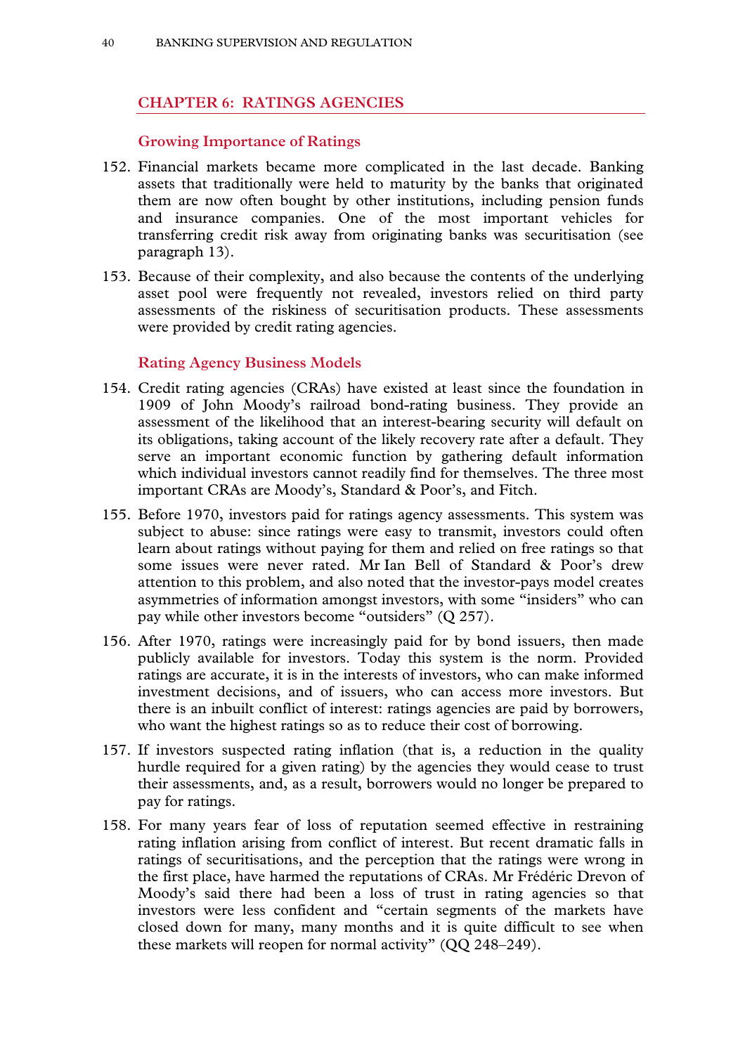## CHAPTER 6: RATINGS AGENCIES

### Growing Importance of Ratings

152. Financial markets became more complicated in the last decade. Banking assets that traditionally were held to maturity by the banks that originated them are now often bought by other institutions, including pension funds and insurance companies. One of the most important vehicles for transferring credit risk away from originating banks was securitisation (see paragraph 13).

153. Because of their complexity, and also because the contents of the underlying asset pool were frequently not revealed, investors relied on third party assessments of the riskiness of securitisation products. These assessments were provided by credit rating agencies.

### Rating Agency Business Models

154. Credit rating agencies (CRAs) have existed at least since the foundation in 1909 of John Moody's railroad bond-rating business. They provide an assessment of the likelihood that an interest-bearing security will default on its obligations, taking account of the likely recovery rate after a default. They serve an important economic function by gathering default information which individual investors cannot readily find for themselves. The three most important CRAs are Moody's, Standard & Poor's, and Fitch.

155. Before 1970, investors paid for ratings agency assessments. This system was subject to abuse: since ratings were easy to transmit, investors could often learn about ratings without paying for them and relied on free ratings so that some issues were never rated. Mr Ian Bell of Standard & Poor's drew attention to this problem, and also noted that the investor-pays model creates asymmetries of information amongst investors, with some "insiders" who can pay while other investors become "outsiders" (Q 257).

156. After 1970, ratings were increasingly paid for by bond issuers, then made publicly available for investors. Today this system is the norm. Provided ratings are accurate, it is in the interests of investors, who can make informed investment decisions, and of issuers, who can access more investors. But there is an inbuilt conflict of interest: ratings agencies are paid by borrowers, who want the highest ratings so as to reduce their cost of borrowing.

157. If investors suspected rating inflation (that is, a reduction in the quality hurdle required for a given rating) by the agencies they would cease to trust their assessments, and, as a result, borrowers would no longer be prepared to pay for ratings.

158. For many years fear of loss of reputation seemed effective in restraining rating inflation arising from conflict of interest. But recent dramatic falls in ratings of securitisations, and the perception that the ratings were wrong in the first place, have harmed the reputations of CRAs. Mr Frédéric Drevon of Moody's said there had been a loss of trust in rating agencies so that investors were less confident and "certain segments of the markets have closed down for many, many months and it is quite difficult to see when these markets will reopen for normal activity" (QQ 248–249).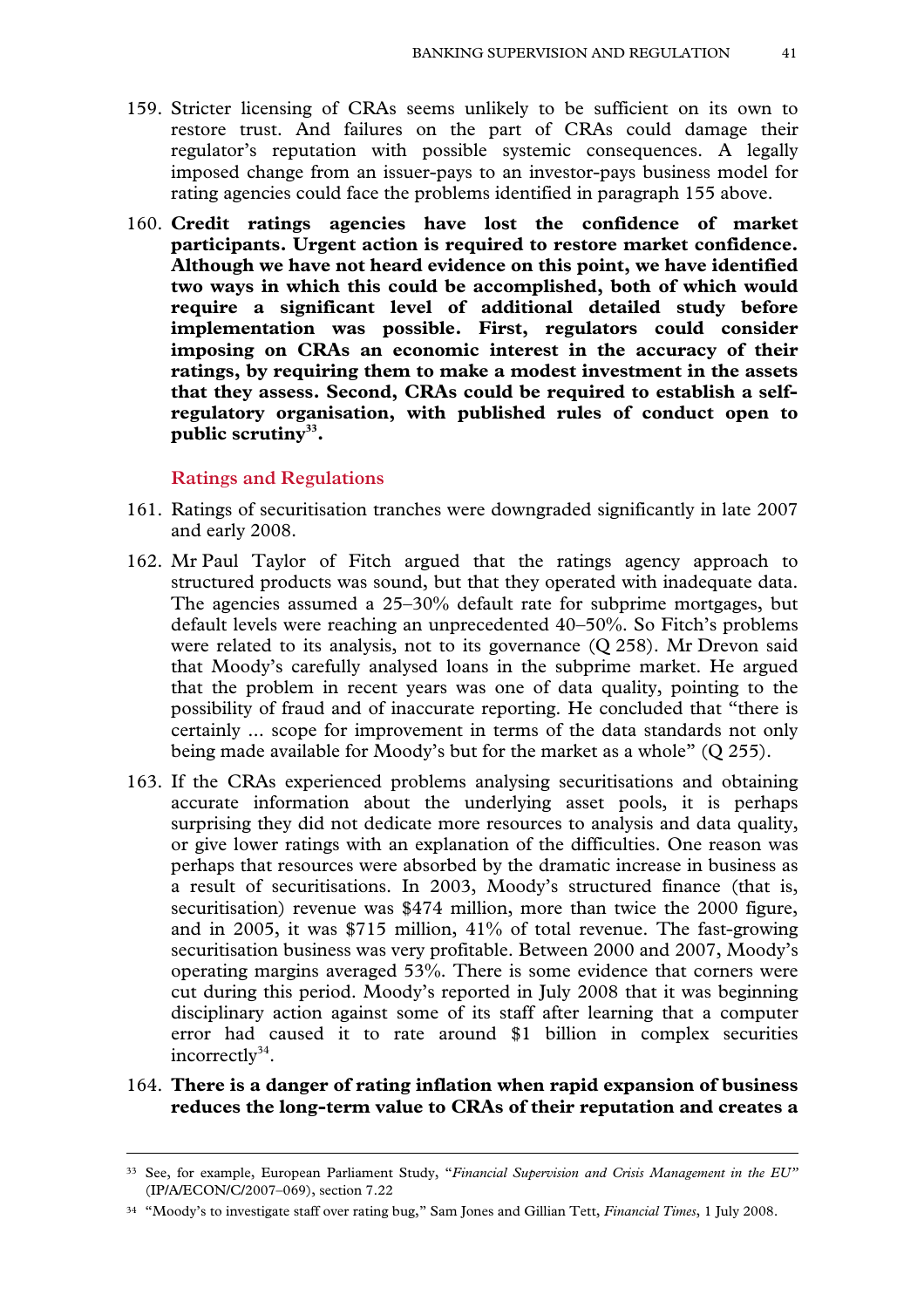159. Stricter licensing of CRAs seems unlikely to be sufficient on its own to restore trust. And failures on the part of CRAs could damage their regulator's reputation with possible systemic consequences. A legally imposed change from an issuer-pays to an investor-pays business model for rating agencies could face the problems identified in paragraph 155 above.

160. **Credit ratings agencies have lost the confidence of market participants. Urgent action is required to restore market confidence. Although we have not heard evidence on this point, we have identified two ways in which this could be accomplished, both of which would require a significant level of additional detailed study before implementation was possible. First, regulators could consider imposing on CRAs an economic interest in the accuracy of their ratings, by requiring them to make a modest investment in the assets that they assess. Second, CRAs could be required to establish a self-regulatory organisation, with published rules of conduct open to public scrutiny[33].**

### Ratings and Regulations

161. Ratings of securitisation tranches were downgraded significantly in late 2007 and early 2008.

162. Mr Paul Taylor of Fitch argued that the ratings agency approach to structured products was sound, but that they operated with inadequate data. The agencies assumed a 25–30% default rate for subprime mortgages, but default levels were reaching an unprecedented 40–50%. So Fitch's problems were related to its analysis, not to its governance (Q 258). Mr Drevon said that Moody's carefully analysed loans in the subprime market. He argued that the problem in recent years was one of data quality, pointing to the possibility of fraud and of inaccurate reporting. He concluded that "there is certainly ... scope for improvement in terms of the data standards not only being made available for Moody's but for the market as a whole" (Q 255).

163. If the CRAs experienced problems analysing securitisations and obtaining accurate information about the underlying asset pools, it is perhaps surprising they did not dedicate more resources to analysis and data quality, or give lower ratings with an explanation of the difficulties. One reason was perhaps that resources were absorbed by the dramatic increase in business as a result of securitisations. In 2003, Moody's structured finance (that is, securitisation) revenue was $474 million, more than twice the 2000 figure, and in 2005, it was $715 million, 41% of total revenue. The fast-growing securitisation business was very profitable. Between 2000 and 2007, Moody's operating margins averaged 53%. There is some evidence that corners were cut during this period. Moody's reported in July 2008 that it was beginning disciplinary action against some of its staff after learning that a computer error had caused it to rate around $1 billion in complex securities incorrectly[34].

164. **There is a danger of rating inflation when rapid expansion of business reduces the long-term value to CRAs of their reputation and creates a**

---

[33] See, for example, European Parliament Study, "*Financial Supervision and Crisis Management in the EU*" (IP/A/ECON/C/2007–069), section 7.22

[34] "Moody's to investigate staff over rating bug," Sam Jones and Gillian Tett, *Financial Times*, 1 July 2008.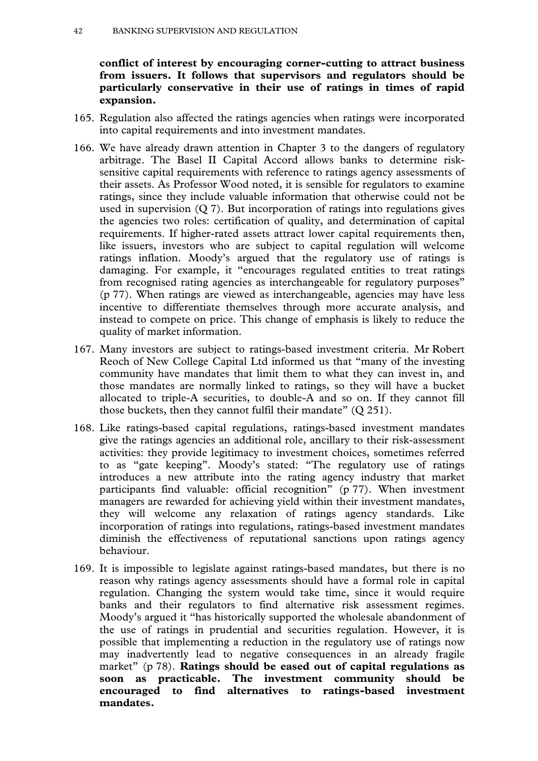**conflict of interest by encouraging corner-cutting to attract business from issuers. It follows that supervisors and regulators should be particularly conservative in their use of ratings in times of rapid expansion.**

165. Regulation also affected the ratings agencies when ratings were incorporated into capital requirements and into investment mandates.

166. We have already drawn attention in Chapter 3 to the dangers of regulatory arbitrage. The Basel II Capital Accord allows banks to determine risk-sensitive capital requirements with reference to ratings agency assessments of their assets. As Professor Wood noted, it is sensible for regulators to examine ratings, since they include valuable information that otherwise could not be used in supervision (Q 7). But incorporation of ratings into regulations gives the agencies two roles: certification of quality, and determination of capital requirements. If higher-rated assets attract lower capital requirements then, like issuers, investors who are subject to capital regulation will welcome ratings inflation. Moody's argued that the regulatory use of ratings is damaging. For example, it "encourages regulated entities to treat ratings from recognised rating agencies as interchangeable for regulatory purposes" (p 77). When ratings are viewed as interchangeable, agencies may have less incentive to differentiate themselves through more accurate analysis, and instead to compete on price. This change of emphasis is likely to reduce the quality of market information.

167. Many investors are subject to ratings-based investment criteria. Mr Robert Reoch of New College Capital Ltd informed us that "many of the investing community have mandates that limit them to what they can invest in, and those mandates are normally linked to ratings, so they will have a bucket allocated to triple-A securities, to double-A and so on. If they cannot fill those buckets, then they cannot fulfil their mandate" (Q 251).

168. Like ratings-based capital regulations, ratings-based investment mandates give the ratings agencies an additional role, ancillary to their risk-assessment activities: they provide legitimacy to investment choices, sometimes referred to as "gate keeping". Moody's stated: "The regulatory use of ratings introduces a new attribute into the rating agency industry that market participants find valuable: official recognition" (p 77). When investment managers are rewarded for achieving yield within their investment mandates, they will welcome any relaxation of ratings agency standards. Like incorporation of ratings into regulations, ratings-based investment mandates diminish the effectiveness of reputational sanctions upon ratings agency behaviour.

169. It is impossible to legislate against ratings-based mandates, but there is no reason why ratings agency assessments should have a formal role in capital regulation. Changing the system would take time, since it would require banks and their regulators to find alternative risk assessment regimes. Moody's argued it "has historically supported the wholesale abandonment of the use of ratings in prudential and securities regulation. However, it is possible that implementing a reduction in the regulatory use of ratings now may inadvertently lead to negative consequences in an already fragile market" (p 78). **Ratings should be eased out of capital regulations as soon as practicable. The investment community should be encouraged to find alternatives to ratings-based investment mandates.**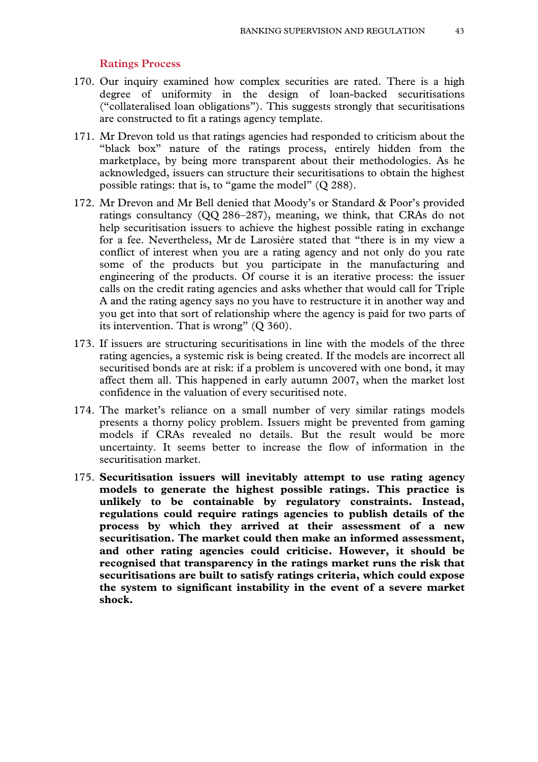### Ratings Process

170. Our inquiry examined how complex securities are rated. There is a high degree of uniformity in the design of loan-backed securitisations ("collateralised loan obligations"). This suggests strongly that securitisations are constructed to fit a ratings agency template.

171. Mr Drevon told us that ratings agencies had responded to criticism about the "black box" nature of the ratings process, entirely hidden from the marketplace, by being more transparent about their methodologies. As he acknowledged, issuers can structure their securitisations to obtain the highest possible ratings: that is, to "game the model" (Q 288).

172. Mr Drevon and Mr Bell denied that Moody's or Standard & Poor's provided ratings consultancy (QQ 286–287), meaning, we think, that CRAs do not help securitisation issuers to achieve the highest possible rating in exchange for a fee. Nevertheless, Mr de Larosière stated that "there is in my view a conflict of interest when you are a rating agency and not only do you rate some of the products but you participate in the manufacturing and engineering of the products. Of course it is an iterative process: the issuer calls on the credit rating agencies and asks whether that would call for Triple A and the rating agency says no you have to restructure it in another way and you get into that sort of relationship where the agency is paid for two parts of its intervention. That is wrong" (Q 360).

173. If issuers are structuring securitisations in line with the models of the three rating agencies, a systemic risk is being created. If the models are incorrect all securitised bonds are at risk: if a problem is uncovered with one bond, it may affect them all. This happened in early autumn 2007, when the market lost confidence in the valuation of every securitised note.

174. The market's reliance on a small number of very similar ratings models presents a thorny policy problem. Issuers might be prevented from gaming models if CRAs revealed no details. But the result would be more uncertainty. It seems better to increase the flow of information in the securitisation market.

175. **Securitisation issuers will inevitably attempt to use rating agency models to generate the highest possible ratings. This practice is unlikely to be containable by regulatory constraints. Instead, regulations could require ratings agencies to publish details of the process by which they arrived at their assessment of a new securitisation. The market could then make an informed assessment, and other rating agencies could criticise. However, it should be recognised that transparency in the ratings market runs the risk that securitisations are built to satisfy ratings criteria, which could expose the system to significant instability in the event of a severe market shock.**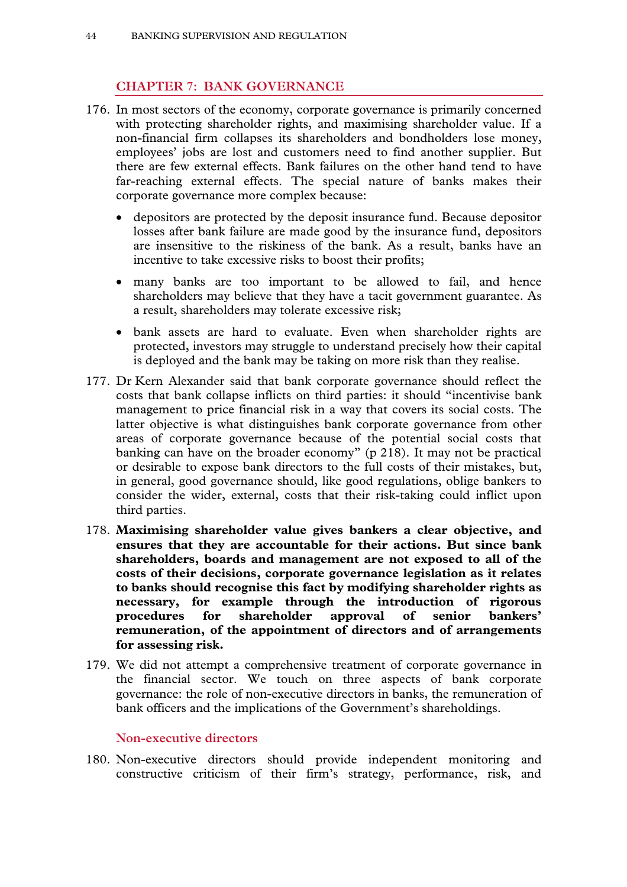## CHAPTER 7: BANK GOVERNANCE

176. In most sectors of the economy, corporate governance is primarily concerned with protecting shareholder rights, and maximising shareholder value. If a non-financial firm collapses its shareholders and bondholders lose money, employees' jobs are lost and customers need to find another supplier. But there are few external effects. Bank failures on the other hand tend to have far-reaching external effects. The special nature of banks makes their corporate governance more complex because:

    - depositors are protected by the deposit insurance fund. Because depositor losses after bank failure are made good by the insurance fund, depositors are insensitive to the riskiness of the bank. As a result, banks have an incentive to take excessive risks to boost their profits;
    - many banks are too important to be allowed to fail, and hence shareholders may believe that they have a tacit government guarantee. As a result, shareholders may tolerate excessive risk;
    - bank assets are hard to evaluate. Even when shareholder rights are protected, investors may struggle to understand precisely how their capital is deployed and the bank may be taking on more risk than they realise.

177. Dr Kern Alexander said that bank corporate governance should reflect the costs that bank collapse inflicts on third parties: it should "incentivise bank management to price financial risk in a way that covers its social costs. The latter objective is what distinguishes bank corporate governance from other areas of corporate governance because of the potential social costs that banking can have on the broader economy" (p 218). It may not be practical or desirable to expose bank directors to the full costs of their mistakes, but, in general, good governance should, like good regulations, oblige bankers to consider the wider, external, costs that their risk-taking could inflict upon third parties.

178. **Maximising shareholder value gives bankers a clear objective, and ensures that they are accountable for their actions. But since bank shareholders, boards and management are not exposed to all of the costs of their decisions, corporate governance legislation as it relates to banks should recognise this fact by modifying shareholder rights as necessary, for example through the introduction of rigorous procedures for shareholder approval of senior bankers' remuneration, of the appointment of directors and of arrangements for assessing risk.**

179. We did not attempt a comprehensive treatment of corporate governance in the financial sector. We touch on three aspects of bank corporate governance: the role of non-executive directors in banks, the remuneration of bank officers and the implications of the Government's shareholdings.

### Non-executive directors

180. Non-executive directors should provide independent monitoring and constructive criticism of their firm's strategy, performance, risk, and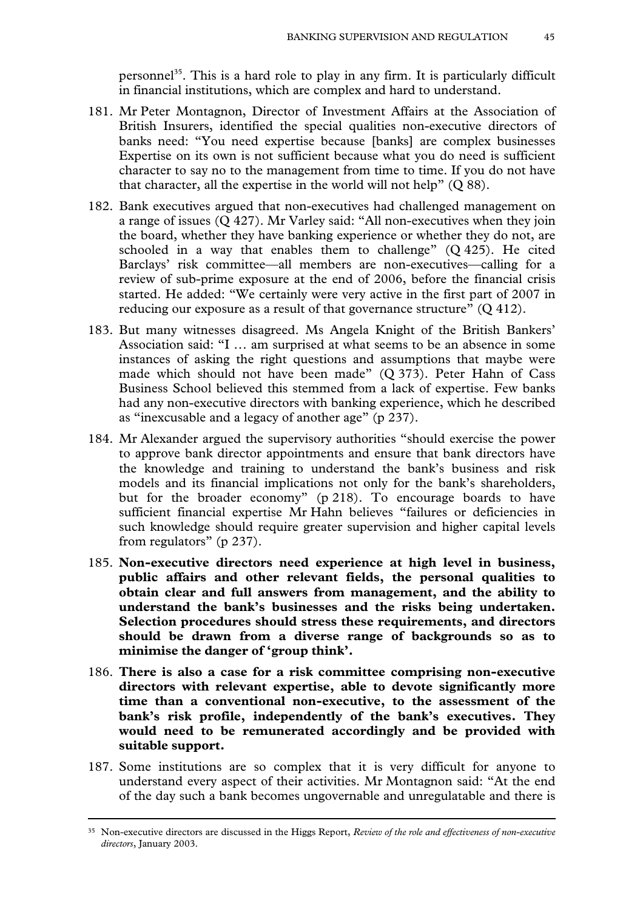personnel[35]. This is a hard role to play in any firm. It is particularly difficult in financial institutions, which are complex and hard to understand.

181. Mr Peter Montagnon, Director of Investment Affairs at the Association of British Insurers, identified the special qualities non-executive directors of banks need: "You need expertise because [banks] are complex businesses Expertise on its own is not sufficient because what you do need is sufficient character to say no to the management from time to time. If you do not have that character, all the expertise in the world will not help" (Q 88).

182. Bank executives argued that non-executives had challenged management on a range of issues (Q 427). Mr Varley said: "All non-executives when they join the board, whether they have banking experience or whether they do not, are schooled in a way that enables them to challenge" (Q 425). He cited Barclays' risk committee—all members are non-executives—calling for a review of sub-prime exposure at the end of 2006, before the financial crisis started. He added: "We certainly were very active in the first part of 2007 in reducing our exposure as a result of that governance structure" (Q 412).

183. But many witnesses disagreed. Ms Angela Knight of the British Bankers' Association said: "I … am surprised at what seems to be an absence in some instances of asking the right questions and assumptions that maybe were made which should not have been made" (Q 373). Peter Hahn of Cass Business School believed this stemmed from a lack of expertise. Few banks had any non-executive directors with banking experience, which he described as "inexcusable and a legacy of another age" (p 237).

184. Mr Alexander argued the supervisory authorities "should exercise the power to approve bank director appointments and ensure that bank directors have the knowledge and training to understand the bank's business and risk models and its financial implications not only for the bank's shareholders, but for the broader economy" (p 218). To encourage boards to have sufficient financial expertise Mr Hahn believes "failures or deficiencies in such knowledge should require greater supervision and higher capital levels from regulators" (p 237).

185. **Non-executive directors need experience at high level in business, public affairs and other relevant fields, the personal qualities to obtain clear and full answers from management, and the ability to understand the bank's businesses and the risks being undertaken. Selection procedures should stress these requirements, and directors should be drawn from a diverse range of backgrounds so as to minimise the danger of 'group think'.**

186. **There is also a case for a risk committee comprising non-executive directors with relevant expertise, able to devote significantly more time than a conventional non-executive, to the assessment of the bank's risk profile, independently of the bank's executives. They would need to be remunerated accordingly and be provided with suitable support.**

187. Some institutions are so complex that it is very difficult for anyone to understand every aspect of their activities. Mr Montagnon said: "At the end of the day such a bank becomes ungovernable and unregulatable and there is

---

[35] Non-executive directors are discussed in the Higgs Report, *Review of the role and effectiveness of non-executive directors*, January 2003.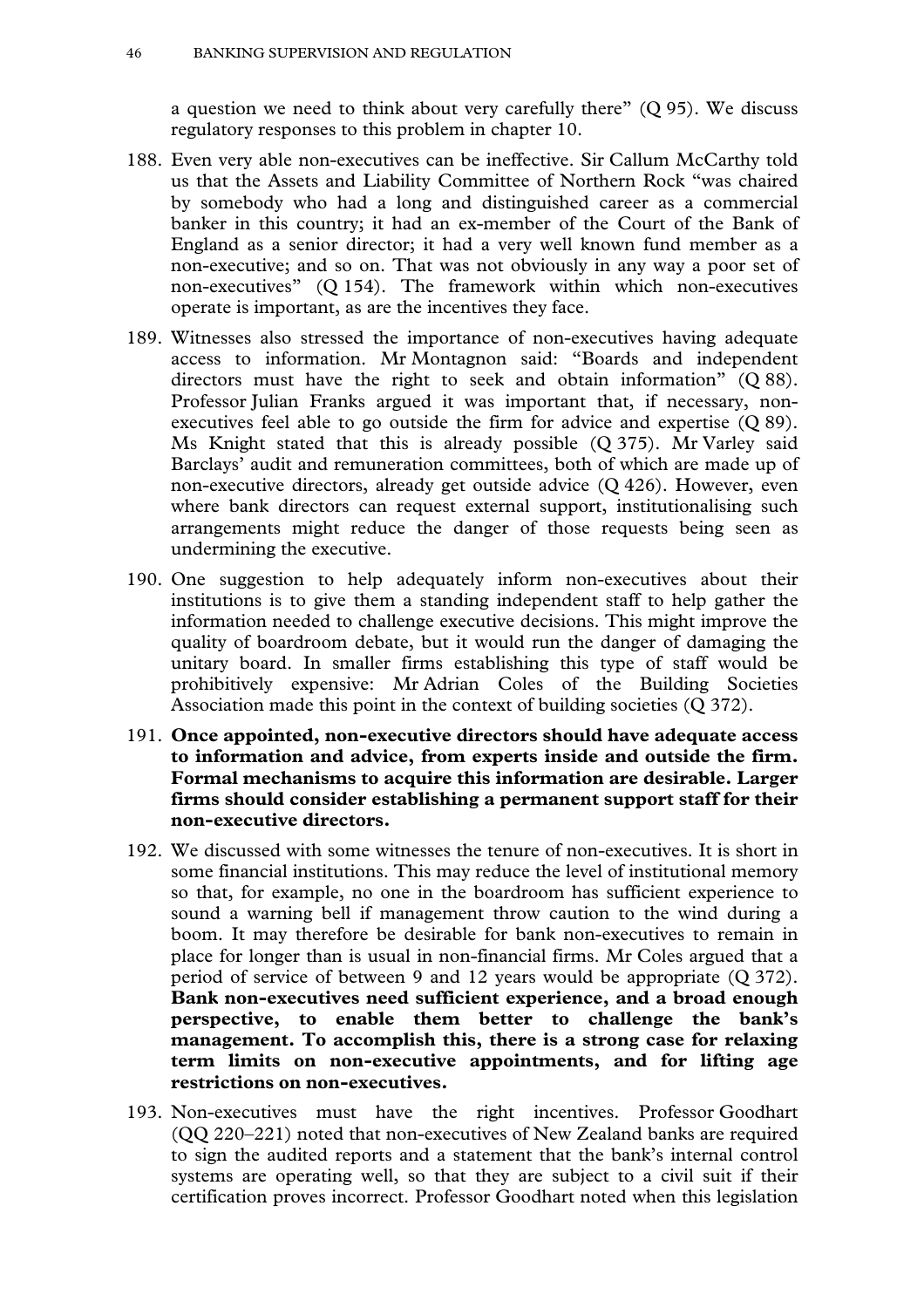a question we need to think about very carefully there" (Q 95). We discuss regulatory responses to this problem in chapter 10.

188. Even very able non-executives can be ineffective. Sir Callum McCarthy told us that the Assets and Liability Committee of Northern Rock "was chaired by somebody who had a long and distinguished career as a commercial banker in this country; it had an ex-member of the Court of the Bank of England as a senior director; it had a very well known fund member as a non-executive; and so on. That was not obviously in any way a poor set of non-executives" (Q 154). The framework within which non-executives operate is important, as are the incentives they face.

189. Witnesses also stressed the importance of non-executives having adequate access to information. Mr Montagnon said: "Boards and independent directors must have the right to seek and obtain information" (Q 88). Professor Julian Franks argued it was important that, if necessary, non-executives feel able to go outside the firm for advice and expertise (Q 89). Ms Knight stated that this is already possible (Q 375). Mr Varley said Barclays' audit and remuneration committees, both of which are made up of non-executive directors, already get outside advice (Q 426). However, even where bank directors can request external support, institutionalising such arrangements might reduce the danger of those requests being seen as undermining the executive.

190. One suggestion to help adequately inform non-executives about their institutions is to give them a standing independent staff to help gather the information needed to challenge executive decisions. This might improve the quality of boardroom debate, but it would run the danger of damaging the unitary board. In smaller firms establishing this type of staff would be prohibitively expensive: Mr Adrian Coles of the Building Societies Association made this point in the context of building societies (Q 372).

191. **Once appointed, non-executive directors should have adequate access to information and advice, from experts inside and outside the firm. Formal mechanisms to acquire this information are desirable. Larger firms should consider establishing a permanent support staff for their non-executive directors.**

192. We discussed with some witnesses the tenure of non-executives. It is short in some financial institutions. This may reduce the level of institutional memory so that, for example, no one in the boardroom has sufficient experience to sound a warning bell if management throw caution to the wind during a boom. It may therefore be desirable for bank non-executives to remain in place for longer than is usual in non-financial firms. Mr Coles argued that a period of service of between 9 and 12 years would be appropriate (Q 372). **Bank non-executives need sufficient experience, and a broad enough perspective, to enable them better to challenge the bank's management. To accomplish this, there is a strong case for relaxing term limits on non-executive appointments, and for lifting age restrictions on non-executives.**

193. Non-executives must have the right incentives. Professor Goodhart (QQ 220–221) noted that non-executives of New Zealand banks are required to sign the audited reports and a statement that the bank's internal control systems are operating well, so that they are subject to a civil suit if their certification proves incorrect. Professor Goodhart noted when this legislation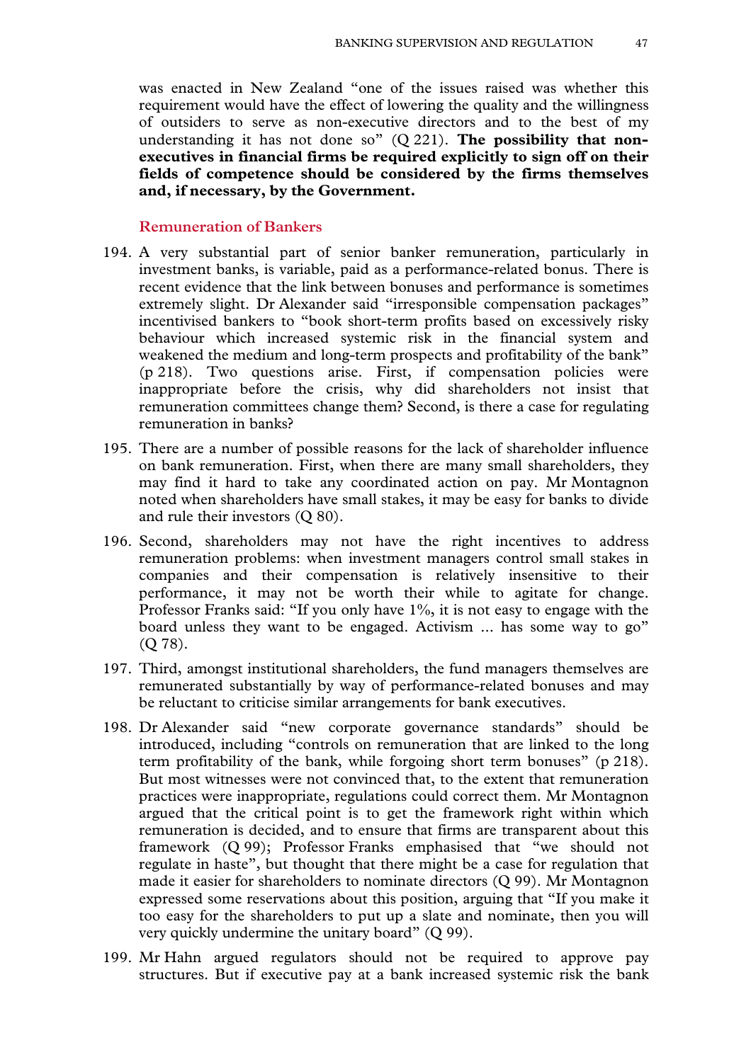was enacted in New Zealand "one of the issues raised was whether this requirement would have the effect of lowering the quality and the willingness of outsiders to serve as non-executive directors and to the best of my understanding it has not done so" (Q 221). **The possibility that non-executives in financial firms be required explicitly to sign off on their fields of competence should be considered by the firms themselves and, if necessary, by the Government.**

### Remuneration of Bankers

194. A very substantial part of senior banker remuneration, particularly in investment banks, is variable, paid as a performance-related bonus. There is recent evidence that the link between bonuses and performance is sometimes extremely slight. Dr Alexander said "irresponsible compensation packages" incentivised bankers to "book short-term profits based on excessively risky behaviour which increased systemic risk in the financial system and weakened the medium and long-term prospects and profitability of the bank" (p 218). Two questions arise. First, if compensation policies were inappropriate before the crisis, why did shareholders not insist that remuneration committees change them? Second, is there a case for regulating remuneration in banks?

195. There are a number of possible reasons for the lack of shareholder influence on bank remuneration. First, when there are many small shareholders, they may find it hard to take any coordinated action on pay. Mr Montagnon noted when shareholders have small stakes, it may be easy for banks to divide and rule their investors (Q 80).

196. Second, shareholders may not have the right incentives to address remuneration problems: when investment managers control small stakes in companies and their compensation is relatively insensitive to their performance, it may not be worth their while to agitate for change. Professor Franks said: "If you only have 1%, it is not easy to engage with the board unless they want to be engaged. Activism ... has some way to go" (Q 78).

197. Third, amongst institutional shareholders, the fund managers themselves are remunerated substantially by way of performance-related bonuses and may be reluctant to criticise similar arrangements for bank executives.

198. Dr Alexander said "new corporate governance standards" should be introduced, including "controls on remuneration that are linked to the long term profitability of the bank, while forgoing short term bonuses" (p 218). But most witnesses were not convinced that, to the extent that remuneration practices were inappropriate, regulations could correct them. Mr Montagnon argued that the critical point is to get the framework right within which remuneration is decided, and to ensure that firms are transparent about this framework (Q 99); Professor Franks emphasised that "we should not regulate in haste", but thought that there might be a case for regulation that made it easier for shareholders to nominate directors (Q 99). Mr Montagnon expressed some reservations about this position, arguing that "If you make it too easy for the shareholders to put up a slate and nominate, then you will very quickly undermine the unitary board" (Q 99).

199. Mr Hahn argued regulators should not be required to approve pay structures. But if executive pay at a bank increased systemic risk the bank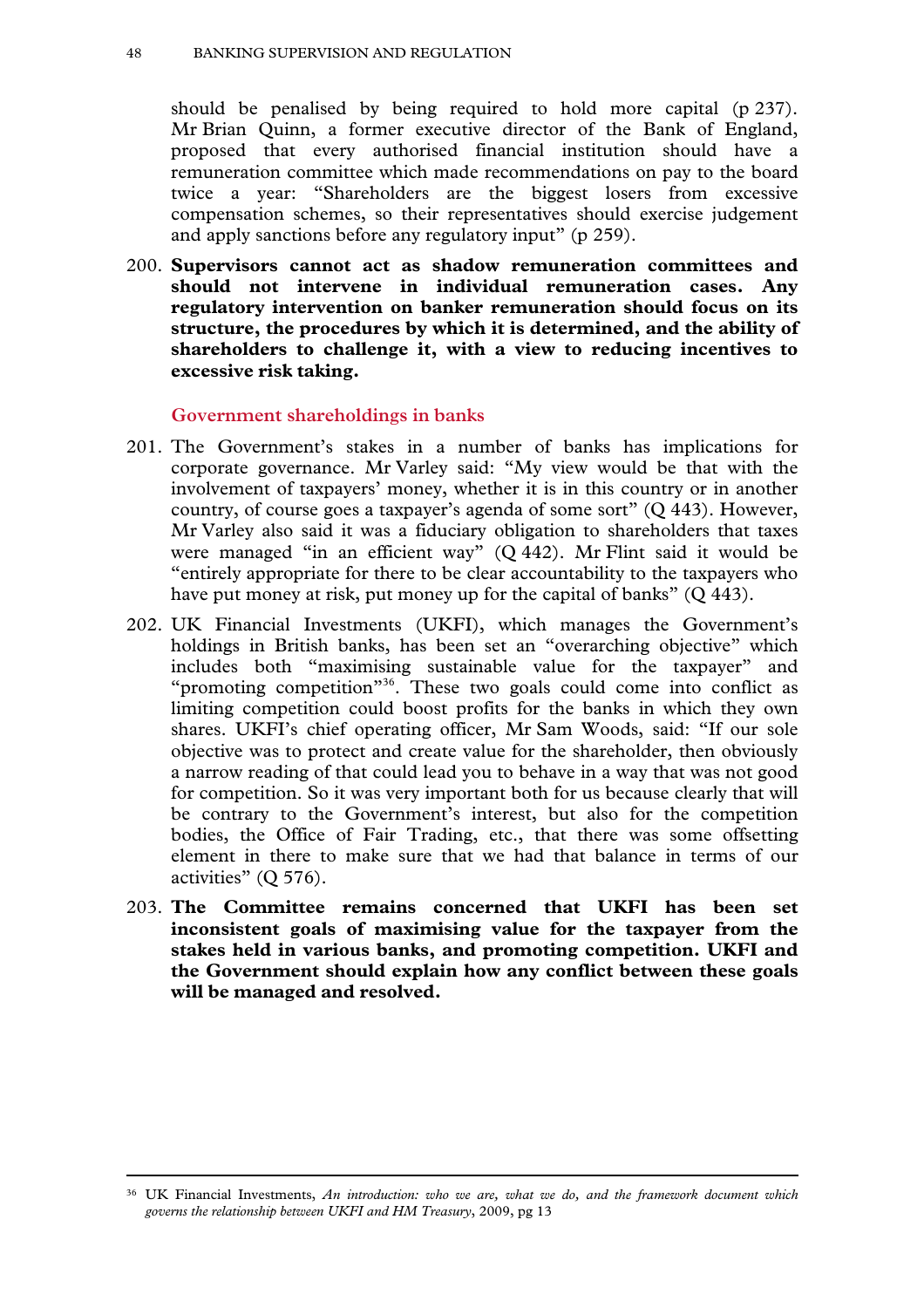should be penalised by being required to hold more capital (p 237). Mr Brian Quinn, a former executive director of the Bank of England, proposed that every authorised financial institution should have a remuneration committee which made recommendations on pay to the board twice a year: "Shareholders are the biggest losers from excessive compensation schemes, so their representatives should exercise judgement and apply sanctions before any regulatory input" (p 259).

200. **Supervisors cannot act as shadow remuneration committees and should not intervene in individual remuneration cases. Any regulatory intervention on banker remuneration should focus on its structure, the procedures by which it is determined, and the ability of shareholders to challenge it, with a view to reducing incentives to excessive risk taking.**

### Government shareholdings in banks

201. The Government's stakes in a number of banks has implications for corporate governance. Mr Varley said: "My view would be that with the involvement of taxpayers' money, whether it is in this country or in another country, of course goes a taxpayer's agenda of some sort" (Q 443). However, Mr Varley also said it was a fiduciary obligation to shareholders that taxes were managed "in an efficient way" (Q 442). Mr Flint said it would be "entirely appropriate for there to be clear accountability to the taxpayers who have put money at risk, put money up for the capital of banks" (Q 443).

202. UK Financial Investments (UKFI), which manages the Government's holdings in British banks, has been set an "overarching objective" which includes both "maximising sustainable value for the taxpayer" and "promoting competition"[36]. These two goals could come into conflict as limiting competition could boost profits for the banks in which they own shares. UKFI's chief operating officer, Mr Sam Woods, said: "If our sole objective was to protect and create value for the shareholder, then obviously a narrow reading of that could lead you to behave in a way that was not good for competition. So it was very important both for us because clearly that will be contrary to the Government's interest, but also for the competition bodies, the Office of Fair Trading, etc., that there was some offsetting element in there to make sure that we had that balance in terms of our activities" (Q 576).

203. **The Committee remains concerned that UKFI has been set inconsistent goals of maximising value for the taxpayer from the stakes held in various banks, and promoting competition. UKFI and the Government should explain how any conflict between these goals will be managed and resolved.**

---

[36] UK Financial Investments, *An introduction: who we are, what we do, and the framework document which governs the relationship between UKFI and HM Treasury*, 2009, pg 13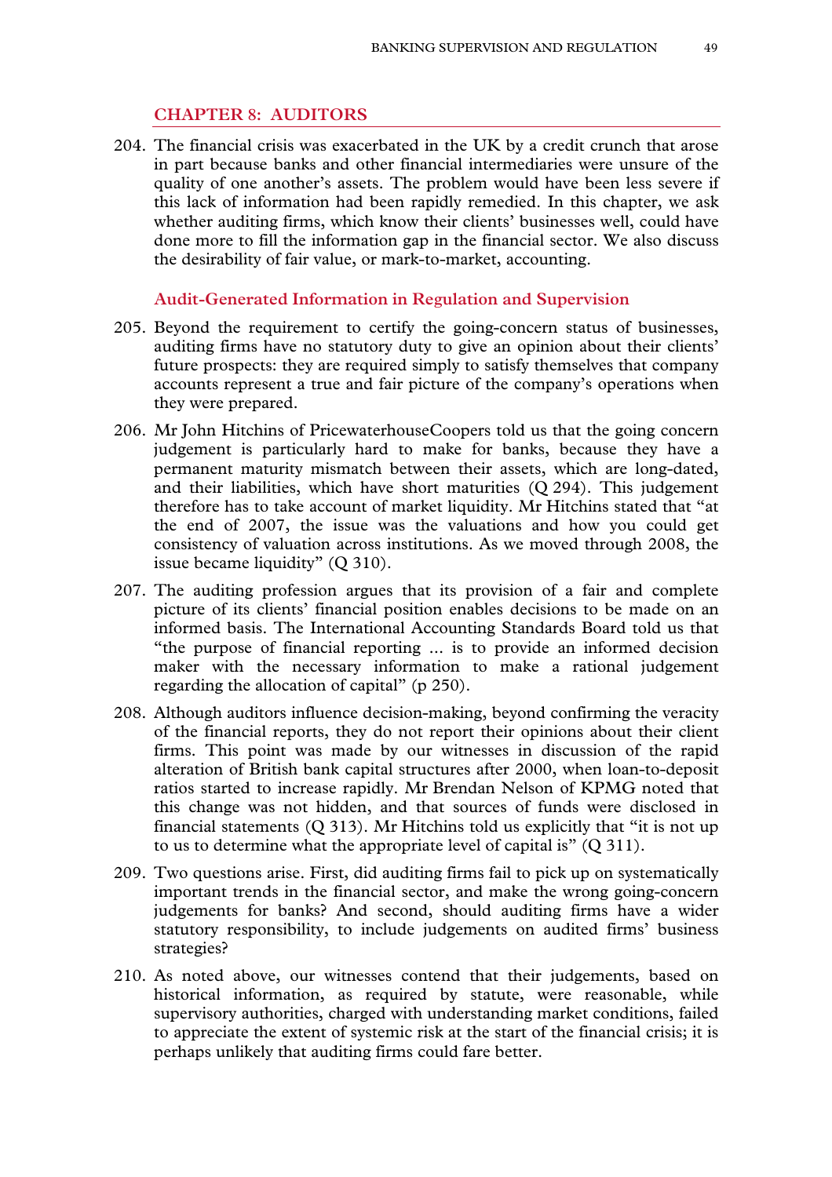## CHAPTER 8: AUDITORS

204. The financial crisis was exacerbated in the UK by a credit crunch that arose in part because banks and other financial intermediaries were unsure of the quality of one another's assets. The problem would have been less severe if this lack of information had been rapidly remedied. In this chapter, we ask whether auditing firms, which know their clients' businesses well, could have done more to fill the information gap in the financial sector. We also discuss the desirability of fair value, or mark-to-market, accounting.

### Audit-Generated Information in Regulation and Supervision

205. Beyond the requirement to certify the going-concern status of businesses, auditing firms have no statutory duty to give an opinion about their clients' future prospects: they are required simply to satisfy themselves that company accounts represent a true and fair picture of the company's operations when they were prepared.

206. Mr John Hitchins of PricewaterhouseCoopers told us that the going concern judgement is particularly hard to make for banks, because they have a permanent maturity mismatch between their assets, which are long-dated, and their liabilities, which have short maturities (Q 294). This judgement therefore has to take account of market liquidity. Mr Hitchins stated that "at the end of 2007, the issue was the valuations and how you could get consistency of valuation across institutions. As we moved through 2008, the issue became liquidity" (Q 310).

207. The auditing profession argues that its provision of a fair and complete picture of its clients' financial position enables decisions to be made on an informed basis. The International Accounting Standards Board told us that "the purpose of financial reporting ... is to provide an informed decision maker with the necessary information to make a rational judgement regarding the allocation of capital" (p 250).

208. Although auditors influence decision-making, beyond confirming the veracity of the financial reports, they do not report their opinions about their client firms. This point was made by our witnesses in discussion of the rapid alteration of British bank capital structures after 2000, when loan-to-deposit ratios started to increase rapidly. Mr Brendan Nelson of KPMG noted that this change was not hidden, and that sources of funds were disclosed in financial statements (Q 313). Mr Hitchins told us explicitly that "it is not up to us to determine what the appropriate level of capital is" (Q 311).

209. Two questions arise. First, did auditing firms fail to pick up on systematically important trends in the financial sector, and make the wrong going-concern judgements for banks? And second, should auditing firms have a wider statutory responsibility, to include judgements on audited firms' business strategies?

210. As noted above, our witnesses contend that their judgements, based on historical information, as required by statute, were reasonable, while supervisory authorities, charged with understanding market conditions, failed to appreciate the extent of systemic risk at the start of the financial crisis; it is perhaps unlikely that auditing firms could fare better.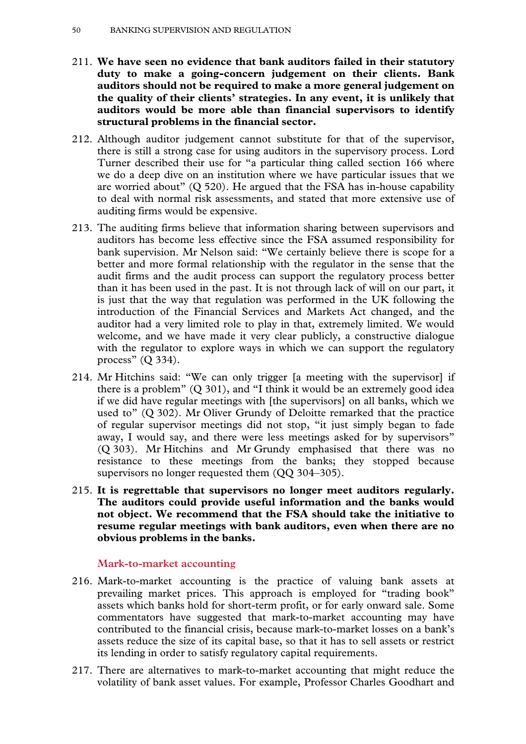211. **We have seen no evidence that bank auditors failed in their statutory duty to make a going-concern judgement on their clients. Bank auditors should not be required to make a more general judgement on the quality of their clients' strategies. In any event, it is unlikely that auditors would be more able than financial supervisors to identify structural problems in the financial sector.**

212. Although auditor judgement cannot substitute for that of the supervisor, there is still a strong case for using auditors in the supervisory process. Lord Turner described their use for "a particular thing called section 166 where we do a deep dive on an institution where we have particular issues that we are worried about" (Q 520). He argued that the FSA has in-house capability to deal with normal risk assessments, and stated that more extensive use of auditing firms would be expensive.

213. The auditing firms believe that information sharing between supervisors and auditors has become less effective since the FSA assumed responsibility for bank supervision. Mr Nelson said: "We certainly believe there is scope for a better and more formal relationship with the regulator in the sense that the audit firms and the audit process can support the regulatory process better than it has been used in the past. It is not through lack of will on our part, it is just that the way that regulation was performed in the UK following the introduction of the Financial Services and Markets Act changed, and the auditor had a very limited role to play in that, extremely limited. We would welcome, and we have made it very clear publicly, a constructive dialogue with the regulator to explore ways in which we can support the regulatory process" (Q 334).

214. Mr Hitchins said: "We can only trigger [a meeting with the supervisor] if there is a problem" (Q 301), and "I think it would be an extremely good idea if we did have regular meetings with [the supervisors] on all banks, which we used to" (Q 302). Mr Oliver Grundy of Deloitte remarked that the practice of regular supervisor meetings did not stop, "it just simply began to fade away, I would say, and there were less meetings asked for by supervisors" (Q 303). Mr Hitchins and Mr Grundy emphasised that there was no resistance to these meetings from the banks; they stopped because supervisors no longer requested them (QQ 304–305).

215. **It is regrettable that supervisors no longer meet auditors regularly. The auditors could provide useful information and the banks would not object. We recommend that the FSA should take the initiative to resume regular meetings with bank auditors, even when there are no obvious problems in the banks.**

### Mark-to-market accounting

216. Mark-to-market accounting is the practice of valuing bank assets at prevailing market prices. This approach is employed for "trading book" assets which banks hold for short-term profit, or for early onward sale. Some commentators have suggested that mark-to-market accounting may have contributed to the financial crisis, because mark-to-market losses on a bank's assets reduce the size of its capital base, so that it has to sell assets or restrict its lending in order to satisfy regulatory capital requirements.

217. There are alternatives to mark-to-market accounting that might reduce the volatility of bank asset values. For example, Professor Charles Goodhart and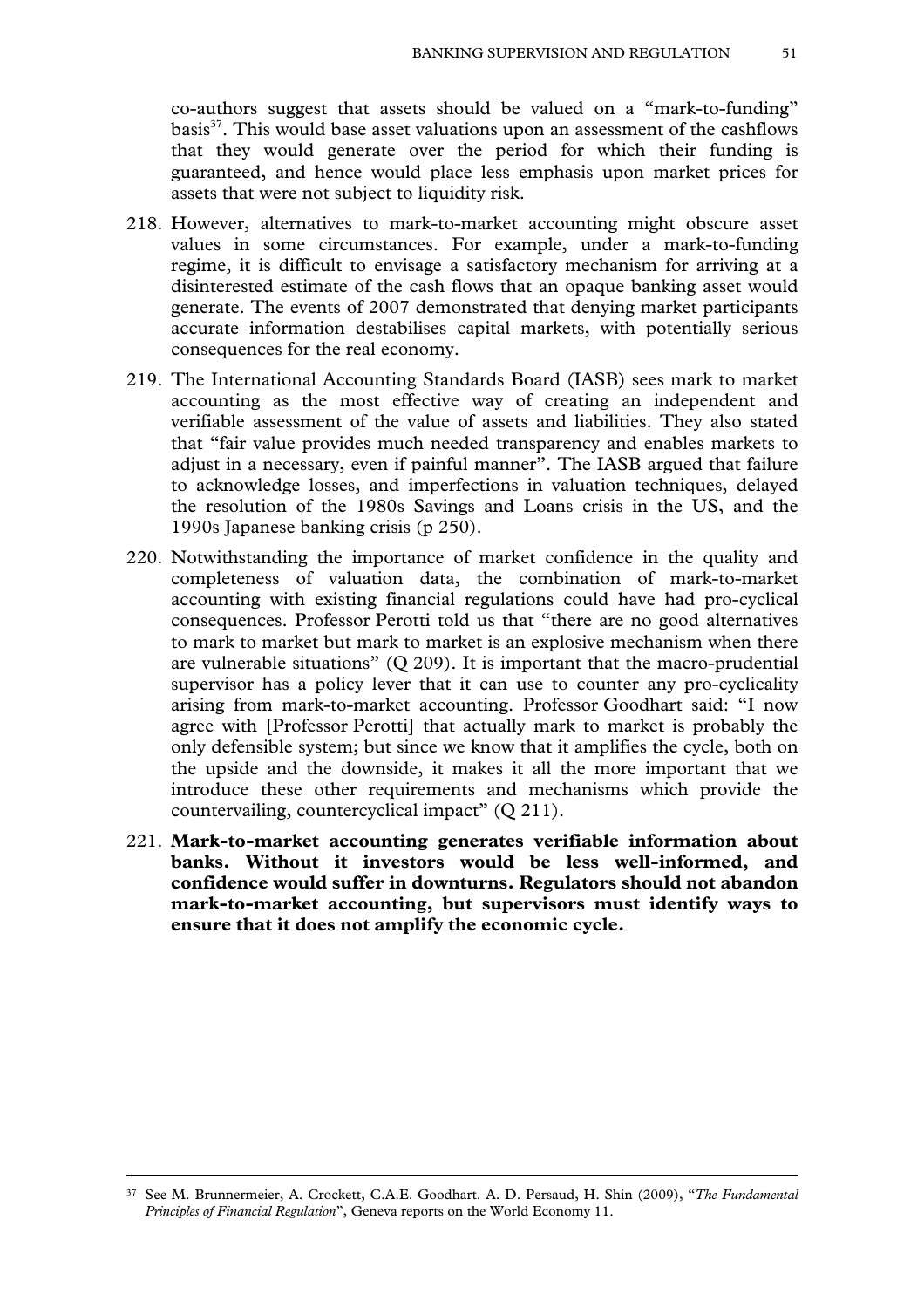co-authors suggest that assets should be valued on a "mark-to-funding" basis[37]. This would base asset valuations upon an assessment of the cashflows that they would generate over the period for which their funding is guaranteed, and hence would place less emphasis upon market prices for assets that were not subject to liquidity risk.

218. However, alternatives to mark-to-market accounting might obscure asset values in some circumstances. For example, under a mark-to-funding regime, it is difficult to envisage a satisfactory mechanism for arriving at a disinterested estimate of the cash flows that an opaque banking asset would generate. The events of 2007 demonstrated that denying market participants accurate information destabilises capital markets, with potentially serious consequences for the real economy.

219. The International Accounting Standards Board (IASB) sees mark to market accounting as the most effective way of creating an independent and verifiable assessment of the value of assets and liabilities. They also stated that "fair value provides much needed transparency and enables markets to adjust in a necessary, even if painful manner". The IASB argued that failure to acknowledge losses, and imperfections in valuation techniques, delayed the resolution of the 1980s Savings and Loans crisis in the US, and the 1990s Japanese banking crisis (p 250).

220. Notwithstanding the importance of market confidence in the quality and completeness of valuation data, the combination of mark-to-market accounting with existing financial regulations could have had pro-cyclical consequences. Professor Perotti told us that "there are no good alternatives to mark to market but mark to market is an explosive mechanism when there are vulnerable situations" (Q 209). It is important that the macro-prudential supervisor has a policy lever that it can use to counter any pro-cyclicality arising from mark-to-market accounting. Professor Goodhart said: "I now agree with [Professor Perotti] that actually mark to market is probably the only defensible system; but since we know that it amplifies the cycle, both on the upside and the downside, it makes it all the more important that we introduce these other requirements and mechanisms which provide the countervailing, countercyclical impact" (Q 211).

221. **Mark-to-market accounting generates verifiable information about banks. Without it investors would be less well-informed, and confidence would suffer in downturns. Regulators should not abandon mark-to-market accounting, but supervisors must identify ways to ensure that it does not amplify the economic cycle.**

---

[37] See M. Brunnermeier, A. Crockett, C.A.E. Goodhart. A. D. Persaud, H. Shin (2009), "*The Fundamental Principles of Financial Regulation*", Geneva reports on the World Economy 11.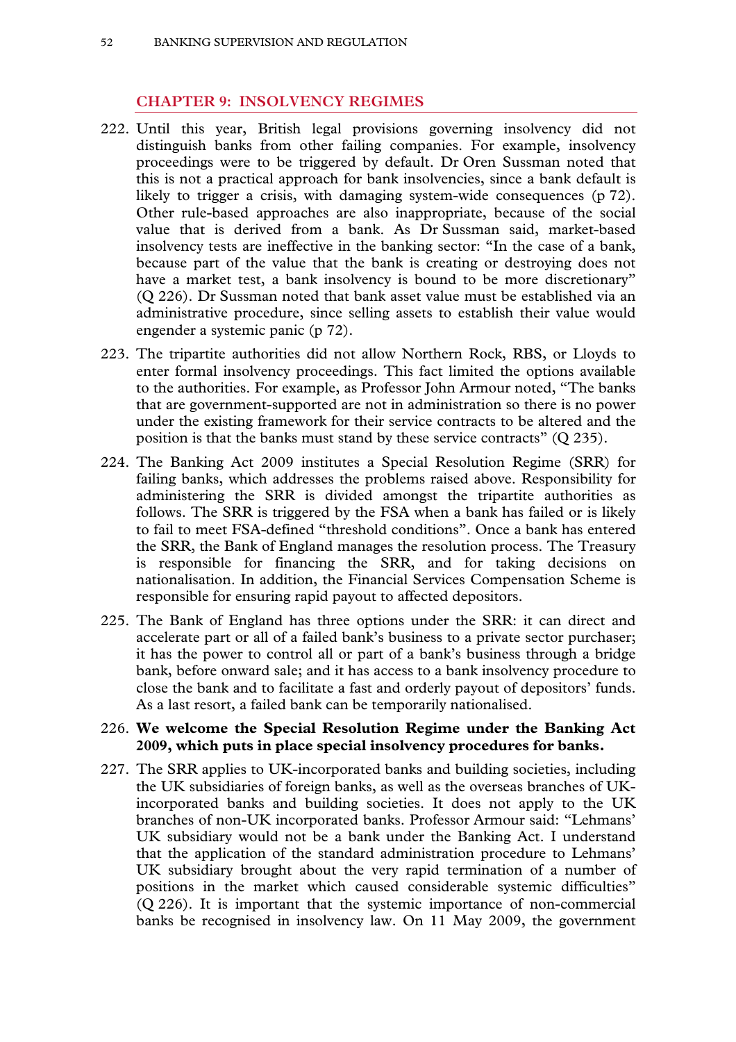## CHAPTER 9: INSOLVENCY REGIMES

222. Until this year, British legal provisions governing insolvency did not distinguish banks from other failing companies. For example, insolvency proceedings were to be triggered by default. Dr Oren Sussman noted that this is not a practical approach for bank insolvencies, since a bank default is likely to trigger a crisis, with damaging system-wide consequences (p 72). Other rule-based approaches are also inappropriate, because of the social value that is derived from a bank. As Dr Sussman said, market-based insolvency tests are ineffective in the banking sector: "In the case of a bank, because part of the value that the bank is creating or destroying does not have a market test, a bank insolvency is bound to be more discretionary" (Q 226). Dr Sussman noted that bank asset value must be established via an administrative procedure, since selling assets to establish their value would engender a systemic panic (p 72).

223. The tripartite authorities did not allow Northern Rock, RBS, or Lloyds to enter formal insolvency proceedings. This fact limited the options available to the authorities. For example, as Professor John Armour noted, "The banks that are government-supported are not in administration so there is no power under the existing framework for their service contracts to be altered and the position is that the banks must stand by these service contracts" (Q 235).

224. The Banking Act 2009 institutes a Special Resolution Regime (SRR) for failing banks, which addresses the problems raised above. Responsibility for administering the SRR is divided amongst the tripartite authorities as follows. The SRR is triggered by the FSA when a bank has failed or is likely to fail to meet FSA-defined "threshold conditions". Once a bank has entered the SRR, the Bank of England manages the resolution process. The Treasury is responsible for financing the SRR, and for taking decisions on nationalisation. In addition, the Financial Services Compensation Scheme is responsible for ensuring rapid payout to affected depositors.

225. The Bank of England has three options under the SRR: it can direct and accelerate part or all of a failed bank's business to a private sector purchaser; it has the power to control all or part of a bank's business through a bridge bank, before onward sale; and it has access to a bank insolvency procedure to close the bank and to facilitate a fast and orderly payout of depositors' funds. As a last resort, a failed bank can be temporarily nationalised.

226. **We welcome the Special Resolution Regime under the Banking Act 2009, which puts in place special insolvency procedures for banks.**

227. The SRR applies to UK-incorporated banks and building societies, including the UK subsidiaries of foreign banks, as well as the overseas branches of UK-incorporated banks and building societies. It does not apply to the UK branches of non-UK incorporated banks. Professor Armour said: "Lehmans' UK subsidiary would not be a bank under the Banking Act. I understand that the application of the standard administration procedure to Lehmans' UK subsidiary brought about the very rapid termination of a number of positions in the market which caused considerable systemic difficulties" (Q 226). It is important that the systemic importance of non-commercial banks be recognised in insolvency law. On 11 May 2009, the government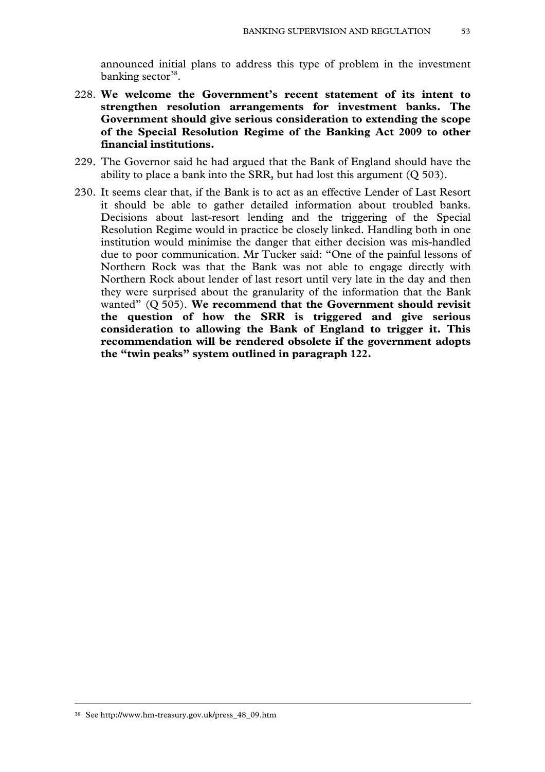announced initial plans to address this type of problem in the investment banking sector[38].

228. **We welcome the Government's recent statement of its intent to strengthen resolution arrangements for investment banks. The Government should give serious consideration to extending the scope of the Special Resolution Regime of the Banking Act 2009 to other financial institutions.**

229. The Governor said he had argued that the Bank of England should have the ability to place a bank into the SRR, but had lost this argument (Q 503).

230. It seems clear that, if the Bank is to act as an effective Lender of Last Resort it should be able to gather detailed information about troubled banks. Decisions about last-resort lending and the triggering of the Special Resolution Regime would in practice be closely linked. Handling both in one institution would minimise the danger that either decision was mis-handled due to poor communication. Mr Tucker said: "One of the painful lessons of Northern Rock was that the Bank was not able to engage directly with Northern Rock about lender of last resort until very late in the day and then they were surprised about the granularity of the information that the Bank wanted" (Q 505). **We recommend that the Government should revisit the question of how the SRR is triggered and give serious consideration to allowing the Bank of England to trigger it. This recommendation will be rendered obsolete if the government adopts the "twin peaks" system outlined in paragraph 122.**

---

[38] See http://www.hm-treasury.gov.uk/press_48_09.htm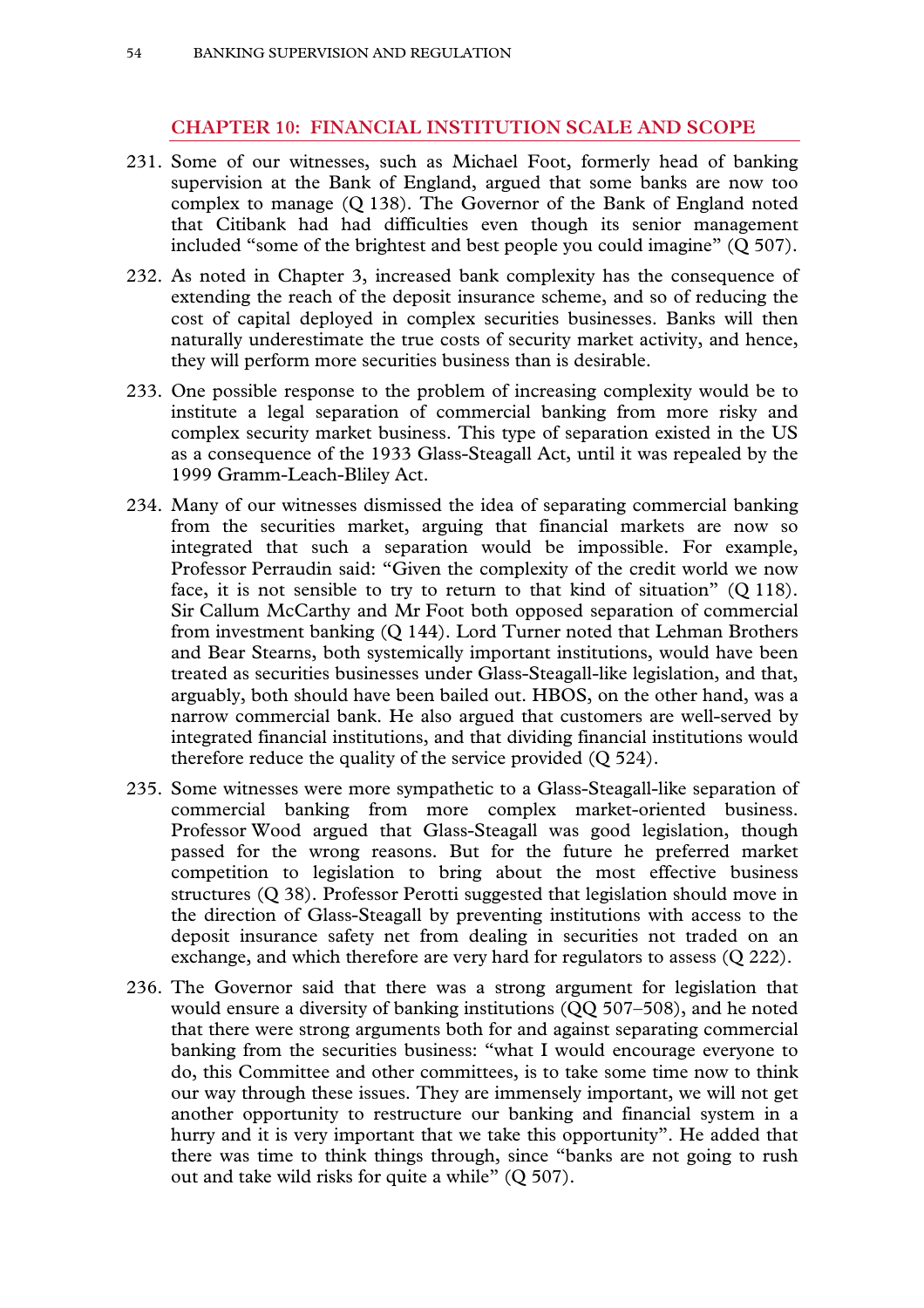## CHAPTER 10: FINANCIAL INSTITUTION SCALE AND SCOPE

231. Some of our witnesses, such as Michael Foot, formerly head of banking supervision at the Bank of England, argued that some banks are now too complex to manage (Q 138). The Governor of the Bank of England noted that Citibank had had difficulties even though its senior management included "some of the brightest and best people you could imagine" (Q 507).

232. As noted in Chapter 3, increased bank complexity has the consequence of extending the reach of the deposit insurance scheme, and so of reducing the cost of capital deployed in complex securities businesses. Banks will then naturally underestimate the true costs of security market activity, and hence, they will perform more securities business than is desirable.

233. One possible response to the problem of increasing complexity would be to institute a legal separation of commercial banking from more risky and complex security market business. This type of separation existed in the US as a consequence of the 1933 Glass-Steagall Act, until it was repealed by the 1999 Gramm-Leach-Bliley Act.

234. Many of our witnesses dismissed the idea of separating commercial banking from the securities market, arguing that financial markets are now so integrated that such a separation would be impossible. For example, Professor Perraudin said: "Given the complexity of the credit world we now face, it is not sensible to try to return to that kind of situation" (Q 118). Sir Callum McCarthy and Mr Foot both opposed separation of commercial from investment banking (Q 144). Lord Turner noted that Lehman Brothers and Bear Stearns, both systemically important institutions, would have been treated as securities businesses under Glass-Steagall-like legislation, and that, arguably, both should have been bailed out. HBOS, on the other hand, was a narrow commercial bank. He also argued that customers are well-served by integrated financial institutions, and that dividing financial institutions would therefore reduce the quality of the service provided (Q 524).

235. Some witnesses were more sympathetic to a Glass-Steagall-like separation of commercial banking from more complex market-oriented business. Professor Wood argued that Glass-Steagall was good legislation, though passed for the wrong reasons. But for the future he preferred market competition to legislation to bring about the most effective business structures (Q 38). Professor Perotti suggested that legislation should move in the direction of Glass-Steagall by preventing institutions with access to the deposit insurance safety net from dealing in securities not traded on an exchange, and which therefore are very hard for regulators to assess (Q 222).

236. The Governor said that there was a strong argument for legislation that would ensure a diversity of banking institutions (QQ 507–508), and he noted that there were strong arguments both for and against separating commercial banking from the securities business: "what I would encourage everyone to do, this Committee and other committees, is to take some time now to think our way through these issues. They are immensely important, we will not get another opportunity to restructure our banking and financial system in a hurry and it is very important that we take this opportunity". He added that there was time to think things through, since "banks are not going to rush out and take wild risks for quite a while" (Q 507).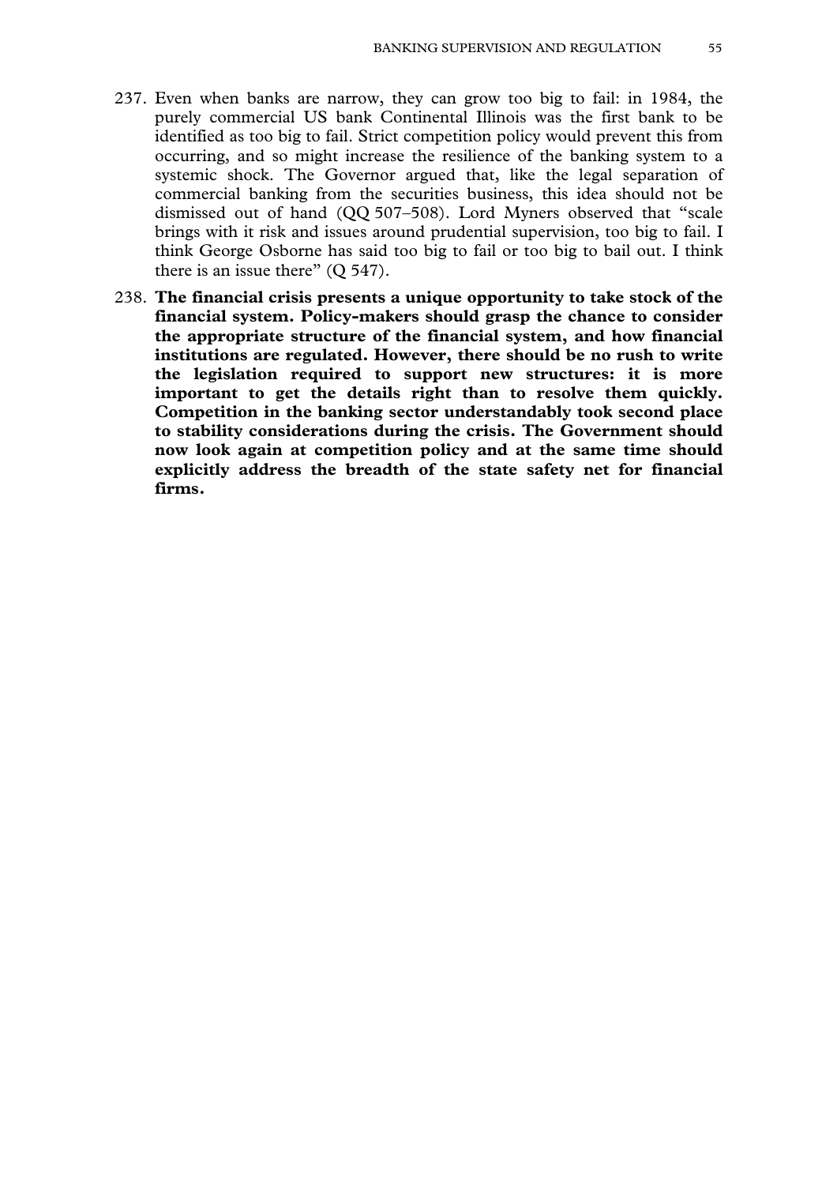237. Even when banks are narrow, they can grow too big to fail: in 1984, the purely commercial US bank Continental Illinois was the first bank to be identified as too big to fail. Strict competition policy would prevent this from occurring, and so might increase the resilience of the banking system to a systemic shock. The Governor argued that, like the legal separation of commercial banking from the securities business, this idea should not be dismissed out of hand (QQ 507–508). Lord Myners observed that "scale brings with it risk and issues around prudential supervision, too big to fail. I think George Osborne has said too big to fail or too big to bail out. I think there is an issue there" (Q 547).

238. **The financial crisis presents a unique opportunity to take stock of the financial system. Policy-makers should grasp the chance to consider the appropriate structure of the financial system, and how financial institutions are regulated. However, there should be no rush to write the legislation required to support new structures: it is more important to get the details right than to resolve them quickly. Competition in the banking sector understandably took second place to stability considerations during the crisis. The Government should now look again at competition policy and at the same time should explicitly address the breadth of the state safety net for financial firms.**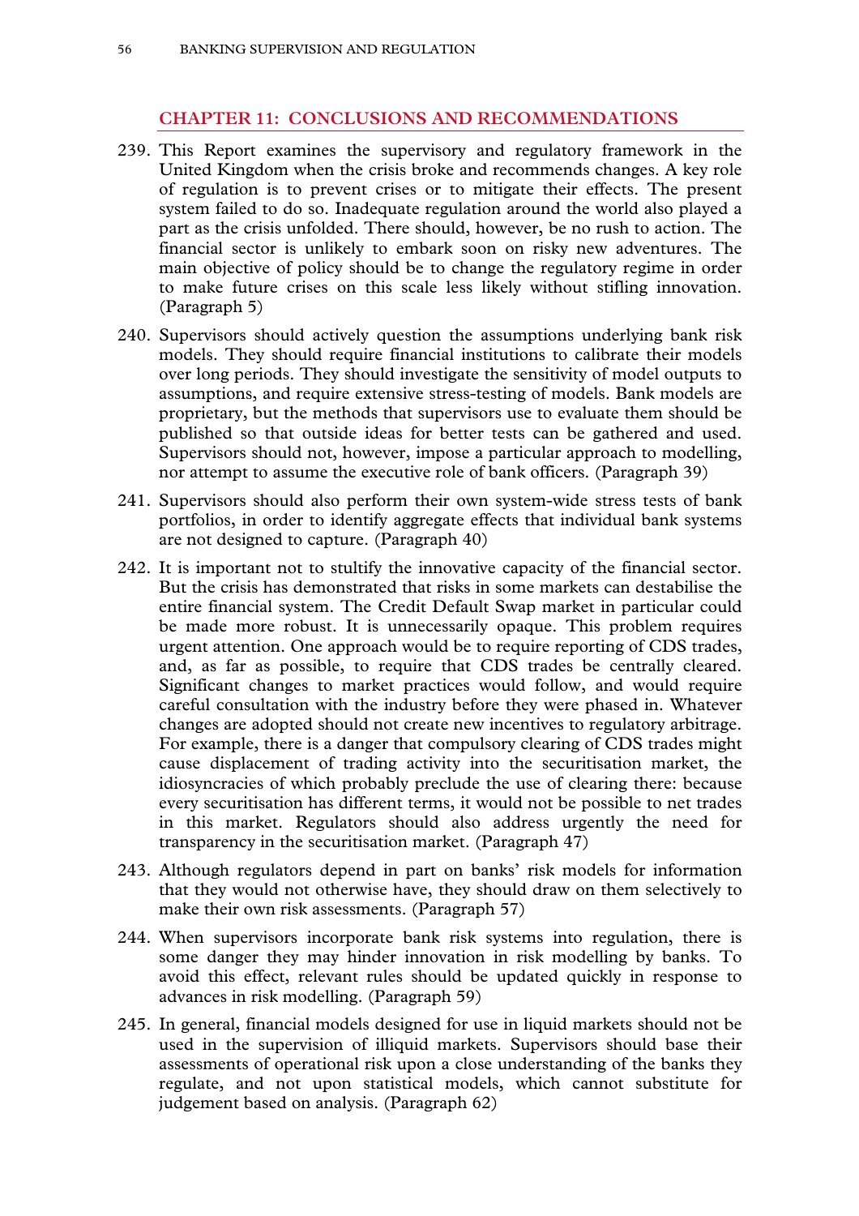## CHAPTER 11: CONCLUSIONS AND RECOMMENDATIONS

239. This Report examines the supervisory and regulatory framework in the United Kingdom when the crisis broke and recommends changes. A key role of regulation is to prevent crises or to mitigate their effects. The present system failed to do so. Inadequate regulation around the world also played a part as the crisis unfolded. There should, however, be no rush to action. The financial sector is unlikely to embark soon on risky new adventures. The main objective of policy should be to change the regulatory regime in order to make future crises on this scale less likely without stifling innovation. (Paragraph 5)

240. Supervisors should actively question the assumptions underlying bank risk models. They should require financial institutions to calibrate their models over long periods. They should investigate the sensitivity of model outputs to assumptions, and require extensive stress-testing of models. Bank models are proprietary, but the methods that supervisors use to evaluate them should be published so that outside ideas for better tests can be gathered and used. Supervisors should not, however, impose a particular approach to modelling, nor attempt to assume the executive role of bank officers. (Paragraph 39)

241. Supervisors should also perform their own system-wide stress tests of bank portfolios, in order to identify aggregate effects that individual bank systems are not designed to capture. (Paragraph 40)

242. It is important not to stultify the innovative capacity of the financial sector. But the crisis has demonstrated that risks in some markets can destabilise the entire financial system. The Credit Default Swap market in particular could be made more robust. It is unnecessarily opaque. This problem requires urgent attention. One approach would be to require reporting of CDS trades, and, as far as possible, to require that CDS trades be centrally cleared. Significant changes to market practices would follow, and would require careful consultation with the industry before they were phased in. Whatever changes are adopted should not create new incentives to regulatory arbitrage. For example, there is a danger that compulsory clearing of CDS trades might cause displacement of trading activity into the securitisation market, the idiosyncracies of which probably preclude the use of clearing there: because every securitisation has different terms, it would not be possible to net trades in this market. Regulators should also address urgently the need for transparency in the securitisation market. (Paragraph 47)

243. Although regulators depend in part on banks' risk models for information that they would not otherwise have, they should draw on them selectively to make their own risk assessments. (Paragraph 57)

244. When supervisors incorporate bank risk systems into regulation, there is some danger they may hinder innovation in risk modelling by banks. To avoid this effect, relevant rules should be updated quickly in response to advances in risk modelling. (Paragraph 59)

245. In general, financial models designed for use in liquid markets should not be used in the supervision of illiquid markets. Supervisors should base their assessments of operational risk upon a close understanding of the banks they regulate, and not upon statistical models, which cannot substitute for judgement based on analysis. (Paragraph 62)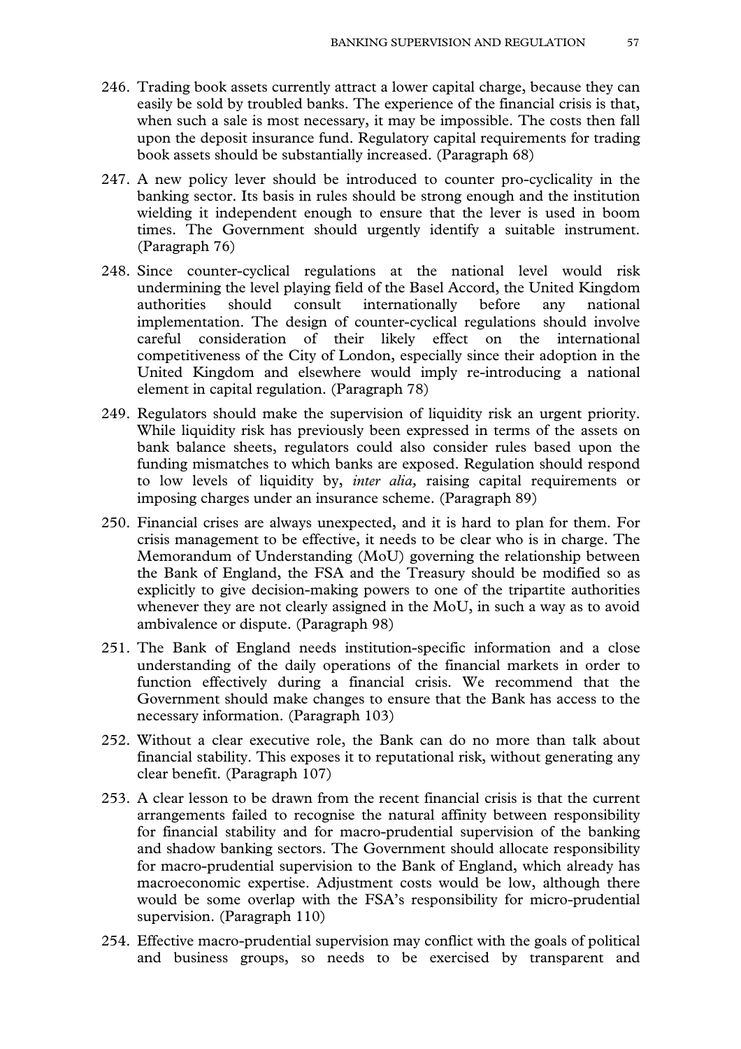246. Trading book assets currently attract a lower capital charge, because they can easily be sold by troubled banks. The experience of the financial crisis is that, when such a sale is most necessary, it may be impossible. The costs then fall upon the deposit insurance fund. Regulatory capital requirements for trading book assets should be substantially increased. (Paragraph 68)

247. A new policy lever should be introduced to counter pro-cyclicality in the banking sector. Its basis in rules should be strong enough and the institution wielding it independent enough to ensure that the lever is used in boom times. The Government should urgently identify a suitable instrument. (Paragraph 76)

248. Since counter-cyclical regulations at the national level would risk undermining the level playing field of the Basel Accord, the United Kingdom authorities should consult internationally before any national implementation. The design of counter-cyclical regulations should involve careful consideration of their likely effect on the international competitiveness of the City of London, especially since their adoption in the United Kingdom and elsewhere would imply re-introducing a national element in capital regulation. (Paragraph 78)

249. Regulators should make the supervision of liquidity risk an urgent priority. While liquidity risk has previously been expressed in terms of the assets on bank balance sheets, regulators could also consider rules based upon the funding mismatches to which banks are exposed. Regulation should respond to low levels of liquidity by, *inter alia,* raising capital requirements or imposing charges under an insurance scheme. (Paragraph 89)

250. Financial crises are always unexpected, and it is hard to plan for them. For crisis management to be effective, it needs to be clear who is in charge. The Memorandum of Understanding (MoU) governing the relationship between the Bank of England, the FSA and the Treasury should be modified so as explicitly to give decision-making powers to one of the tripartite authorities whenever they are not clearly assigned in the MoU, in such a way as to avoid ambivalence or dispute. (Paragraph 98)

251. The Bank of England needs institution-specific information and a close understanding of the daily operations of the financial markets in order to function effectively during a financial crisis. We recommend that the Government should make changes to ensure that the Bank has access to the necessary information. (Paragraph 103)

252. Without a clear executive role, the Bank can do no more than talk about financial stability. This exposes it to reputational risk, without generating any clear benefit. (Paragraph 107)

253. A clear lesson to be drawn from the recent financial crisis is that the current arrangements failed to recognise the natural affinity between responsibility for financial stability and for macro-prudential supervision of the banking and shadow banking sectors. The Government should allocate responsibility for macro-prudential supervision to the Bank of England, which already has macroeconomic expertise. Adjustment costs would be low, although there would be some overlap with the FSA's responsibility for micro-prudential supervision. (Paragraph 110)

254. Effective macro-prudential supervision may conflict with the goals of political and business groups, so needs to be exercised by transparent and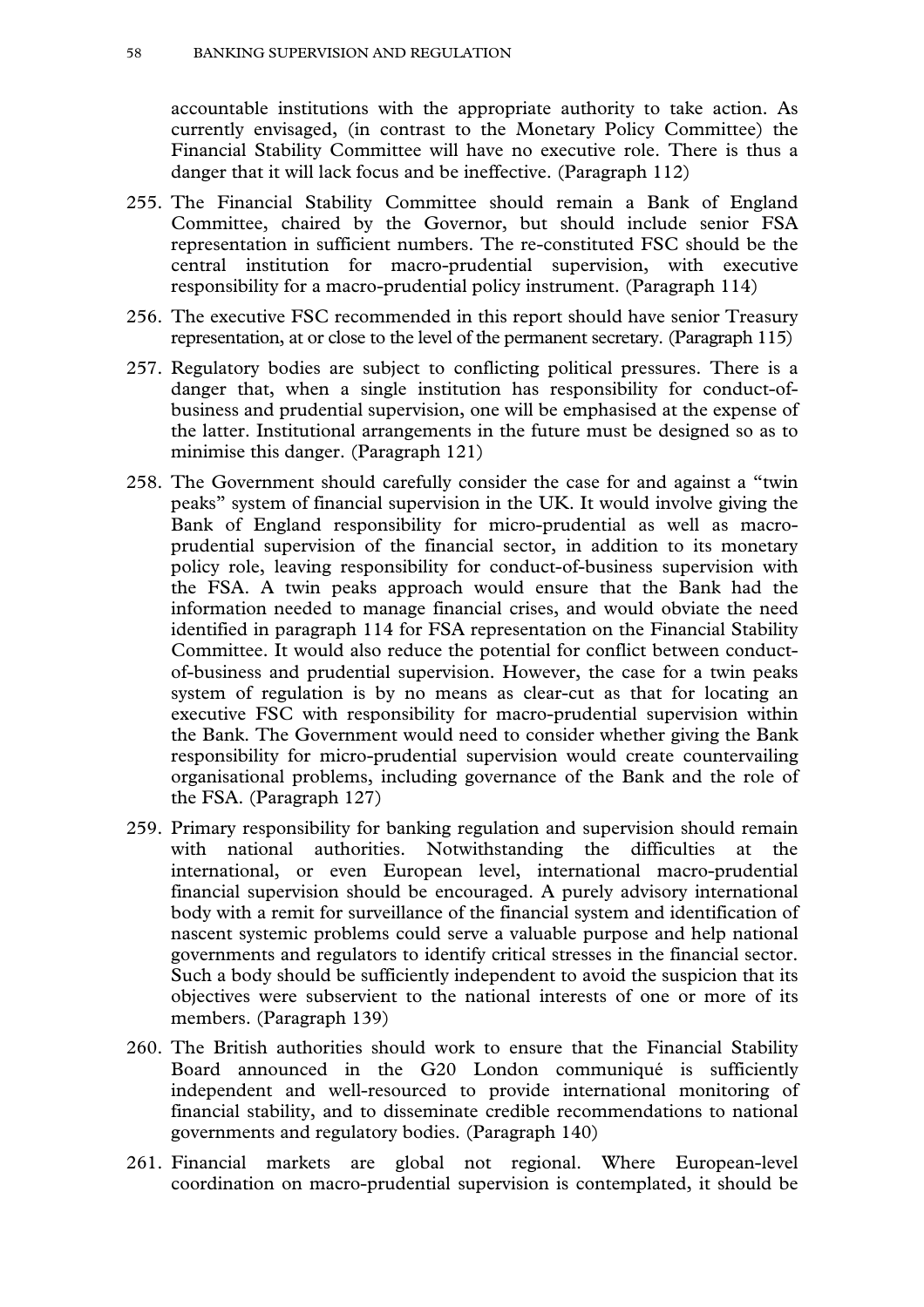accountable institutions with the appropriate authority to take action. As currently envisaged, (in contrast to the Monetary Policy Committee) the Financial Stability Committee will have no executive role. There is thus a danger that it will lack focus and be ineffective. (Paragraph 112)

255. The Financial Stability Committee should remain a Bank of England Committee, chaired by the Governor, but should include senior FSA representation in sufficient numbers. The re-constituted FSC should be the central institution for macro-prudential supervision, with executive responsibility for a macro-prudential policy instrument. (Paragraph 114)

256. The executive FSC recommended in this report should have senior Treasury representation, at or close to the level of the permanent secretary. (Paragraph 115)

257. Regulatory bodies are subject to conflicting political pressures. There is a danger that, when a single institution has responsibility for conduct-of-business and prudential supervision, one will be emphasised at the expense of the latter. Institutional arrangements in the future must be designed so as to minimise this danger. (Paragraph 121)

258. The Government should carefully consider the case for and against a "twin peaks" system of financial supervision in the UK. It would involve giving the Bank of England responsibility for micro-prudential as well as macro-prudential supervision of the financial sector, in addition to its monetary policy role, leaving responsibility for conduct-of-business supervision with the FSA. A twin peaks approach would ensure that the Bank had the information needed to manage financial crises, and would obviate the need identified in paragraph 114 for FSA representation on the Financial Stability Committee. It would also reduce the potential for conflict between conduct-of-business and prudential supervision. However, the case for a twin peaks system of regulation is by no means as clear-cut as that for locating an executive FSC with responsibility for macro-prudential supervision within the Bank. The Government would need to consider whether giving the Bank responsibility for micro-prudential supervision would create countervailing organisational problems, including governance of the Bank and the role of the FSA. (Paragraph 127)

259. Primary responsibility for banking regulation and supervision should remain with national authorities. Notwithstanding the difficulties at the international, or even European level, international macro-prudential financial supervision should be encouraged. A purely advisory international body with a remit for surveillance of the financial system and identification of nascent systemic problems could serve a valuable purpose and help national governments and regulators to identify critical stresses in the financial sector. Such a body should be sufficiently independent to avoid the suspicion that its objectives were subservient to the national interests of one or more of its members. (Paragraph 139)

260. The British authorities should work to ensure that the Financial Stability Board announced in the G20 London communiqué is sufficiently independent and well-resourced to provide international monitoring of financial stability, and to disseminate credible recommendations to national governments and regulatory bodies. (Paragraph 140)

261. Financial markets are global not regional. Where European-level coordination on macro-prudential supervision is contemplated, it should be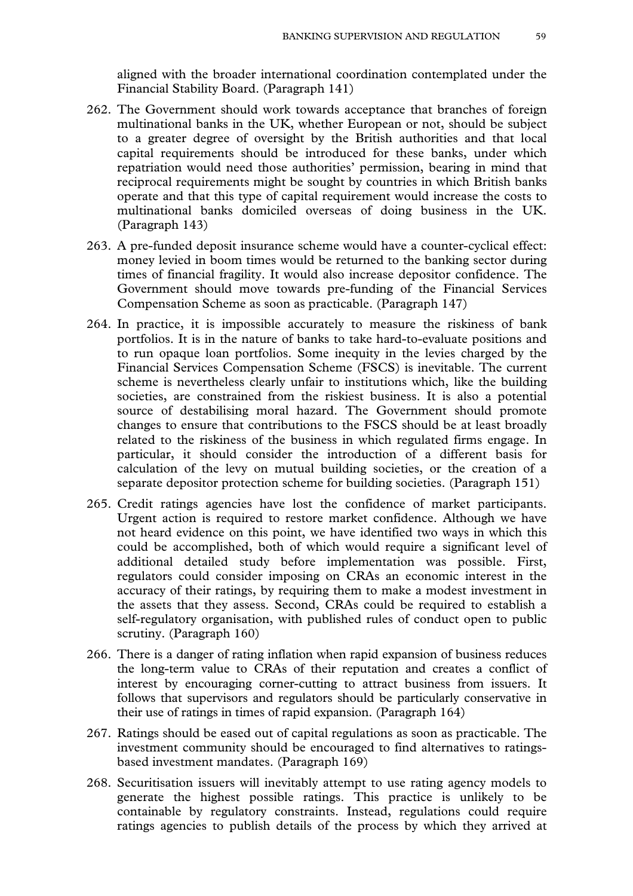aligned with the broader international coordination contemplated under the Financial Stability Board. (Paragraph 141)

262. The Government should work towards acceptance that branches of foreign multinational banks in the UK, whether European or not, should be subject to a greater degree of oversight by the British authorities and that local capital requirements should be introduced for these banks, under which repatriation would need those authorities' permission, bearing in mind that reciprocal requirements might be sought by countries in which British banks operate and that this type of capital requirement would increase the costs to multinational banks domiciled overseas of doing business in the UK. (Paragraph 143)

263. A pre-funded deposit insurance scheme would have a counter-cyclical effect: money levied in boom times would be returned to the banking sector during times of financial fragility. It would also increase depositor confidence. The Government should move towards pre-funding of the Financial Services Compensation Scheme as soon as practicable. (Paragraph 147)

264. In practice, it is impossible accurately to measure the riskiness of bank portfolios. It is in the nature of banks to take hard-to-evaluate positions and to run opaque loan portfolios. Some inequity in the levies charged by the Financial Services Compensation Scheme (FSCS) is inevitable. The current scheme is nevertheless clearly unfair to institutions which, like the building societies, are constrained from the riskiest business. It is also a potential source of destabilising moral hazard. The Government should promote changes to ensure that contributions to the FSCS should be at least broadly related to the riskiness of the business in which regulated firms engage. In particular, it should consider the introduction of a different basis for calculation of the levy on mutual building societies, or the creation of a separate depositor protection scheme for building societies. (Paragraph 151)

265. Credit ratings agencies have lost the confidence of market participants. Urgent action is required to restore market confidence. Although we have not heard evidence on this point, we have identified two ways in which this could be accomplished, both of which would require a significant level of additional detailed study before implementation was possible. First, regulators could consider imposing on CRAs an economic interest in the accuracy of their ratings, by requiring them to make a modest investment in the assets that they assess. Second, CRAs could be required to establish a self-regulatory organisation, with published rules of conduct open to public scrutiny. (Paragraph 160)

266. There is a danger of rating inflation when rapid expansion of business reduces the long-term value to CRAs of their reputation and creates a conflict of interest by encouraging corner-cutting to attract business from issuers. It follows that supervisors and regulators should be particularly conservative in their use of ratings in times of rapid expansion. (Paragraph 164)

267. Ratings should be eased out of capital regulations as soon as practicable. The investment community should be encouraged to find alternatives to ratings-based investment mandates. (Paragraph 169)

268. Securitisation issuers will inevitably attempt to use rating agency models to generate the highest possible ratings. This practice is unlikely to be containable by regulatory constraints. Instead, regulations could require ratings agencies to publish details of the process by which they arrived at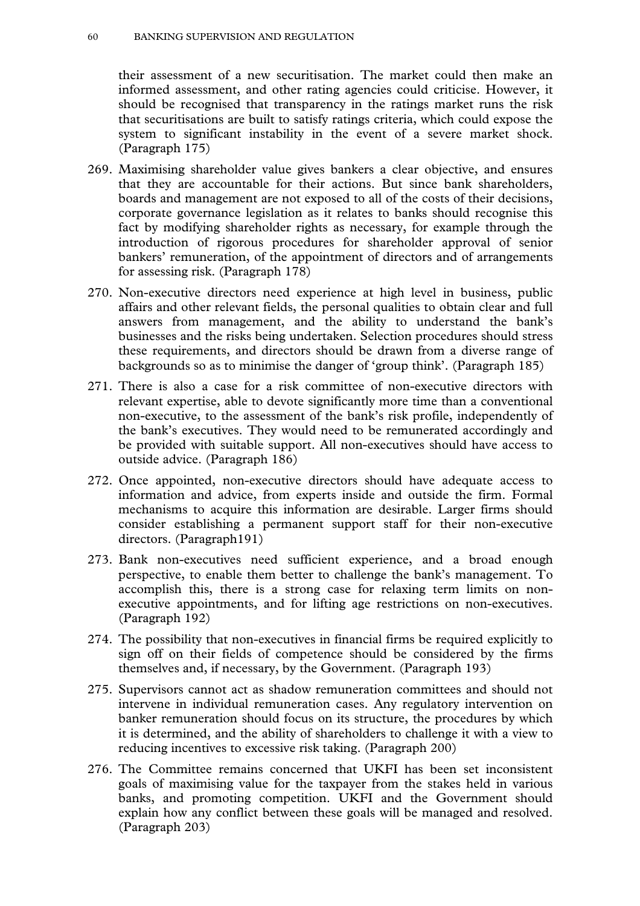their assessment of a new securitisation. The market could then make an informed assessment, and other rating agencies could criticise. However, it should be recognised that transparency in the ratings market runs the risk that securitisations are built to satisfy ratings criteria, which could expose the system to significant instability in the event of a severe market shock. (Paragraph 175)

269. Maximising shareholder value gives bankers a clear objective, and ensures that they are accountable for their actions. But since bank shareholders, boards and management are not exposed to all of the costs of their decisions, corporate governance legislation as it relates to banks should recognise this fact by modifying shareholder rights as necessary, for example through the introduction of rigorous procedures for shareholder approval of senior bankers' remuneration, of the appointment of directors and of arrangements for assessing risk. (Paragraph 178)

270. Non-executive directors need experience at high level in business, public affairs and other relevant fields, the personal qualities to obtain clear and full answers from management, and the ability to understand the bank's businesses and the risks being undertaken. Selection procedures should stress these requirements, and directors should be drawn from a diverse range of backgrounds so as to minimise the danger of 'group think'. (Paragraph 185)

271. There is also a case for a risk committee of non-executive directors with relevant expertise, able to devote significantly more time than a conventional non-executive, to the assessment of the bank's risk profile, independently of the bank's executives. They would need to be remunerated accordingly and be provided with suitable support. All non-executives should have access to outside advice. (Paragraph 186)

272. Once appointed, non-executive directors should have adequate access to information and advice, from experts inside and outside the firm. Formal mechanisms to acquire this information are desirable. Larger firms should consider establishing a permanent support staff for their non-executive directors. (Paragraph191)

273. Bank non-executives need sufficient experience, and a broad enough perspective, to enable them better to challenge the bank's management. To accomplish this, there is a strong case for relaxing term limits on non-executive appointments, and for lifting age restrictions on non-executives. (Paragraph 192)

274. The possibility that non-executives in financial firms be required explicitly to sign off on their fields of competence should be considered by the firms themselves and, if necessary, by the Government. (Paragraph 193)

275. Supervisors cannot act as shadow remuneration committees and should not intervene in individual remuneration cases. Any regulatory intervention on banker remuneration should focus on its structure, the procedures by which it is determined, and the ability of shareholders to challenge it with a view to reducing incentives to excessive risk taking. (Paragraph 200)

276. The Committee remains concerned that UKFI has been set inconsistent goals of maximising value for the taxpayer from the stakes held in various banks, and promoting competition. UKFI and the Government should explain how any conflict between these goals will be managed and resolved. (Paragraph 203)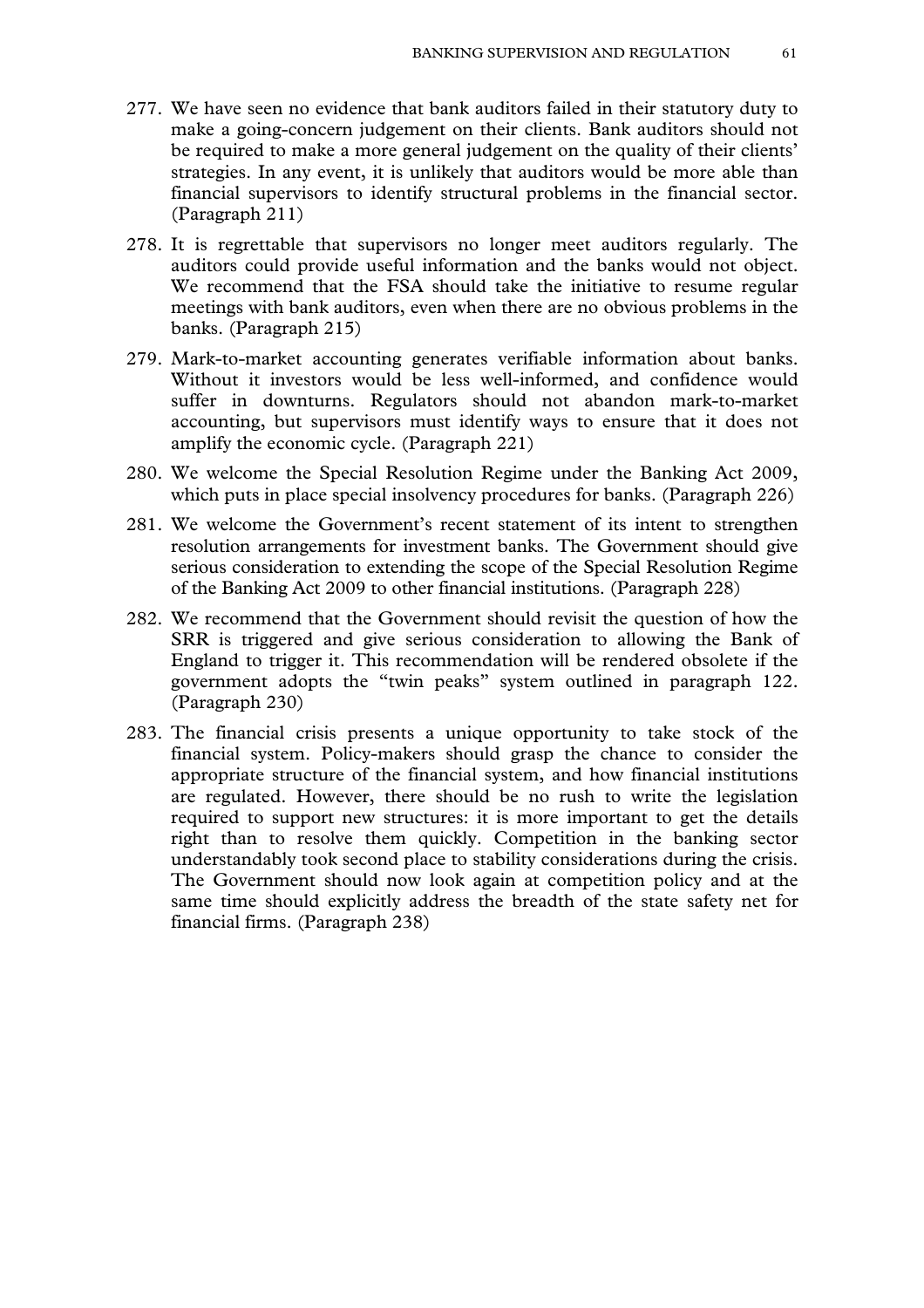277. We have seen no evidence that bank auditors failed in their statutory duty to make a going-concern judgement on their clients. Bank auditors should not be required to make a more general judgement on the quality of their clients' strategies. In any event, it is unlikely that auditors would be more able than financial supervisors to identify structural problems in the financial sector. (Paragraph 211)

278. It is regrettable that supervisors no longer meet auditors regularly. The auditors could provide useful information and the banks would not object. We recommend that the FSA should take the initiative to resume regular meetings with bank auditors, even when there are no obvious problems in the banks. (Paragraph 215)

279. Mark-to-market accounting generates verifiable information about banks. Without it investors would be less well-informed, and confidence would suffer in downturns. Regulators should not abandon mark-to-market accounting, but supervisors must identify ways to ensure that it does not amplify the economic cycle. (Paragraph 221)

280. We welcome the Special Resolution Regime under the Banking Act 2009, which puts in place special insolvency procedures for banks. (Paragraph 226)

281. We welcome the Government's recent statement of its intent to strengthen resolution arrangements for investment banks. The Government should give serious consideration to extending the scope of the Special Resolution Regime of the Banking Act 2009 to other financial institutions. (Paragraph 228)

282. We recommend that the Government should revisit the question of how the SRR is triggered and give serious consideration to allowing the Bank of England to trigger it. This recommendation will be rendered obsolete if the government adopts the "twin peaks" system outlined in paragraph 122. (Paragraph 230)

283. The financial crisis presents a unique opportunity to take stock of the financial system. Policy-makers should grasp the chance to consider the appropriate structure of the financial system, and how financial institutions are regulated. However, there should be no rush to write the legislation required to support new structures: it is more important to get the details right than to resolve them quickly. Competition in the banking sector understandably took second place to stability considerations during the crisis. The Government should now look again at competition policy and at the same time should explicitly address the breadth of the state safety net for financial firms. (Paragraph 238)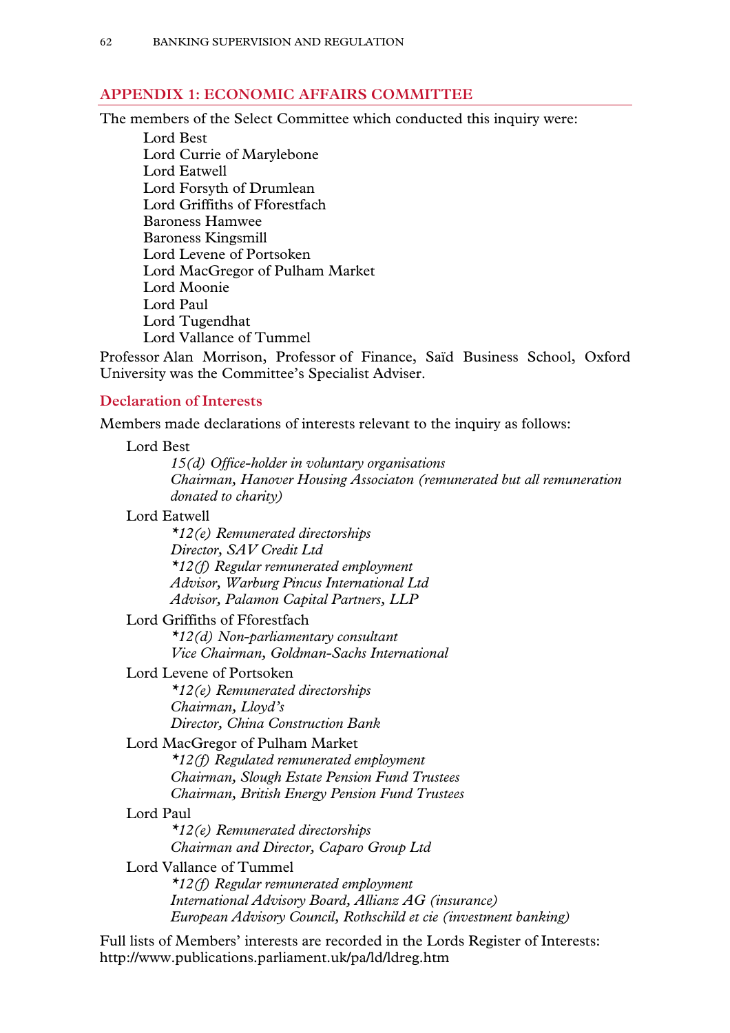## APPENDIX 1: ECONOMIC AFFAIRS COMMITTEE

The members of the Select Committee which conducted this inquiry were:

Lord Best
Lord Currie of Marylebone
Lord Eatwell
Lord Forsyth of Drumlean
Lord Griffiths of Fforestfach
Baroness Hamwee
Baroness Kingsmill
Lord Levene of Portsoken
Lord MacGregor of Pulham Market
Lord Moonie
Lord Paul
Lord Tugendhat
Lord Vallance of Tummel

Professor Alan Morrison, Professor of Finance, Saïd Business School, Oxford University was the Committee's Specialist Adviser.

### Declaration of Interests

Members made declarations of interests relevant to the inquiry as follows:

Lord Best
*15(d) Office-holder in voluntary organisations*
*Chairman, Hanover Housing Associaton (remunerated but all remuneration donated to charity)*

Lord Eatwell
*\*12(e) Remunerated directorships*
*Director, SAV Credit Ltd*
*\*12(f) Regular remunerated employment*
*Advisor, Warburg Pincus International Ltd*
*Advisor, Palamon Capital Partners, LLP*

Lord Griffiths of Fforestfach
*\*12(d) Non-parliamentary consultant*
*Vice Chairman, Goldman-Sachs International*

Lord Levene of Portsoken
*\*12(e) Remunerated directorships*
*Chairman, Lloyd's*
*Director, China Construction Bank*

Lord MacGregor of Pulham Market
*\*12(f) Regulated remunerated employment*
*Chairman, Slough Estate Pension Fund Trustees*
*Chairman, British Energy Pension Fund Trustees*

Lord Paul
*\*12(e) Remunerated directorships*
*Chairman and Director, Caparo Group Ltd*

Lord Vallance of Tummel
*\*12(f) Regular remunerated employment*
*International Advisory Board, Allianz AG (insurance)*
*European Advisory Council, Rothschild et cie (investment banking)*

Full lists of Members' interests are recorded in the Lords Register of Interests:
http://www.publications.parliament.uk/pa/ld/ldreg.htm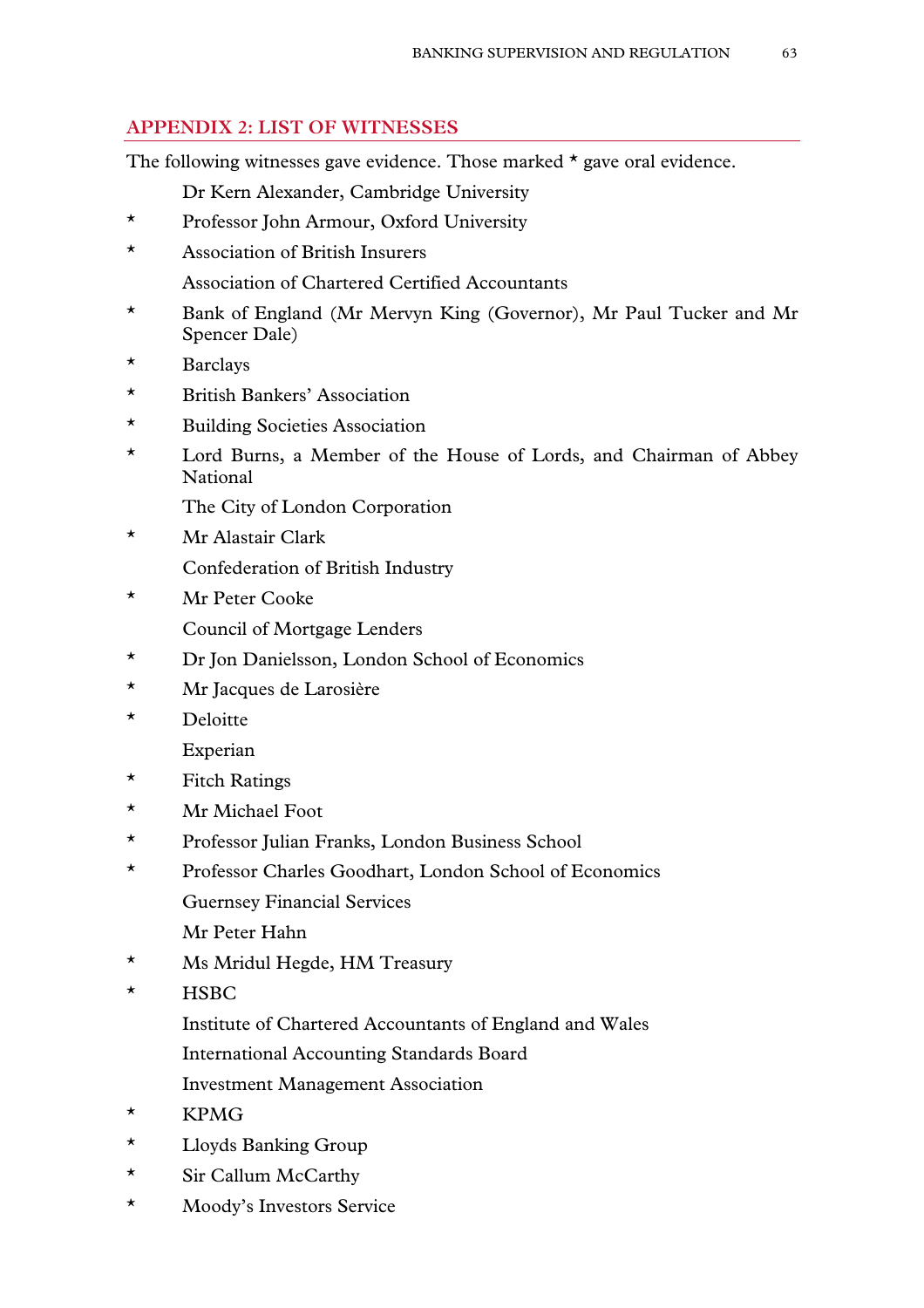## APPENDIX 2: LIST OF WITNESSES

The following witnesses gave evidence. Those marked * gave oral evidence.

|   |   |
|---|---|
|   | Dr Kern Alexander, Cambridge University |
| * | Professor John Armour, Oxford University |
| * | Association of British Insurers |
|   | Association of Chartered Certified Accountants |
| * | Bank of England (Mr Mervyn King (Governor), Mr Paul Tucker and Mr Spencer Dale) |
| * | Barclays |
| * | British Bankers' Association |
| * | Building Societies Association |
| * | Lord Burns, a Member of the House of Lords, and Chairman of Abbey National |
|   | The City of London Corporation |
| * | Mr Alastair Clark |
|   | Confederation of British Industry |
| * | Mr Peter Cooke |
|   | Council of Mortgage Lenders |
| * | Dr Jon Danielsson, London School of Economics |
| * | Mr Jacques de Larosière |
| * | Deloitte |
|   | Experian |
| * | Fitch Ratings |
| * | Mr Michael Foot |
| * | Professor Julian Franks, London Business School |
| * | Professor Charles Goodhart, London School of Economics |
|   | Guernsey Financial Services |
|   | Mr Peter Hahn |
| * | Ms Mridul Hegde, HM Treasury |
| * | HSBC |
|   | Institute of Chartered Accountants of England and Wales |
|   | International Accounting Standards Board |
|   | Investment Management Association |
| * | KPMG |
| * | Lloyds Banking Group |
| * | Sir Callum McCarthy |
| * | Moody's Investors Service |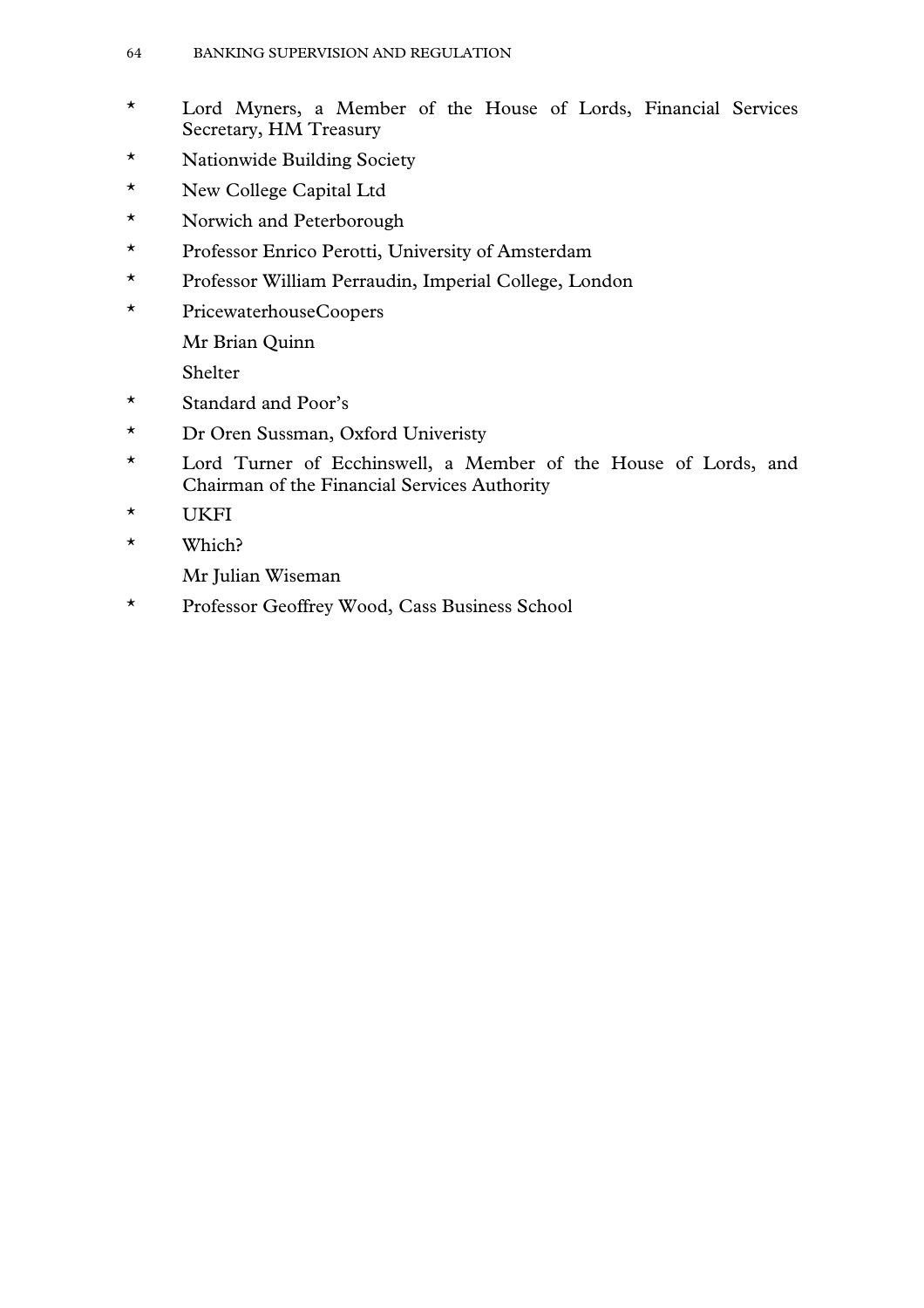\* Lord Myners, a Member of the House of Lords, Financial Services Secretary, HM Treasury

\* Nationwide Building Society

\* New College Capital Ltd

\* Norwich and Peterborough

\* Professor Enrico Perotti, University of Amsterdam

\* Professor William Perraudin, Imperial College, London

\* PricewaterhouseCoopers

Mr Brian Quinn

Shelter

\* Standard and Poor's

\* Dr Oren Sussman, Oxford Univeristy

\* Lord Turner of Ecchinswell, a Member of the House of Lords, and Chairman of the Financial Services Authority

\* UKFI

\* Which?

Mr Julian Wiseman

\* Professor Geoffrey Wood, Cass Business School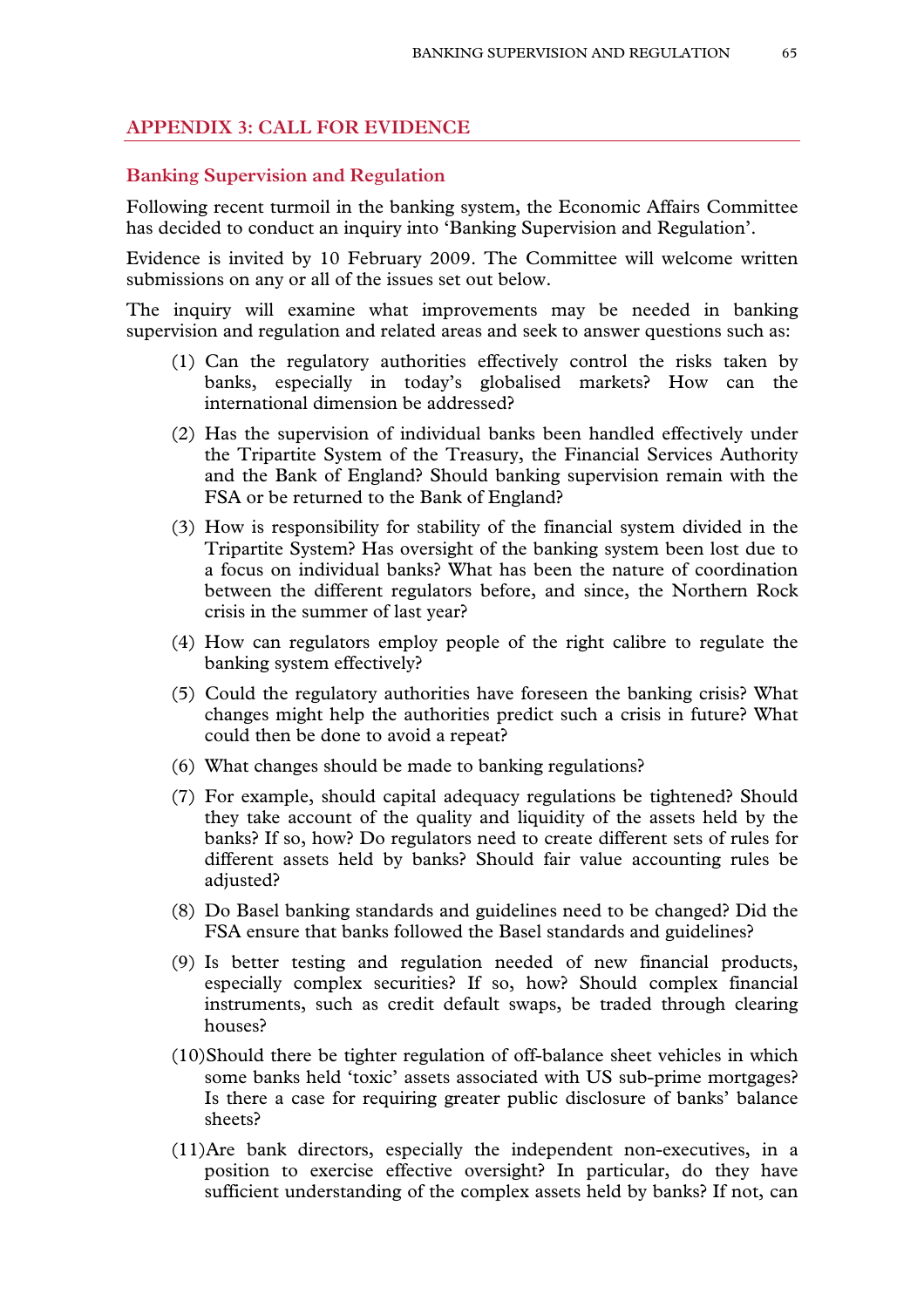## APPENDIX 3: CALL FOR EVIDENCE

### Banking Supervision and Regulation

Following recent turmoil in the banking system, the Economic Affairs Committee has decided to conduct an inquiry into 'Banking Supervision and Regulation'.

Evidence is invited by 10 February 2009. The Committee will welcome written submissions on any or all of the issues set out below.

The inquiry will examine what improvements may be needed in banking supervision and regulation and related areas and seek to answer questions such as:

(1) Can the regulatory authorities effectively control the risks taken by banks, especially in today's globalised markets? How can the international dimension be addressed?

(2) Has the supervision of individual banks been handled effectively under the Tripartite System of the Treasury, the Financial Services Authority and the Bank of England? Should banking supervision remain with the FSA or be returned to the Bank of England?

(3) How is responsibility for stability of the financial system divided in the Tripartite System? Has oversight of the banking system been lost due to a focus on individual banks? What has been the nature of coordination between the different regulators before, and since, the Northern Rock crisis in the summer of last year?

(4) How can regulators employ people of the right calibre to regulate the banking system effectively?

(5) Could the regulatory authorities have foreseen the banking crisis? What changes might help the authorities predict such a crisis in future? What could then be done to avoid a repeat?

(6) What changes should be made to banking regulations?

(7) For example, should capital adequacy regulations be tightened? Should they take account of the quality and liquidity of the assets held by the banks? If so, how? Do regulators need to create different sets of rules for different assets held by banks? Should fair value accounting rules be adjusted?

(8) Do Basel banking standards and guidelines need to be changed? Did the FSA ensure that banks followed the Basel standards and guidelines?

(9) Is better testing and regulation needed of new financial products, especially complex securities? If so, how? Should complex financial instruments, such as credit default swaps, be traded through clearing houses?

(10) Should there be tighter regulation of off-balance sheet vehicles in which some banks held 'toxic' assets associated with US sub-prime mortgages? Is there a case for requiring greater public disclosure of banks' balance sheets?

(11) Are bank directors, especially the independent non-executives, in a position to exercise effective oversight? In particular, do they have sufficient understanding of the complex assets held by banks? If not, can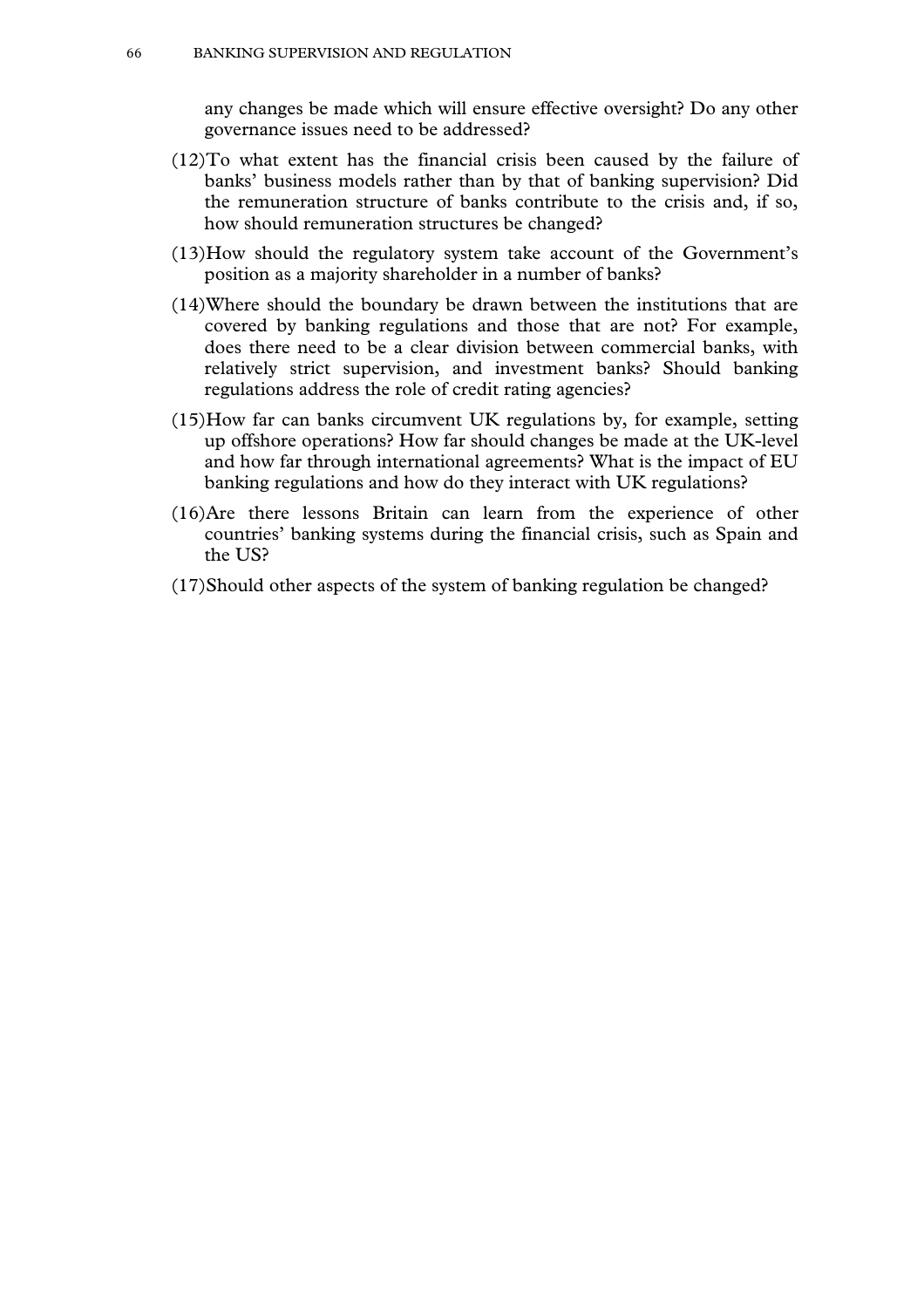any changes be made which will ensure effective oversight? Do any other governance issues need to be addressed?

(12) To what extent has the financial crisis been caused by the failure of banks' business models rather than by that of banking supervision? Did the remuneration structure of banks contribute to the crisis and, if so, how should remuneration structures be changed?

(13) How should the regulatory system take account of the Government's position as a majority shareholder in a number of banks?

(14) Where should the boundary be drawn between the institutions that are covered by banking regulations and those that are not? For example, does there need to be a clear division between commercial banks, with relatively strict supervision, and investment banks? Should banking regulations address the role of credit rating agencies?

(15) How far can banks circumvent UK regulations by, for example, setting up offshore operations? How far should changes be made at the UK-level and how far through international agreements? What is the impact of EU banking regulations and how do they interact with UK regulations?

(16) Are there lessons Britain can learn from the experience of other countries' banking systems during the financial crisis, such as Spain and the US?

(17) Should other aspects of the system of banking regulation be changed?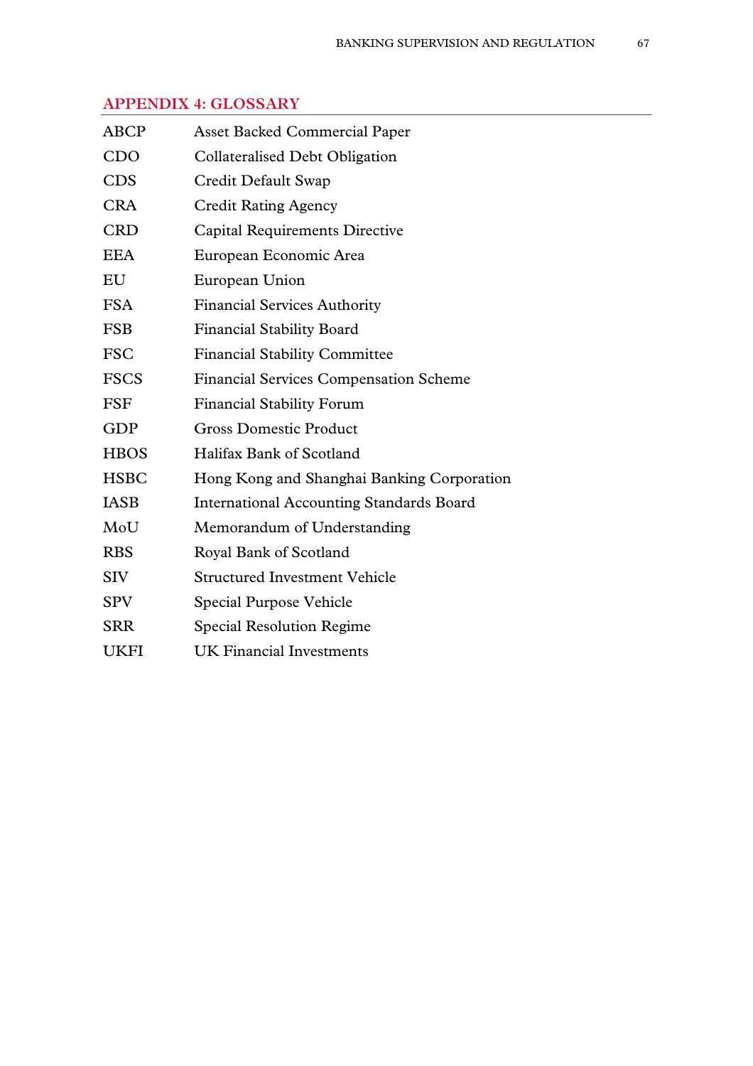## APPENDIX 4: GLOSSARY

| | |
|---|---|
| ABCP | Asset Backed Commercial Paper |
| CDO | Collateralised Debt Obligation |
| CDS | Credit Default Swap |
| CRA | Credit Rating Agency |
| CRD | Capital Requirements Directive |
| EEA | European Economic Area |
| EU | European Union |
| FSA | Financial Services Authority |
| FSB | Financial Stability Board |
| FSC | Financial Stability Committee |
| FSCS | Financial Services Compensation Scheme |
| FSF | Financial Stability Forum |
| GDP | Gross Domestic Product |
| HBOS | Halifax Bank of Scotland |
| HSBC | Hong Kong and Shanghai Banking Corporation |
| IASB | International Accounting Standards Board |
| MoU | Memorandum of Understanding |
| RBS | Royal Bank of Scotland |
| SIV | Structured Investment Vehicle |
| SPV | Special Purpose Vehicle |
| SRR | Special Resolution Regime |
| UKFI | UK Financial Investments |